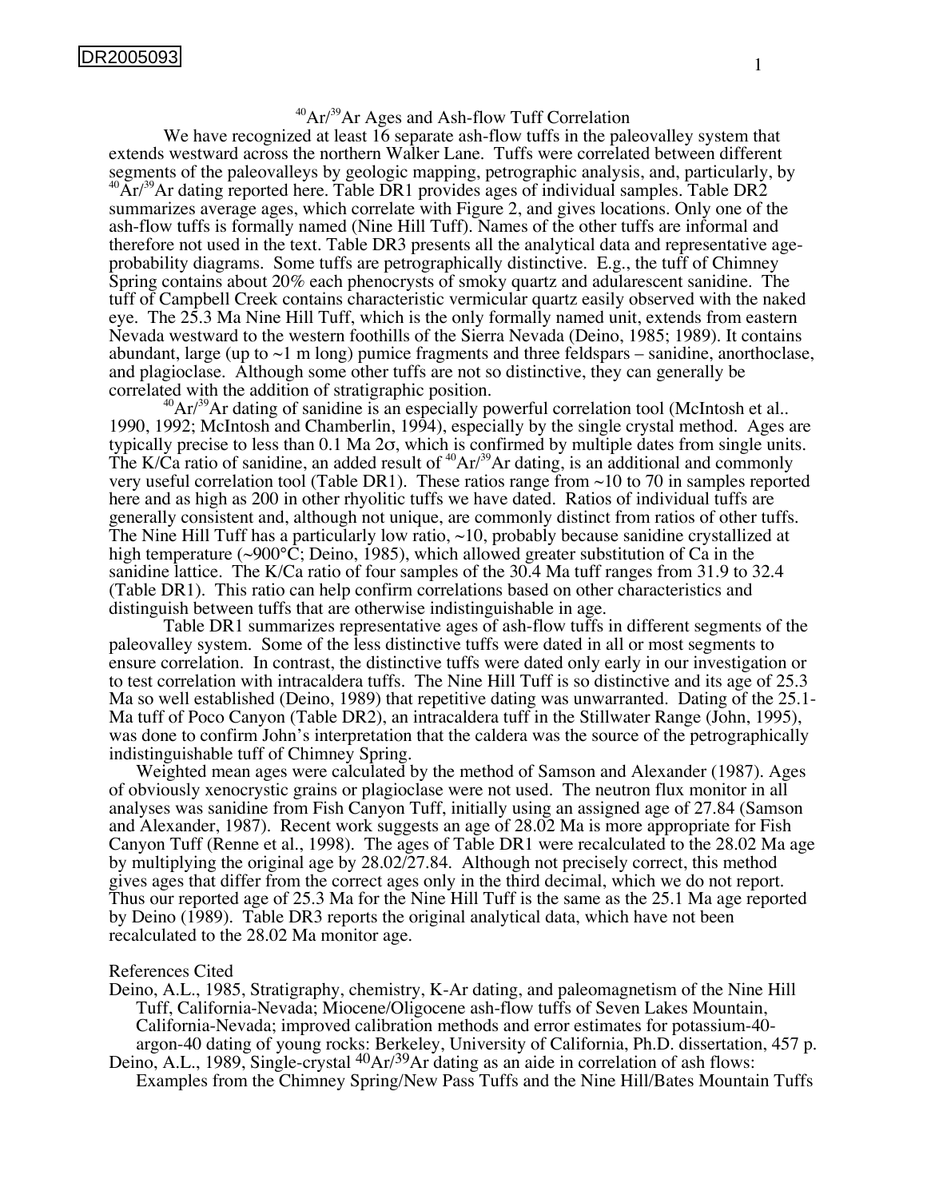DR2005093

## $^{40}Ar/^{39}Ar$ Ages and Ash-flow Tuff Correlation

We have recognized at least 16 separate ash-flow tuffs in the paleovalley system that extends westward across the northern Walker Lane. Tuffs were correlated between different segments of the paleovalleys by geologic mapping, petrographic analysis, and, particularly, by $^{40}Ar/^{39}Ar$ dating reported here. Table DR1 provides ages of individual samples. Table DR2 summarizes average ages, which correlate with Figure 2, and gives locations. Only one of the ash-flow tuffs is formally named (Nine Hill Tuff). Names of the other tuffs are informal and therefore not used in the text. Table DR3 presents all the analytical data and representative age-probability diagrams. Some tuffs are petrographically distinctive. E.g., the tuff of Chimney Spring contains about 20% each phenocrysts of smoky quartz and adularescent sanidine. The tuff of Campbell Creek contains characteristic vermicular quartz easily observed with the naked eye. The 25.3 Ma Nine Hill Tuff, which is the only formally named unit, extends from eastern Nevada westward to the western foothills of the Sierra Nevada (Deino, 1985; 1989). It contains abundant, large (up to ~1 m long) pumice fragments and three feldspars – sanidine, anorthoclase, and plagioclase. Although some other tuffs are not so distinctive, they can generally be correlated with the addition of stratigraphic position.

$^{40}Ar/^{39}Ar$ dating of sanidine is an especially powerful correlation tool (McIntosh et al.. 1990, 1992; McIntosh and Chamberlin, 1994), especially by the single crystal method. Ages are typically precise to less than 0.1 Ma 2σ, which is confirmed by multiple dates from single units. The K/Ca ratio of sanidine, an added result of $^{40}Ar/^{39}Ar$ dating, is an additional and commonly very useful correlation tool (Table DR1). These ratios range from ~10 to 70 in samples reported here and as high as 200 in other rhyolitic tuffs we have dated. Ratios of individual tuffs are generally consistent and, although not unique, are commonly distinct from ratios of other tuffs. The Nine Hill Tuff has a particularly low ratio, ~10, probably because sanidine crystallized at high temperature (~900°C; Deino, 1985), which allowed greater substitution of Ca in the sanidine lattice. The K/Ca ratio of four samples of the 30.4 Ma tuff ranges from 31.9 to 32.4 (Table DR1). This ratio can help confirm correlations based on other characteristics and distinguish between tuffs that are otherwise indistinguishable in age.

Table DR1 summarizes representative ages of ash-flow tuffs in different segments of the paleovalley system. Some of the less distinctive tuffs were dated in all or most segments to ensure correlation. In contrast, the distinctive tuffs were dated only early in our investigation or to test correlation with intracaldera tuffs. The Nine Hill Tuff is so distinctive and its age of 25.3 Ma so well established (Deino, 1989) that repetitive dating was unwarranted. Dating of the 25.1-Ma tuff of Poco Canyon (Table DR2), an intracaldera tuff in the Stillwater Range (John, 1995), was done to confirm John's interpretation that the caldera was the source of the petrographically indistinguishable tuff of Chimney Spring.

Weighted mean ages were calculated by the method of Samson and Alexander (1987). Ages of obviously xenocrystic grains or plagioclase were not used. The neutron flux monitor in all analyses was sanidine from Fish Canyon Tuff, initially using an assigned age of 27.84 (Samson and Alexander, 1987). Recent work suggests an age of 28.02 Ma is more appropriate for Fish Canyon Tuff (Renne et al., 1998). The ages of Table DR1 were recalculated to the 28.02 Ma age by multiplying the original age by 28.02/27.84. Although not precisely correct, this method gives ages that differ from the correct ages only in the third decimal, which we do not report. Thus our reported age of 25.3 Ma for the Nine Hill Tuff is the same as the 25.1 Ma age reported by Deino (1989). Table DR3 reports the original analytical data, which have not been recalculated to the 28.02 Ma monitor age.

### References Cited

Deino, A.L., 1985, Stratigraphy, chemistry, K-Ar dating, and paleomagnetism of the Nine Hill Tuff, California-Nevada; Miocene/Oligocene ash-flow tuffs of Seven Lakes Mountain, California-Nevada; improved calibration methods and error estimates for potassium-40-argon-40 dating of young rocks: Berkeley, University of California, Ph.D. dissertation, 457 p.

Deino, A.L., 1989, Single-crystal $^{40}Ar/^{39}Ar$ dating as an aide in correlation of ash flows: Examples from the Chimney Spring/New Pass Tuffs and the Nine Hill/Bates Mountain Tuffs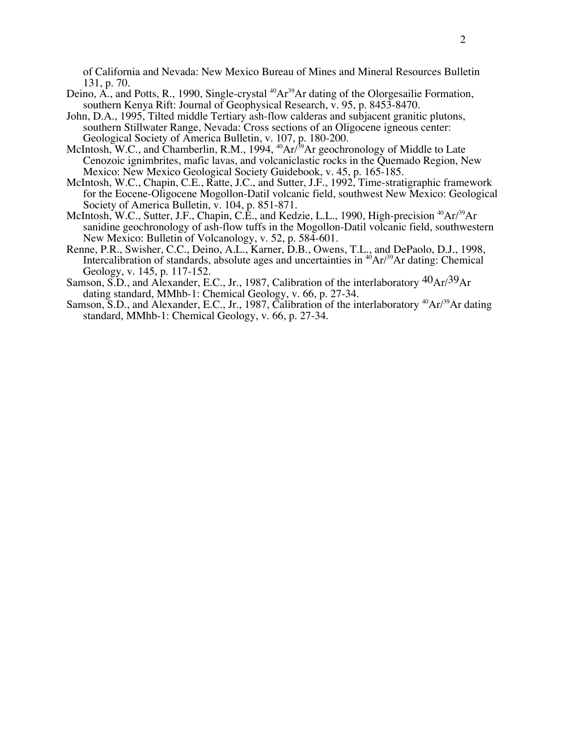of California and Nevada: New Mexico Bureau of Mines and Mineral Resources Bulletin 131, p. 70.

Deino, A., and Potts, R., 1990, Single-crystal $^{40}Ar^{39}Ar$ dating of the Olorgesailie Formation, southern Kenya Rift: Journal of Geophysical Research, v. 95, p. 8453-8470.

John, D.A., 1995, Tilted middle Tertiary ash-flow calderas and subjacent granitic plutons, southern Stillwater Range, Nevada: Cross sections of an Oligocene igneous center: Geological Society of America Bulletin, v. 107, p. 180-200.

McIntosh, W.C., and Chamberlin, R.M., 1994, $^{40}Ar/^{39}Ar$ geochronology of Middle to Late Cenozoic ignimbrites, mafic lavas, and volcaniclastic rocks in the Quemado Region, New Mexico: New Mexico Geological Society Guidebook, v. 45, p. 165-185.

McIntosh, W.C., Chapin, C.E., Ratte, J.C., and Sutter, J.F., 1992, Time-stratigraphic framework for the Eocene-Oligocene Mogollon-Datil volcanic field, southwest New Mexico: Geological Society of America Bulletin, v. 104, p. 851-871.

McIntosh, W.C., Sutter, J.F., Chapin, C.E., and Kedzie, L.L., 1990, High-precision $^{40}Ar/^{39}Ar$ sanidine geochronology of ash-flow tuffs in the Mogollon-Datil volcanic field, southwestern New Mexico: Bulletin of Volcanology, v. 52, p. 584-601.

Renne, P.R., Swisher, C.C., Deino, A.L., Karner, D.B., Owens, T.L., and DePaolo, D.J., 1998, Intercalibration of standards, absolute ages and uncertainties in $^{40}Ar/^{39}Ar$ dating: Chemical Geology, v. 145, p. 117-152.

Samson, S.D., and Alexander, E.C., Jr., 1987, Calibration of the interlaboratory $^{40}Ar/^{39}Ar$ dating standard, MMhb-1: Chemical Geology, v. 66, p. 27-34.

Samson, S.D., and Alexander, E.C., Jr., 1987, Calibration of the interlaboratory $^{40}Ar/^{39}Ar$ dating standard, MMhb-1: Chemical Geology, v. 66, p. 27-34.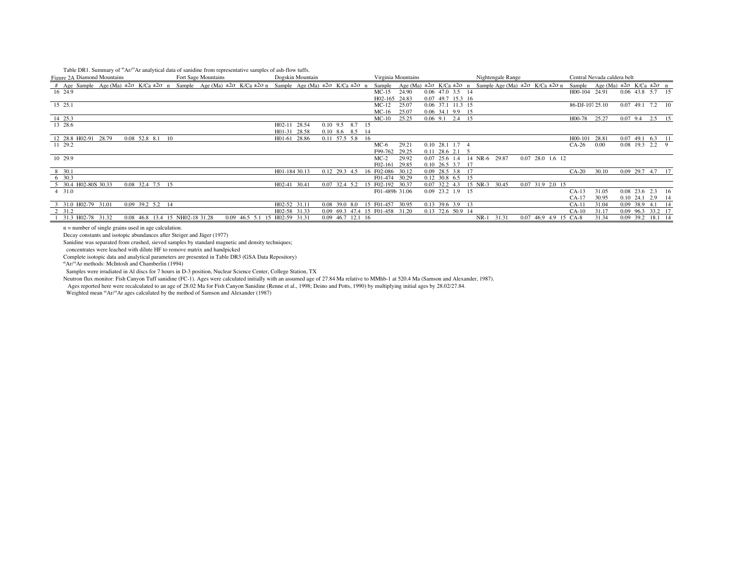Table DR1. Summary of $^{40}Ar/^{39}Ar$ analytical data of sanidine from representative samples of ash-flow tuffs.

| Figure 2A | | Diamond Mountains | | | | | | Fort Sage Mountains | | | | | | Dogskin Mountain | | | | | | Virginia Mountains | | | | | | Nightengale Range | | | | | | Central Nevada caldera belt | | | | | |
|---|---|---|---|---|---|---|---|---|---|---|---|---|---|---|---|---|---|---|---|---|---|---|---|---|---|---|---|---|---|---|---|---|---|---|---|---|---|
| # | Age | Sample | Age (Ma) | ±2σ | K/Ca | ±2σ | n | Sample | Age (Ma) | ±2σ | K/Ca | ±2σ | n | Sample | Age (Ma) | ±2σ | K/Ca | ±2σ | n | Sample | Age (Ma) | ±2σ | K/Ca | ±2σ | n | Sample | Age (Ma) | ±2σ | K/Ca | ±2σ | n | Sample | Age (Ma) | ±2σ | K/Ca | ±2σ | n |
| 16 | 24.9 | | | | | | | | | | | | | | | | | | | MC-15 | 24.90 | 0.06 | 47.0 | 3.5 | 14 | | | | | | | H00-104 | 24.91 | 0.06 | 43.8 | 5.7 | 15 |
| | | | | | | | | | | | | | | | | | | | | H02-165 | 24.83 | 0.07 | 49.7 | 15.3 | 16 | | | | | | | | | | | | |
| 15 | 25.1 | | | | | | | | | | | | | | | | | | | MC-12 | 25.07 | 0.06 | 37.1 | 11.3 | 15 | | | | | | | 86-DJ-107 | 25.10 | 0.07 | 49.1 | 7.2 | 10 |
| | | | | | | | | | | | | | | | | | | | | MC-16 | 25.07 | 0.06 | 34.1 | 9.9 | 15 | | | | | | | | | | | | |
| 14 | 25.3 | | | | | | | | | | | | | | | | | | | MC-10 | 25.25 | 0.06 | 9.1 | 2.4 | 15 | | | | | | | H00-78 | 25.27 | 0.07 | 9.4 | 2.5 | 15 |
| 13 | 28.6 | | | | | | | | | | | | | H02-11 | 28.54 | 0.10 | 9.5 | 8.7 | 15 | | | | | | | | | | | | | | | | | | |
| | | | | | | | | | | | | | | H01-31 | 28.58 | 0.10 | 8.6 | 8.5 | 14 | | | | | | | | | | | | | | | | | | |
| 12 | 28.8 | H02-91 | 28.79 | 0.08 | 52.8 | 8.1 | 10 | | | | | | | H01-61 | 28.86 | 0.11 | 57.5 | 5.8 | 16 | | | | | | | | | | | | | H00-101 | 28.81 | 0.07 | 49.1 | 6.3 | 11 |
| 11 | 29.2 | | | | | | | | | | | | | | | | | | | MC-6 | 29.21 | 0.10 | 28.1 | 1.7 | 4 | | | | | | | CA-26 | 0.00 | 0.08 | 19.3 | 2.2 | 9 |
| | | | | | | | | | | | | | | | | | | | | F99-762 | 29.25 | 0.11 | 28.6 | 2.1 | 5 | | | | | | | | | | | | |
| 10 | 29.9 | | | | | | | | | | | | | | | | | | | MC-2 | 29.92 | 0.07 | 25.6 | 1.4 | 14 | NR-6 | 29.87 | 0.07 | 28.0 | 1.6 | 12 | | | | | | |
| | | | | | | | | | | | | | | | | | | | | F02-161 | 29.85 | 0.10 | 26.5 | 3.7 | 17 | | | | | | | | | | | | |
| 8 | 30.1 | | | | | | | | | | | | | H01-184 | 30.13 | 0.12 | 29.3 | 4.5 | 16 | F02-086 | 30.12 | 0.09 | 28.5 | 3.8 | 17 | | | | | | | CA-20 | 30.10 | 0.09 | 29.7 | 4.7 | 17 |
| 6 | 30.3 | | | | | | | | | | | | | | | | | | | F01-474 | 30.29 | 0.12 | 30.8 | 6.5 | 15 | | | | | | | | | | | | |
| 5 | 30.4 | H02-80S | 30.33 | 0.08 | 32.4 | 7.5 | 15 | | | | | | | H02-41 | 30.41 | 0.07 | 32.4 | 5.2 | 15 | F02-192 | 30.37 | 0.07 | 32.2 | 4.3 | 15 | NR-3 | 30.45 | 0.07 | 31.9 | 2.0 | 15 | | | | | | |
| 4 | 31.0 | | | | | | | | | | | | | | | | | | | F01-489b | 31.06 | 0.09 | 23.2 | 1.9 | 15 | | | | | | | CA-13 | 31.05 | 0.08 | 23.6 | 2.3 | 16 |
| | | | | | | | | | | | | | | | | | | | | | | | | | | | | | | | | CA-17 | 30.95 | 0.10 | 24.1 | 2.9 | 14 |
| 3 | 31.0 | H02-79 | 31.01 | 0.09 | 39.2 | 5.2 | 14 | | | | | | | H02-52 | 31.11 | 0.08 | 39.0 | 8.0 | 15 | F01-457 | 30.95 | 0.13 | 39.6 | 3.9 | 13 | | | | | | | CA-11 | 31.04 | 0.09 | 38.9 | 4.1 | 14 |
| 2 | 31.2 | | | | | | | | | | | | | H02-58 | 31.33 | 0.09 | 69.3 | 47.4 | 15 | F01-458 | 31.20 | 0.13 | 72.6 | 50.9 | 14 | | | | | | | CA-10 | 31.17 | 0.09 | 96.3 | 33.2 | 17 |
| 1 | 31.3 | H02-78 | 31.32 | 0.08 | 46.8 | 13.4 | 15 | NH02-18 | 31.28 | 0.09 | 46.5 | 5.1 | 15 | H02-59 | 31.31 | 0.09 | 46.7 | 12.1 | 16 | | | | | | | NR-1 | 31.31 | 0.07 | 46.9 | 4.9 | 15 | CA-8 | 31.34 | 0.09 | 39.2 | 18.1 | 14 |

n = number of single grains used in age calculation.

Decay constants and isotopic abundances after Steiger and Jäger (1977)

Sanidine was separated from crushed, sieved samples by standard magnetic and density techniques;
concentrates were leached with dilute HF to remove matrix and handpicked

Complete isotopic data and analytical parameters are presented in Table DR3 (GSA Data Repository)

$^{40}Ar/^{39}Ar$ methods: McIntosh and Chamberlin (1994)

Samples were irradiated in Al discs for 7 hours in D-3 position, Nuclear Science Center, College Station, TX

Neutron flux monitor: Fish Canyon Tuff sanidine (FC-1). Ages were calculated initially with an assumed age of 27.84 Ma relative to MMhb-1 at 520.4 Ma (Samson and Alexander, 1987).
Ages reported here were recalculated to an age of 28.02 Ma for Fish Canyon Sanidine (Renne et al., 1998; Deino and Potts, 1990) by multiplying initial ages by 28.02/27.84.

Weighted mean $^{40}Ar/^{39}Ar$ ages calculated by the method of Samson and Alexander (1987)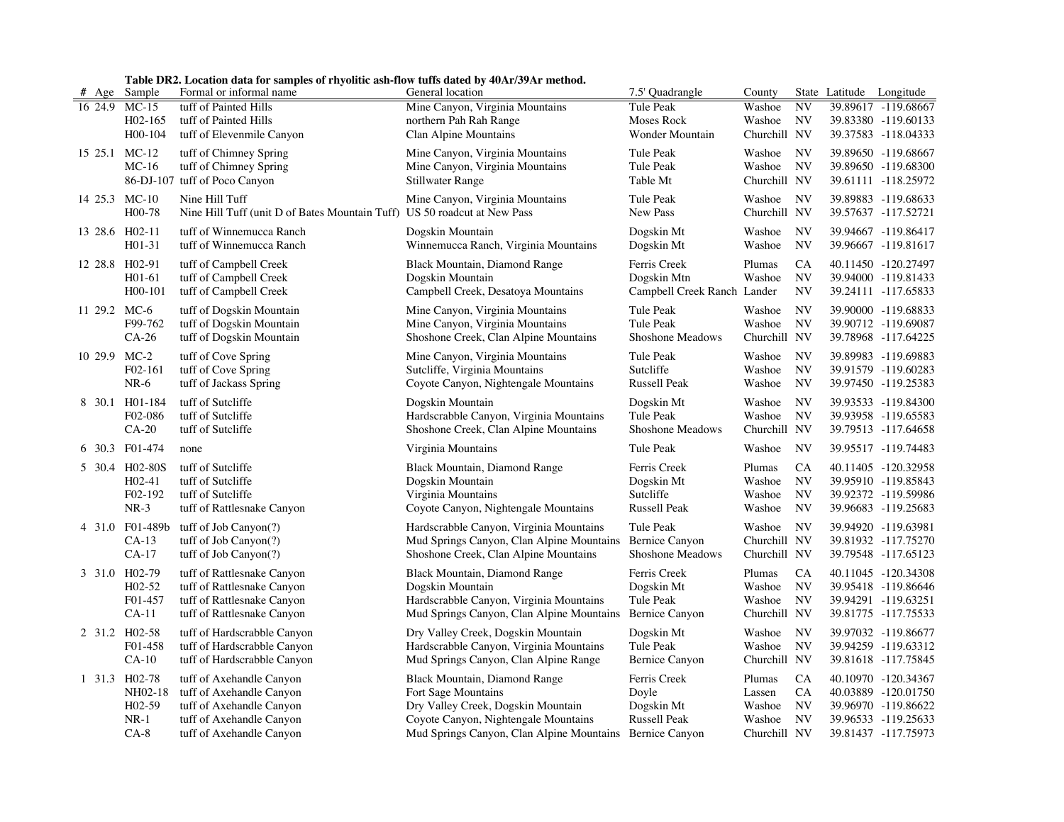**Table DR2. Location data for samples of rhyolitic ash-flow tuffs dated by 40Ar/39Ar method.**

| # | Age | Sample | Formal or informal name | General location | 7.5' Quadrangle | County | State | Latitude | Longitude |
|---|---|---|---|---|---|---|---|---|---|
| 16 | 24.9 | MC-15 | tuff of Painted Hills | Mine Canyon, Virginia Mountains | Tule Peak | Washoe | NV | 39.89617 | -119.68667 |
| | | H02-165 | tuff of Painted Hills | northern Pah Rah Range | Moses Rock | Washoe | NV | 39.83380 | -119.60133 |
| | | H00-104 | tuff of Elevenmile Canyon | Clan Alpine Mountains | Wonder Mountain | Churchill | NV | 39.37583 | -118.04333 |
| 15 | 25.1 | MC-12 | tuff of Chimney Spring | Mine Canyon, Virginia Mountains | Tule Peak | Washoe | NV | 39.89650 | -119.68667 |
| | | MC-16 | tuff of Chimney Spring | Mine Canyon, Virginia Mountains | Tule Peak | Washoe | NV | 39.89650 | -119.68300 |
| | | 86-DJ-107 | tuff of Poco Canyon | Stillwater Range | Table Mt | Churchill | NV | 39.61111 | -118.25972 |
| 14 | 25.3 | MC-10 | Nine Hill Tuff | Mine Canyon, Virginia Mountains | Tule Peak | Washoe | NV | 39.89883 | -119.68633 |
| | | H00-78 | Nine Hill Tuff (unit D of Bates Mountain Tuff) | US 50 roadcut at New Pass | New Pass | Churchill | NV | 39.57637 | -117.52721 |
| 13 | 28.6 | H02-11 | tuff of Winnemucca Ranch | Dogskin Mountain | Dogskin Mt | Washoe | NV | 39.94667 | -119.86417 |
| | | H01-31 | tuff of Winnemucca Ranch | Winnemucca Ranch, Virginia Mountains | Dogskin Mt | Washoe | NV | 39.96667 | -119.81617 |
| 12 | 28.8 | H02-91 | tuff of Campbell Creek | Black Mountain, Diamond Range | Ferris Creek | Plumas | CA | 40.11450 | -120.27497 |
| | | H01-61 | tuff of Campbell Creek | Dogskin Mountain | Dogskin Mtn | Washoe | NV | 39.94000 | -119.81433 |
| | | H00-101 | tuff of Campbell Creek | Campbell Creek, Desatoya Mountains | Campbell Creek Ranch | Lander | NV | 39.24111 | -117.65833 |
| 11 | 29.2 | MC-6 | tuff of Dogskin Mountain | Mine Canyon, Virginia Mountains | Tule Peak | Washoe | NV | 39.90000 | -119.68833 |
| | | F99-762 | tuff of Dogskin Mountain | Mine Canyon, Virginia Mountains | Tule Peak | Washoe | NV | 39.90712 | -119.69087 |
| | | CA-26 | tuff of Dogskin Mountain | Shoshone Creek, Clan Alpine Mountains | Shoshone Meadows | Churchill | NV | 39.78968 | -117.64225 |
| 10 | 29.9 | MC-2 | tuff of Cove Spring | Mine Canyon, Virginia Mountains | Tule Peak | Washoe | NV | 39.89983 | -119.69883 |
| | | F02-161 | tuff of Cove Spring | Sutcliffe, Virginia Mountains | Sutcliffe | Washoe | NV | 39.91579 | -119.60283 |
| | | NR-6 | tuff of Jackass Spring | Coyote Canyon, Nightengale Mountains | Russell Peak | Washoe | NV | 39.97450 | -119.25383 |
| 8 | 30.1 | H01-184 | tuff of Sutcliffe | Dogskin Mountain | Dogskin Mt | Washoe | NV | 39.93533 | -119.84300 |
| | | F02-086 | tuff of Sutcliffe | Hardscrabble Canyon, Virginia Mountains | Tule Peak | Washoe | NV | 39.93958 | -119.65583 |
| | | CA-20 | tuff of Sutcliffe | Shoshone Creek, Clan Alpine Mountains | Shoshone Meadows | Churchill | NV | 39.79513 | -117.64658 |
| 6 | 30.3 | F01-474 | none | Virginia Mountains | Tule Peak | Washoe | NV | 39.95517 | -119.74483 |
| 5 | 30.4 | H02-80S | tuff of Sutcliffe | Black Mountain, Diamond Range | Ferris Creek | Plumas | CA | 40.11405 | -120.32958 |
| | | H02-41 | tuff of Sutcliffe | Dogskin Mountain | Dogskin Mt | Washoe | NV | 39.95910 | -119.85843 |
| | | F02-192 | tuff of Sutcliffe | Virginia Mountains | Sutcliffe | Washoe | NV | 39.92372 | -119.59986 |
| | | NR-3 | tuff of Rattlesnake Canyon | Coyote Canyon, Nightengale Mountains | Russell Peak | Washoe | NV | 39.96683 | -119.25683 |
| 4 | 31.0 | F01-489b | tuff of Job Canyon(?) | Hardscrabble Canyon, Virginia Mountains | Tule Peak | Washoe | NV | 39.94920 | -119.63981 |
| | | CA-13 | tuff of Job Canyon(?) | Mud Springs Canyon, Clan Alpine Mountains | Bernice Canyon | Churchill | NV | 39.81932 | -117.75270 |
| | | CA-17 | tuff of Job Canyon(?) | Shoshone Creek, Clan Alpine Mountains | Shoshone Meadows | Churchill | NV | 39.79548 | -117.65123 |
| 3 | 31.0 | H02-79 | tuff of Rattlesnake Canyon | Black Mountain, Diamond Range | Ferris Creek | Plumas | CA | 40.11045 | -120.34308 |
| | | H02-52 | tuff of Rattlesnake Canyon | Dogskin Mountain | Dogskin Mt | Washoe | NV | 39.95418 | -119.86646 |
| | | F01-457 | tuff of Rattlesnake Canyon | Hardscrabble Canyon, Virginia Mountains | Tule Peak | Washoe | NV | 39.94291 | -119.63251 |
| | | CA-11 | tuff of Rattlesnake Canyon | Mud Springs Canyon, Clan Alpine Mountains | Bernice Canyon | Churchill | NV | 39.81775 | -117.75533 |
| 2 | 31.2 | H02-58 | tuff of Hardscrabble Canyon | Dry Valley Creek, Dogskin Mountain | Dogskin Mt | Washoe | NV | 39.97032 | -119.86677 |
| | | F01-458 | tuff of Hardscrabble Canyon | Hardscrabble Canyon, Virginia Mountains | Tule Peak | Washoe | NV | 39.94259 | -119.63312 |
| | | CA-10 | tuff of Hardscrabble Canyon | Mud Springs Canyon, Clan Alpine Range | Bernice Canyon | Churchill | NV | 39.81618 | -117.75845 |
| 1 | 31.3 | H02-78 | tuff of Axehandle Canyon | Black Mountain, Diamond Range | Ferris Creek | Plumas | CA | 40.10970 | -120.34367 |
| | | NH02-18 | tuff of Axehandle Canyon | Fort Sage Mountains | Doyle | Lassen | CA | 40.03889 | -120.01750 |
| | | H02-59 | tuff of Axehandle Canyon | Dry Valley Creek, Dogskin Mountain | Dogskin Mt | Washoe | NV | 39.96970 | -119.86622 |
| | | NR-1 | tuff of Axehandle Canyon | Coyote Canyon, Nightengale Mountains | Russell Peak | Washoe | NV | 39.96533 | -119.25633 |
| | | CA-8 | tuff of Axehandle Canyon | Mud Springs Canyon, Clan Alpine Mountains | Bernice Canyon | Churchill | NV | 39.81437 | -117.75973 |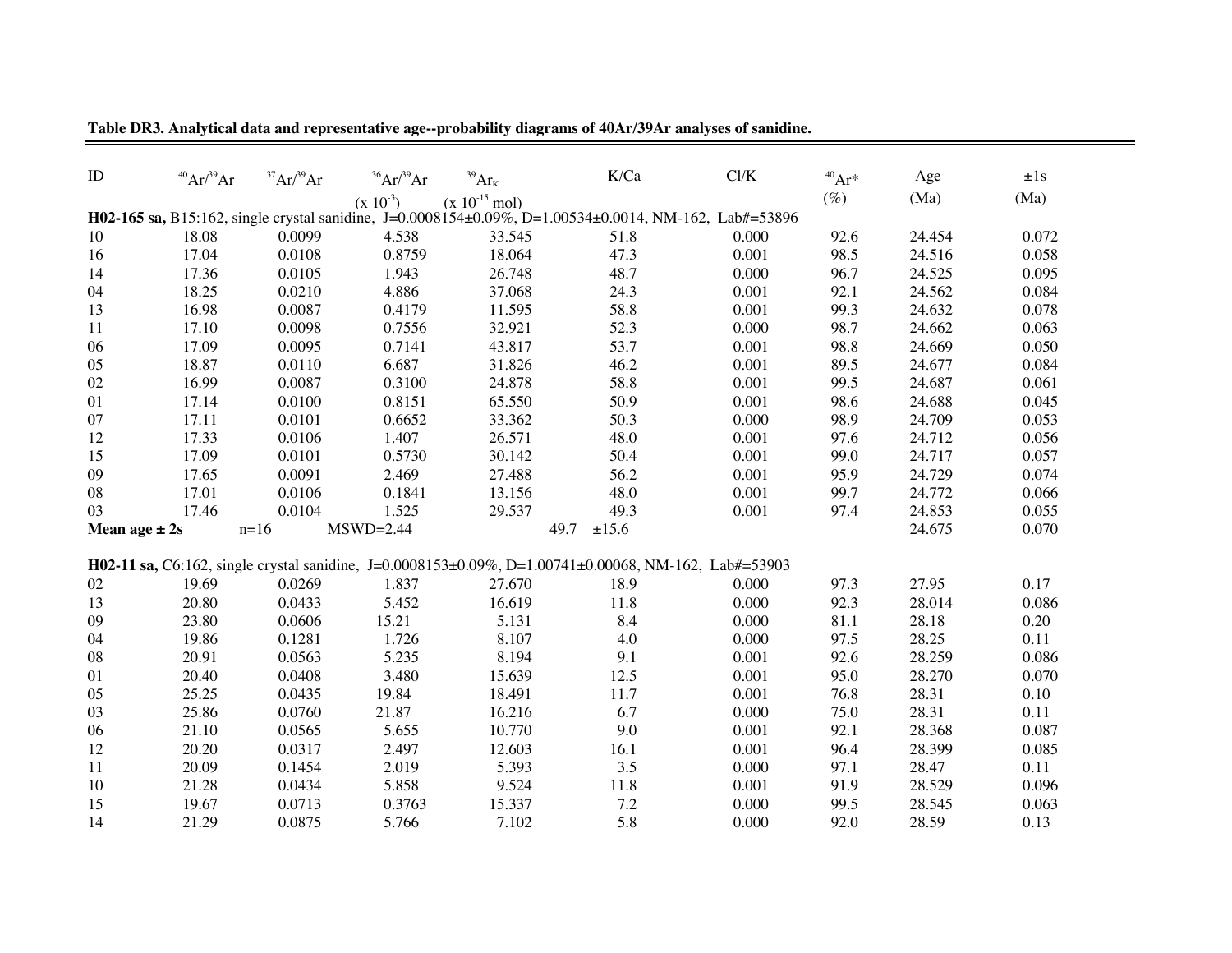**Table DR3. Analytical data and representative age--probability diagrams of 40Ar/39Ar analyses of sanidine.**

| ID | $^{40}Ar/^{39}Ar$ | $^{37}Ar/^{39}Ar$ | $^{36}Ar/^{39}Ar$ (x $10^{-3}$) | $^{39}Ar_K$ (x $10^{-15}$ mol) | K/Ca | Cl/K | $^{40}Ar^*$ (%) | Age (Ma) | ±1s (Ma) |
|---|---|---|---|---|---|---|---|---|---|
| **H02-165 sa,** B15:162, single crystal sanidine, J=0.0008154±0.09%, D=1.00534±0.0014, NM-162, Lab#=53896 | | | | | | | | | |
| 10 | 18.08 | 0.0099 | 4.538 | 33.545 | 51.8 | 0.000 | 92.6 | 24.454 | 0.072 |
| 16 | 17.04 | 0.0108 | 0.8759 | 18.064 | 47.3 | 0.001 | 98.5 | 24.516 | 0.058 |
| 14 | 17.36 | 0.0105 | 1.943 | 26.748 | 48.7 | 0.000 | 96.7 | 24.525 | 0.095 |
| 04 | 18.25 | 0.0210 | 4.886 | 37.068 | 24.3 | 0.001 | 92.1 | 24.562 | 0.084 |
| 13 | 16.98 | 0.0087 | 0.4179 | 11.595 | 58.8 | 0.001 | 99.3 | 24.632 | 0.078 |
| 11 | 17.10 | 0.0098 | 0.7556 | 32.921 | 52.3 | 0.000 | 98.7 | 24.662 | 0.063 |
| 06 | 17.09 | 0.0095 | 0.7141 | 43.817 | 53.7 | 0.001 | 98.8 | 24.669 | 0.050 |
| 05 | 18.87 | 0.0110 | 6.687 | 31.826 | 46.2 | 0.001 | 89.5 | 24.677 | 0.084 |
| 02 | 16.99 | 0.0087 | 0.3100 | 24.878 | 58.8 | 0.001 | 99.5 | 24.687 | 0.061 |
| 01 | 17.14 | 0.0100 | 0.8151 | 65.550 | 50.9 | 0.001 | 98.6 | 24.688 | 0.045 |
| 07 | 17.11 | 0.0101 | 0.6652 | 33.362 | 50.3 | 0.000 | 98.9 | 24.709 | 0.053 |
| 12 | 17.33 | 0.0106 | 1.407 | 26.571 | 48.0 | 0.001 | 97.6 | 24.712 | 0.056 |
| 15 | 17.09 | 0.0101 | 0.5730 | 30.142 | 50.4 | 0.001 | 99.0 | 24.717 | 0.057 |
| 09 | 17.65 | 0.0091 | 2.469 | 27.488 | 56.2 | 0.001 | 95.9 | 24.729 | 0.074 |
| 08 | 17.01 | 0.0106 | 0.1841 | 13.156 | 48.0 | 0.001 | 99.7 | 24.772 | 0.066 |
| 03 | 17.46 | 0.0104 | 1.525 | 29.537 | 49.3 | 0.001 | 97.4 | 24.853 | 0.055 |
| **Mean age ± 2s** | n=16 | MSWD=2.44 | | | 49.7 ±15.6 | | | 24.675 | 0.070 |
| | | | | | | | | | |
| **H02-11 sa,** C6:162, single crystal sanidine, J=0.0008153±0.09%, D=1.00741±0.00068, NM-162, Lab#=53903 | | | | | | | | | |
| 02 | 19.69 | 0.0269 | 1.837 | 27.670 | 18.9 | 0.000 | 97.3 | 27.95 | 0.17 |
| 13 | 20.80 | 0.0433 | 5.452 | 16.619 | 11.8 | 0.000 | 92.3 | 28.014 | 0.086 |
| 09 | 23.80 | 0.0606 | 15.21 | 5.131 | 8.4 | 0.000 | 81.1 | 28.18 | 0.20 |
| 04 | 19.86 | 0.1281 | 1.726 | 8.107 | 4.0 | 0.000 | 97.5 | 28.25 | 0.11 |
| 08 | 20.91 | 0.0563 | 5.235 | 8.194 | 9.1 | 0.001 | 92.6 | 28.259 | 0.086 |
| 01 | 20.40 | 0.0408 | 3.480 | 15.639 | 12.5 | 0.001 | 95.0 | 28.270 | 0.070 |
| 05 | 25.25 | 0.0435 | 19.84 | 18.491 | 11.7 | 0.001 | 76.8 | 28.31 | 0.10 |
| 03 | 25.86 | 0.0760 | 21.87 | 16.216 | 6.7 | 0.000 | 75.0 | 28.31 | 0.11 |
| 06 | 21.10 | 0.0565 | 5.655 | 10.770 | 9.0 | 0.001 | 92.1 | 28.368 | 0.087 |
| 12 | 20.20 | 0.0317 | 2.497 | 12.603 | 16.1 | 0.001 | 96.4 | 28.399 | 0.085 |
| 11 | 20.09 | 0.1454 | 2.019 | 5.393 | 3.5 | 0.000 | 97.1 | 28.47 | 0.11 |
| 10 | 21.28 | 0.0434 | 5.858 | 9.524 | 11.8 | 0.001 | 91.9 | 28.529 | 0.096 |
| 15 | 19.67 | 0.0713 | 0.3763 | 15.337 | 7.2 | 0.000 | 99.5 | 28.545 | 0.063 |
| 14 | 21.29 | 0.0875 | 5.766 | 7.102 | 5.8 | 0.000 | 92.0 | 28.59 | 0.13 |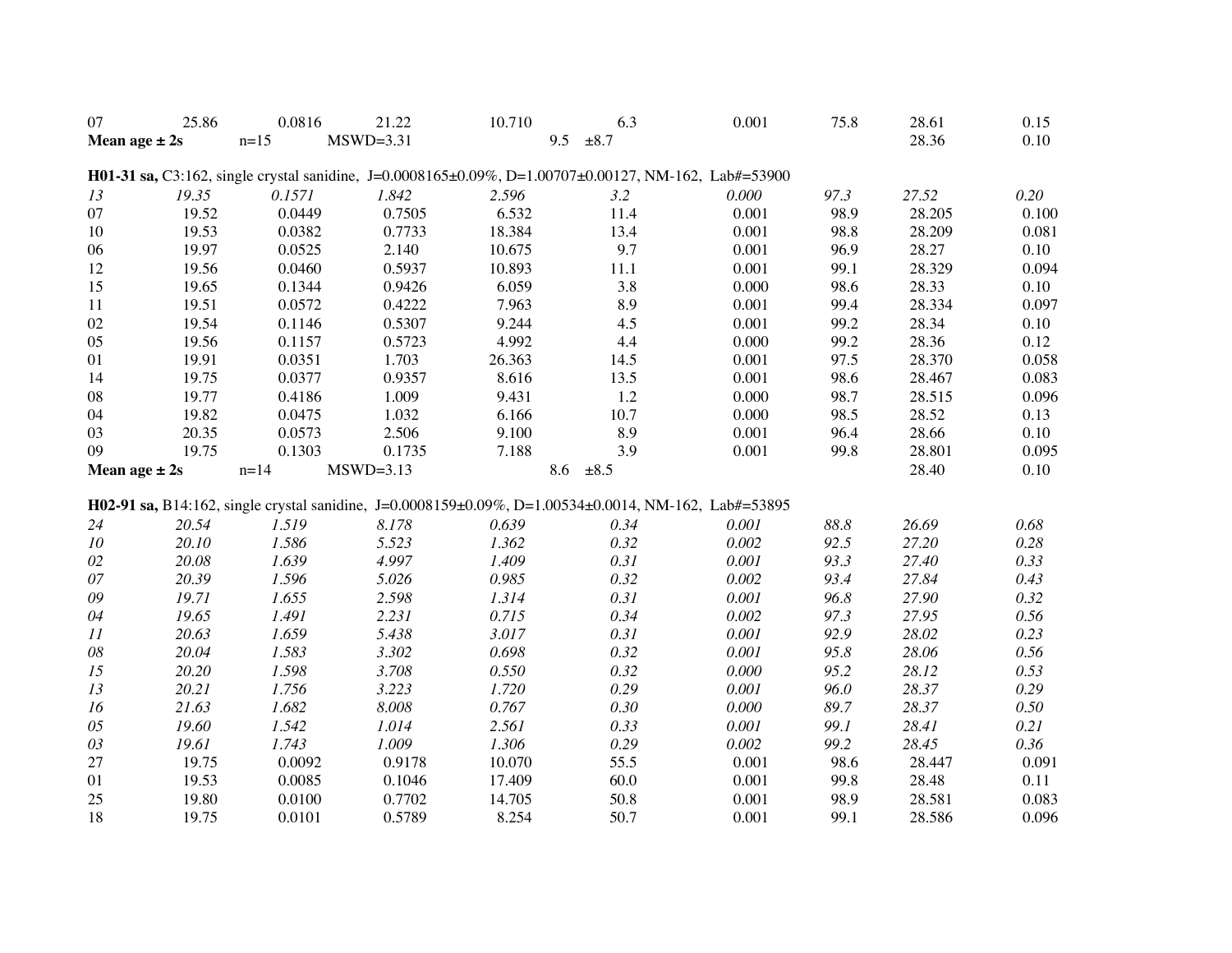| | | | | | | | | | |
|---|---|---|---|---|---|---|---|---|---|
| 07 | 25.86 | 0.0816 | 21.22 | 10.710 | 6.3 | 0.001 | 75.8 | 28.61 | 0.15 |
| **Mean age ± 2s** | n=15 | MSWD=3.31 | | 9.5 ±8.7 | | | | 28.36 | 0.10 |

**H01-31 sa,** C3:162, single crystal sanidine, J=0.0008165±0.09%, D=1.00707±0.00127, NM-162, Lab#=53900

| | | | | | | | | | |
|---|---|---|---|---|---|---|---|---|---|
| *13* | *19.35* | *0.1571* | *1.842* | *2.596* | *3.2* | *0.000* | *97.3* | *27.52* | *0.20* |
| 07 | 19.52 | 0.0449 | 0.7505 | 6.532 | 11.4 | 0.001 | 98.9 | 28.205 | 0.100 |
| 10 | 19.53 | 0.0382 | 0.7733 | 18.384 | 13.4 | 0.001 | 98.8 | 28.209 | 0.081 |
| 06 | 19.97 | 0.0525 | 2.140 | 10.675 | 9.7 | 0.001 | 96.9 | 28.27 | 0.10 |
| 12 | 19.56 | 0.0460 | 0.5937 | 10.893 | 11.1 | 0.001 | 99.1 | 28.329 | 0.094 |
| 15 | 19.65 | 0.1344 | 0.9426 | 6.059 | 3.8 | 0.000 | 98.6 | 28.33 | 0.10 |
| 11 | 19.51 | 0.0572 | 0.4222 | 7.963 | 8.9 | 0.001 | 99.4 | 28.334 | 0.097 |
| 02 | 19.54 | 0.1146 | 0.5307 | 9.244 | 4.5 | 0.001 | 99.2 | 28.34 | 0.10 |
| 05 | 19.56 | 0.1157 | 0.5723 | 4.992 | 4.4 | 0.000 | 99.2 | 28.36 | 0.12 |
| 01 | 19.91 | 0.0351 | 1.703 | 26.363 | 14.5 | 0.001 | 97.5 | 28.370 | 0.058 |
| 14 | 19.75 | 0.0377 | 0.9357 | 8.616 | 13.5 | 0.001 | 98.6 | 28.467 | 0.083 |
| 08 | 19.77 | 0.4186 | 1.009 | 9.431 | 1.2 | 0.000 | 98.7 | 28.515 | 0.096 |
| 04 | 19.82 | 0.0475 | 1.032 | 6.166 | 10.7 | 0.000 | 98.5 | 28.52 | 0.13 |
| 03 | 20.35 | 0.0573 | 2.506 | 9.100 | 8.9 | 0.001 | 96.4 | 28.66 | 0.10 |
| 09 | 19.75 | 0.1303 | 0.1735 | 7.188 | 3.9 | 0.001 | 99.8 | 28.801 | 0.095 |
| **Mean age ± 2s** | n=14 | MSWD=3.13 | | 8.6 ±8.5 | | | | 28.40 | 0.10 |

**H02-91 sa,** B14:162, single crystal sanidine, J=0.0008159±0.09%, D=1.00534±0.0014, NM-162, Lab#=53895

| | | | | | | | | | |
|---|---|---|---|---|---|---|---|---|---|
| *24* | *20.54* | *1.519* | *8.178* | *0.639* | *0.34* | *0.001* | *88.8* | *26.69* | *0.68* |
| *10* | *20.10* | *1.586* | *5.523* | *1.362* | *0.32* | *0.002* | *92.5* | *27.20* | *0.28* |
| *02* | *20.08* | *1.639* | *4.997* | *1.409* | *0.31* | *0.001* | *93.3* | *27.40* | *0.33* |
| *07* | *20.39* | *1.596* | *5.026* | *0.985* | *0.32* | *0.002* | *93.4* | *27.84* | *0.43* |
| *09* | *19.71* | *1.655* | *2.598* | *1.314* | *0.31* | *0.001* | *96.8* | *27.90* | *0.32* |
| *04* | *19.65* | *1.491* | *2.231* | *0.715* | *0.34* | *0.002* | *97.3* | *27.95* | *0.56* |
| *11* | *20.63* | *1.659* | *5.438* | *3.017* | *0.31* | *0.001* | *92.9* | *28.02* | *0.23* |
| *08* | *20.04* | *1.583* | *3.302* | *0.698* | *0.32* | *0.001* | *95.8* | *28.06* | *0.56* |
| *15* | *20.20* | *1.598* | *3.708* | *0.550* | *0.32* | *0.000* | *95.2* | *28.12* | *0.53* |
| *13* | *20.21* | *1.756* | *3.223* | *1.720* | *0.29* | *0.001* | *96.0* | *28.37* | *0.29* |
| *16* | *21.63* | *1.682* | *8.008* | *0.767* | *0.30* | *0.000* | *89.7* | *28.37* | *0.50* |
| *05* | *19.60* | *1.542* | *1.014* | *2.561* | *0.33* | *0.001* | *99.1* | *28.41* | *0.21* |
| *03* | *19.61* | *1.743* | *1.009* | *1.306* | *0.29* | *0.002* | *99.2* | *28.45* | *0.36* |
| 27 | 19.75 | 0.0092 | 0.9178 | 10.070 | 55.5 | 0.001 | 98.6 | 28.447 | 0.091 |
| 01 | 19.53 | 0.0085 | 0.1046 | 17.409 | 60.0 | 0.001 | 99.8 | 28.48 | 0.11 |
| 25 | 19.80 | 0.0100 | 0.7702 | 14.705 | 50.8 | 0.001 | 98.9 | 28.581 | 0.083 |
| 18 | 19.75 | 0.0101 | 0.5789 | 8.254 | 50.7 | 0.001 | 99.1 | 28.586 | 0.096 |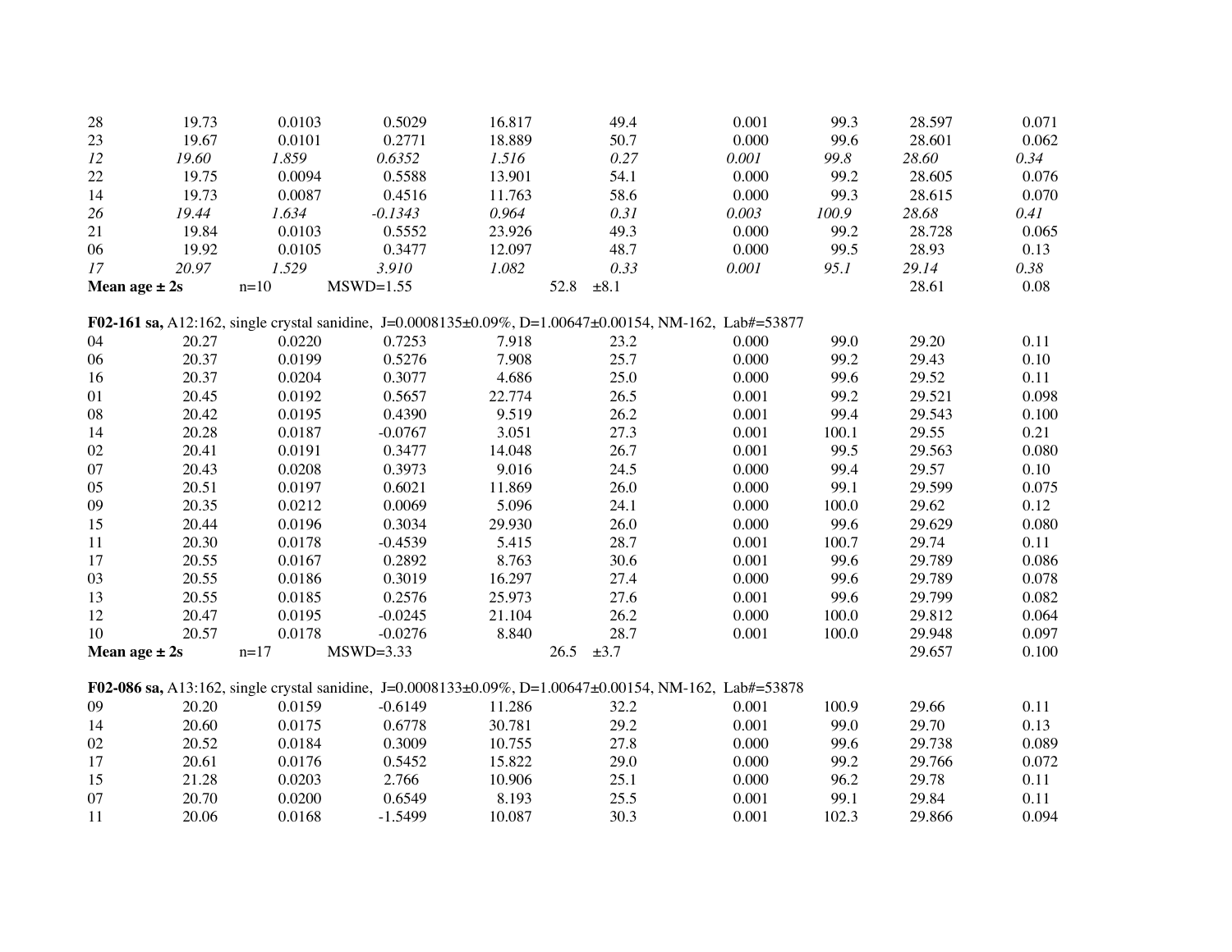| | | | | | | | | | |
|---|---|---|---|---|---|---|---|---|---|
| 28 | 19.73 | 0.0103 | 0.5029 | 16.817 | 49.4 | 0.001 | 99.3 | 28.597 | 0.071 |
| 23 | 19.67 | 0.0101 | 0.2771 | 18.889 | 50.7 | 0.000 | 99.6 | 28.601 | 0.062 |
| *12* | *19.60* | *1.859* | *0.6352* | *1.516* | *0.27* | *0.001* | *99.8* | *28.60* | *0.34* |
| 22 | 19.75 | 0.0094 | 0.5588 | 13.901 | 54.1 | 0.000 | 99.2 | 28.605 | 0.076 |
| 14 | 19.73 | 0.0087 | 0.4516 | 11.763 | 58.6 | 0.000 | 99.3 | 28.615 | 0.070 |
| *26* | *19.44* | *1.634* | *-0.1343* | *0.964* | *0.31* | *0.003* | *100.9* | *28.68* | *0.41* |
| 21 | 19.84 | 0.0103 | 0.5552 | 23.926 | 49.3 | 0.000 | 99.2 | 28.728 | 0.065 |
| 06 | 19.92 | 0.0105 | 0.3477 | 12.097 | 48.7 | 0.000 | 99.5 | 28.93 | 0.13 |
| *17* | *20.97* | *1.529* | *3.910* | *1.082* | *0.33* | *0.001* | *95.1* | *29.14* | *0.38* |
| **Mean age ± 2s** | n=10 | MSWD=1.55 | | 52.8 ±8.1 | | | | 28.61 | 0.08 |

**F02-161 sa,** A12:162, single crystal sanidine, J=0.0008135±0.09%, D=1.00647±0.00154, NM-162, Lab#=53877

| | | | | | | | | | |
|---|---|---|---|---|---|---|---|---|---|
| 04 | 20.27 | 0.0220 | 0.7253 | 7.918 | 23.2 | 0.000 | 99.0 | 29.20 | 0.11 |
| 06 | 20.37 | 0.0199 | 0.5276 | 7.908 | 25.7 | 0.000 | 99.2 | 29.43 | 0.10 |
| 16 | 20.37 | 0.0204 | 0.3077 | 4.686 | 25.0 | 0.000 | 99.6 | 29.52 | 0.11 |
| 01 | 20.45 | 0.0192 | 0.5657 | 22.774 | 26.5 | 0.001 | 99.2 | 29.521 | 0.098 |
| 08 | 20.42 | 0.0195 | 0.4390 | 9.519 | 26.2 | 0.001 | 99.4 | 29.543 | 0.100 |
| 14 | 20.28 | 0.0187 | -0.0767 | 3.051 | 27.3 | 0.001 | 100.1 | 29.55 | 0.21 |
| 02 | 20.41 | 0.0191 | 0.3477 | 14.048 | 26.7 | 0.001 | 99.5 | 29.563 | 0.080 |
| 07 | 20.43 | 0.0208 | 0.3973 | 9.016 | 24.5 | 0.000 | 99.4 | 29.57 | 0.10 |
| 05 | 20.51 | 0.0197 | 0.6021 | 11.869 | 26.0 | 0.000 | 99.1 | 29.599 | 0.075 |
| 09 | 20.35 | 0.0212 | 0.0069 | 5.096 | 24.1 | 0.000 | 100.0 | 29.62 | 0.12 |
| 15 | 20.44 | 0.0196 | 0.3034 | 29.930 | 26.0 | 0.000 | 99.6 | 29.629 | 0.080 |
| 11 | 20.30 | 0.0178 | -0.4539 | 5.415 | 28.7 | 0.001 | 100.7 | 29.74 | 0.11 |
| 17 | 20.55 | 0.0167 | 0.2892 | 8.763 | 30.6 | 0.001 | 99.6 | 29.789 | 0.086 |
| 03 | 20.55 | 0.0186 | 0.3019 | 16.297 | 27.4 | 0.000 | 99.6 | 29.789 | 0.078 |
| 13 | 20.55 | 0.0185 | 0.2576 | 25.973 | 27.6 | 0.001 | 99.6 | 29.799 | 0.082 |
| 12 | 20.47 | 0.0195 | -0.0245 | 21.104 | 26.2 | 0.000 | 100.0 | 29.812 | 0.064 |
| 10 | 20.57 | 0.0178 | -0.0276 | 8.840 | 28.7 | 0.001 | 100.0 | 29.948 | 0.097 |
| **Mean age ± 2s** | n=17 | MSWD=3.33 | | 26.5 ±3.7 | | | | 29.657 | 0.100 |

**F02-086 sa,** A13:162, single crystal sanidine, J=0.0008133±0.09%, D=1.00647±0.00154, NM-162, Lab#=53878

| | | | | | | | | | |
|---|---|---|---|---|---|---|---|---|---|
| 09 | 20.20 | 0.0159 | -0.6149 | 11.286 | 32.2 | 0.001 | 100.9 | 29.66 | 0.11 |
| 14 | 20.60 | 0.0175 | 0.6778 | 30.781 | 29.2 | 0.001 | 99.0 | 29.70 | 0.13 |
| 02 | 20.52 | 0.0184 | 0.3009 | 10.755 | 27.8 | 0.000 | 99.6 | 29.738 | 0.089 |
| 17 | 20.61 | 0.0176 | 0.5452 | 15.822 | 29.0 | 0.000 | 99.2 | 29.766 | 0.072 |
| 15 | 21.28 | 0.0203 | 2.766 | 10.906 | 25.1 | 0.000 | 96.2 | 29.78 | 0.11 |
| 07 | 20.70 | 0.0200 | 0.6549 | 8.193 | 25.5 | 0.001 | 99.1 | 29.84 | 0.11 |
| 11 | 20.06 | 0.0168 | -1.5499 | 10.087 | 30.3 | 0.001 | 102.3 | 29.866 | 0.094 |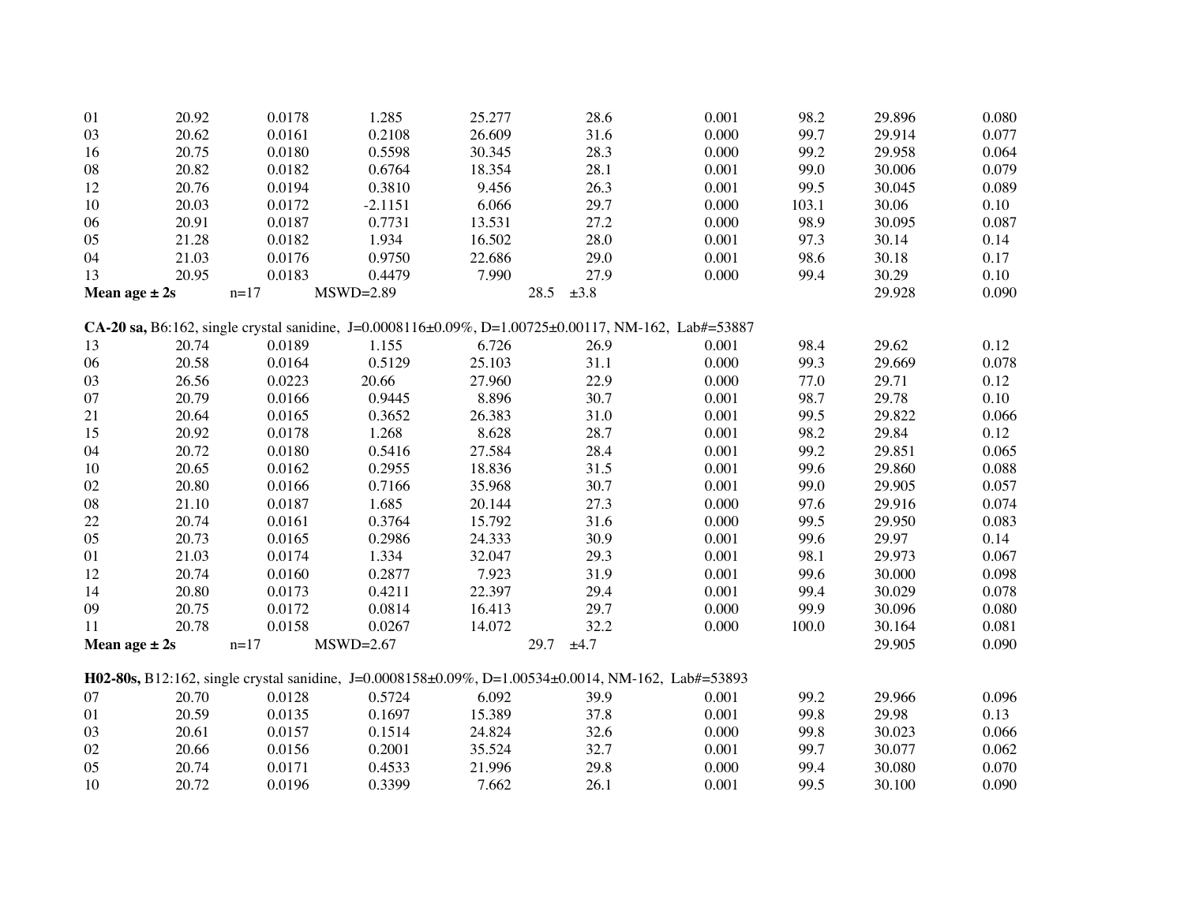| | | | | | | | | | |
|---|---|---|---|---|---|---|---|---|---|
| 01 | 20.92 | 0.0178 | 1.285 | 25.277 | 28.6 | 0.001 | 98.2 | 29.896 | 0.080 |
| 03 | 20.62 | 0.0161 | 0.2108 | 26.609 | 31.6 | 0.000 | 99.7 | 29.914 | 0.077 |
| 16 | 20.75 | 0.0180 | 0.5598 | 30.345 | 28.3 | 0.000 | 99.2 | 29.958 | 0.064 |
| 08 | 20.82 | 0.0182 | 0.6764 | 18.354 | 28.1 | 0.001 | 99.0 | 30.006 | 0.079 |
| 12 | 20.76 | 0.0194 | 0.3810 | 9.456 | 26.3 | 0.001 | 99.5 | 30.045 | 0.089 |
| 10 | 20.03 | 0.0172 | -2.1151 | 6.066 | 29.7 | 0.000 | 103.1 | 30.06 | 0.10 |
| 06 | 20.91 | 0.0187 | 0.7731 | 13.531 | 27.2 | 0.000 | 98.9 | 30.095 | 0.087 |
| 05 | 21.28 | 0.0182 | 1.934 | 16.502 | 28.0 | 0.001 | 97.3 | 30.14 | 0.14 |
| 04 | 21.03 | 0.0176 | 0.9750 | 22.686 | 29.0 | 0.001 | 98.6 | 30.18 | 0.17 |
| 13 | 20.95 | 0.0183 | 0.4479 | 7.990 | 27.9 | 0.000 | 99.4 | 30.29 | 0.10 |
| **Mean age ± 2s** | n=17 | MSWD=2.89 | | | 28.5 ±3.8 | | | 29.928 | 0.090 |

**CA-20 sa,** B6:162, single crystal sanidine, J=0.0008116±0.09%, D=1.00725±0.00117, NM-162, Lab#=53887

| | | | | | | | | | |
|---|---|---|---|---|---|---|---|---|---|
| 13 | 20.74 | 0.0189 | 1.155 | 6.726 | 26.9 | 0.001 | 98.4 | 29.62 | 0.12 |
| 06 | 20.58 | 0.0164 | 0.5129 | 25.103 | 31.1 | 0.000 | 99.3 | 29.669 | 0.078 |
| 03 | 26.56 | 0.0223 | 20.66 | 27.960 | 22.9 | 0.000 | 77.0 | 29.71 | 0.12 |
| 07 | 20.79 | 0.0166 | 0.9445 | 8.896 | 30.7 | 0.001 | 98.7 | 29.78 | 0.10 |
| 21 | 20.64 | 0.0165 | 0.3652 | 26.383 | 31.0 | 0.001 | 99.5 | 29.822 | 0.066 |
| 15 | 20.92 | 0.0178 | 1.268 | 8.628 | 28.7 | 0.001 | 98.2 | 29.84 | 0.12 |
| 04 | 20.72 | 0.0180 | 0.5416 | 27.584 | 28.4 | 0.001 | 99.2 | 29.851 | 0.065 |
| 10 | 20.65 | 0.0162 | 0.2955 | 18.836 | 31.5 | 0.001 | 99.6 | 29.860 | 0.088 |
| 02 | 20.80 | 0.0166 | 0.7166 | 35.968 | 30.7 | 0.001 | 99.0 | 29.905 | 0.057 |
| 08 | 21.10 | 0.0187 | 1.685 | 20.144 | 27.3 | 0.000 | 97.6 | 29.916 | 0.074 |
| 22 | 20.74 | 0.0161 | 0.3764 | 15.792 | 31.6 | 0.000 | 99.5 | 29.950 | 0.083 |
| 05 | 20.73 | 0.0165 | 0.2986 | 24.333 | 30.9 | 0.001 | 99.6 | 29.97 | 0.14 |
| 01 | 21.03 | 0.0174 | 1.334 | 32.047 | 29.3 | 0.001 | 98.1 | 29.973 | 0.067 |
| 12 | 20.74 | 0.0160 | 0.2877 | 7.923 | 31.9 | 0.001 | 99.6 | 30.000 | 0.098 |
| 14 | 20.80 | 0.0173 | 0.4211 | 22.397 | 29.4 | 0.001 | 99.4 | 30.029 | 0.078 |
| 09 | 20.75 | 0.0172 | 0.0814 | 16.413 | 29.7 | 0.000 | 99.9 | 30.096 | 0.080 |
| 11 | 20.78 | 0.0158 | 0.0267 | 14.072 | 32.2 | 0.000 | 100.0 | 30.164 | 0.081 |
| **Mean age ± 2s** | n=17 | MSWD=2.67 | | | 29.7 ±4.7 | | | 29.905 | 0.090 |

**H02-80s,** B12:162, single crystal sanidine, J=0.0008158±0.09%, D=1.00534±0.0014, NM-162, Lab#=53893

| | | | | | | | | | |
|---|---|---|---|---|---|---|---|---|---|
| 07 | 20.70 | 0.0128 | 0.5724 | 6.092 | 39.9 | 0.001 | 99.2 | 29.966 | 0.096 |
| 01 | 20.59 | 0.0135 | 0.1697 | 15.389 | 37.8 | 0.001 | 99.8 | 29.98 | 0.13 |
| 03 | 20.61 | 0.0157 | 0.1514 | 24.824 | 32.6 | 0.000 | 99.8 | 30.023 | 0.066 |
| 02 | 20.66 | 0.0156 | 0.2001 | 35.524 | 32.7 | 0.001 | 99.7 | 30.077 | 0.062 |
| 05 | 20.74 | 0.0171 | 0.4533 | 21.996 | 29.8 | 0.000 | 99.4 | 30.080 | 0.070 |
| 10 | 20.72 | 0.0196 | 0.3399 | 7.662 | 26.1 | 0.001 | 99.5 | 30.100 | 0.090 |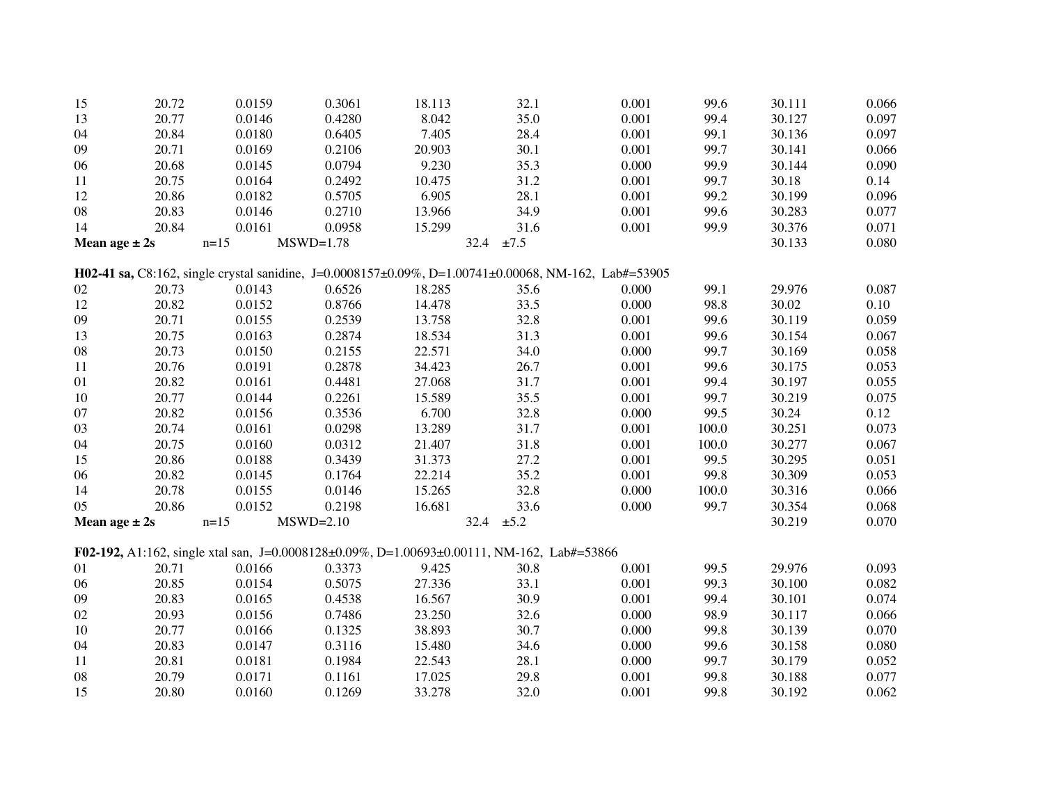| | | | | | | | | | |
|---|---|---|---|---|---|---|---|---|---|
| 15 | 20.72 | 0.0159 | 0.3061 | 18.113 | 32.1 | 0.001 | 99.6 | 30.111 | 0.066 |
| 13 | 20.77 | 0.0146 | 0.4280 | 8.042 | 35.0 | 0.001 | 99.4 | 30.127 | 0.097 |
| 04 | 20.84 | 0.0180 | 0.6405 | 7.405 | 28.4 | 0.001 | 99.1 | 30.136 | 0.097 |
| 09 | 20.71 | 0.0169 | 0.2106 | 20.903 | 30.1 | 0.001 | 99.7 | 30.141 | 0.066 |
| 06 | 20.68 | 0.0145 | 0.0794 | 9.230 | 35.3 | 0.000 | 99.9 | 30.144 | 0.090 |
| 11 | 20.75 | 0.0164 | 0.2492 | 10.475 | 31.2 | 0.001 | 99.7 | 30.18 | 0.14 |
| 12 | 20.86 | 0.0182 | 0.5705 | 6.905 | 28.1 | 0.001 | 99.2 | 30.199 | 0.096 |
| 08 | 20.83 | 0.0146 | 0.2710 | 13.966 | 34.9 | 0.001 | 99.6 | 30.283 | 0.077 |
| 14 | 20.84 | 0.0161 | 0.0958 | 15.299 | 31.6 | 0.001 | 99.9 | 30.376 | 0.071 |
| **Mean age ± 2s** | n=15 | MSWD=1.78 | | 32.4 ±7.5 | | | | 30.133 | 0.080 |

**H02-41 sa,** C8:162, single crystal sanidine, J=0.0008157±0.09%, D=1.00741±0.00068, NM-162, Lab#=53905

| | | | | | | | | | |
|---|---|---|---|---|---|---|---|---|---|
| 02 | 20.73 | 0.0143 | 0.6526 | 18.285 | 35.6 | 0.000 | 99.1 | 29.976 | 0.087 |
| 12 | 20.82 | 0.0152 | 0.8766 | 14.478 | 33.5 | 0.000 | 98.8 | 30.02 | 0.10 |
| 09 | 20.71 | 0.0155 | 0.2539 | 13.758 | 32.8 | 0.001 | 99.6 | 30.119 | 0.059 |
| 13 | 20.75 | 0.0163 | 0.2874 | 18.534 | 31.3 | 0.001 | 99.6 | 30.154 | 0.067 |
| 08 | 20.73 | 0.0150 | 0.2155 | 22.571 | 34.0 | 0.000 | 99.7 | 30.169 | 0.058 |
| 11 | 20.76 | 0.0191 | 0.2878 | 34.423 | 26.7 | 0.001 | 99.6 | 30.175 | 0.053 |
| 01 | 20.82 | 0.0161 | 0.4481 | 27.068 | 31.7 | 0.001 | 99.4 | 30.197 | 0.055 |
| 10 | 20.77 | 0.0144 | 0.2261 | 15.589 | 35.5 | 0.001 | 99.7 | 30.219 | 0.075 |
| 07 | 20.82 | 0.0156 | 0.3536 | 6.700 | 32.8 | 0.000 | 99.5 | 30.24 | 0.12 |
| 03 | 20.74 | 0.0161 | 0.0298 | 13.289 | 31.7 | 0.001 | 100.0 | 30.251 | 0.073 |
| 04 | 20.75 | 0.0160 | 0.0312 | 21.407 | 31.8 | 0.001 | 100.0 | 30.277 | 0.067 |
| 15 | 20.86 | 0.0188 | 0.3439 | 31.373 | 27.2 | 0.001 | 99.5 | 30.295 | 0.051 |
| 06 | 20.82 | 0.0145 | 0.1764 | 22.214 | 35.2 | 0.001 | 99.8 | 30.309 | 0.053 |
| 14 | 20.78 | 0.0155 | 0.0146 | 15.265 | 32.8 | 0.000 | 100.0 | 30.316 | 0.066 |
| 05 | 20.86 | 0.0152 | 0.2198 | 16.681 | 33.6 | 0.000 | 99.7 | 30.354 | 0.068 |
| **Mean age ± 2s** | n=15 | MSWD=2.10 | | 32.4 ±5.2 | | | | 30.219 | 0.070 |

**F02-192,** A1:162, single xtal san, J=0.0008128±0.09%, D=1.00693±0.00111, NM-162, Lab#=53866

| | | | | | | | | | |
|---|---|---|---|---|---|---|---|---|---|
| 01 | 20.71 | 0.0166 | 0.3373 | 9.425 | 30.8 | 0.001 | 99.5 | 29.976 | 0.093 |
| 06 | 20.85 | 0.0154 | 0.5075 | 27.336 | 33.1 | 0.001 | 99.3 | 30.100 | 0.082 |
| 09 | 20.83 | 0.0165 | 0.4538 | 16.567 | 30.9 | 0.001 | 99.4 | 30.101 | 0.074 |
| 02 | 20.93 | 0.0156 | 0.7486 | 23.250 | 32.6 | 0.000 | 98.9 | 30.117 | 0.066 |
| 10 | 20.77 | 0.0166 | 0.1325 | 38.893 | 30.7 | 0.000 | 99.8 | 30.139 | 0.070 |
| 04 | 20.83 | 0.0147 | 0.3116 | 15.480 | 34.6 | 0.000 | 99.6 | 30.158 | 0.080 |
| 11 | 20.81 | 0.0181 | 0.1984 | 22.543 | 28.1 | 0.000 | 99.7 | 30.179 | 0.052 |
| 08 | 20.79 | 0.0171 | 0.1161 | 17.025 | 29.8 | 0.001 | 99.8 | 30.188 | 0.077 |
| 15 | 20.80 | 0.0160 | 0.1269 | 33.278 | 32.0 | 0.001 | 99.8 | 30.192 | 0.062 |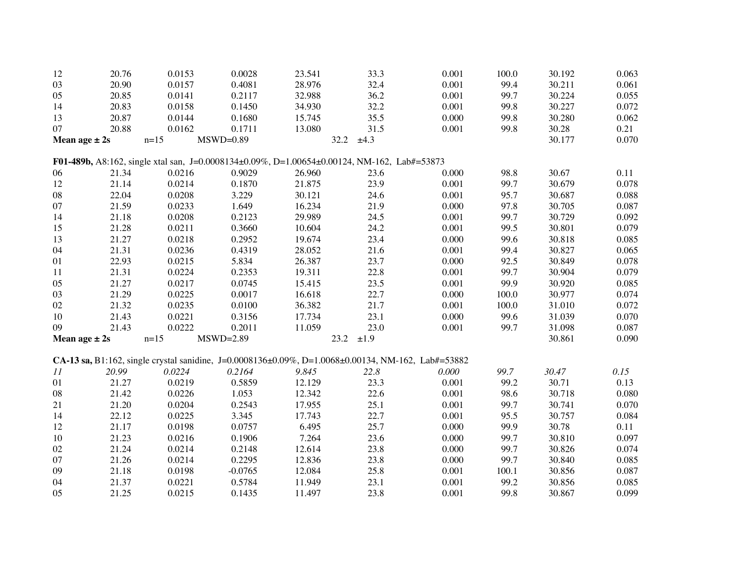| | | | | | | | | | |
|---|---|---|---|---|---|---|---|---|---|
| 12 | 20.76 | 0.0153 | 0.0028 | 23.541 | 33.3 | 0.001 | 100.0 | 30.192 | 0.063 |
| 03 | 20.90 | 0.0157 | 0.4081 | 28.976 | 32.4 | 0.001 | 99.4 | 30.211 | 0.061 |
| 05 | 20.85 | 0.0141 | 0.2117 | 32.988 | 36.2 | 0.001 | 99.7 | 30.224 | 0.055 |
| 14 | 20.83 | 0.0158 | 0.1450 | 34.930 | 32.2 | 0.001 | 99.8 | 30.227 | 0.072 |
| 13 | 20.87 | 0.0144 | 0.1680 | 15.745 | 35.5 | 0.000 | 99.8 | 30.280 | 0.062 |
| 07 | 20.88 | 0.0162 | 0.1711 | 13.080 | 31.5 | 0.001 | 99.8 | 30.28 | 0.21 |
| **Mean age ± 2s** | n=15 | MSWD=0.89 | | | 32.2 ±4.3 | | | 30.177 | 0.070 |

**F01-489b,** A8:162, single xtal san, J=0.0008134±0.09%, D=1.00654±0.00124, NM-162, Lab#=53873

| | | | | | | | | | |
|---|---|---|---|---|---|---|---|---|---|
| 06 | 21.34 | 0.0216 | 0.9029 | 26.960 | 23.6 | 0.000 | 98.8 | 30.67 | 0.11 |
| 12 | 21.14 | 0.0214 | 0.1870 | 21.875 | 23.9 | 0.001 | 99.7 | 30.679 | 0.078 |
| 08 | 22.04 | 0.0208 | 3.229 | 30.121 | 24.6 | 0.001 | 95.7 | 30.687 | 0.088 |
| 07 | 21.59 | 0.0233 | 1.649 | 16.234 | 21.9 | 0.000 | 97.8 | 30.705 | 0.087 |
| 14 | 21.18 | 0.0208 | 0.2123 | 29.989 | 24.5 | 0.001 | 99.7 | 30.729 | 0.092 |
| 15 | 21.28 | 0.0211 | 0.3660 | 10.604 | 24.2 | 0.001 | 99.5 | 30.801 | 0.079 |
| 13 | 21.27 | 0.0218 | 0.2952 | 19.674 | 23.4 | 0.000 | 99.6 | 30.818 | 0.085 |
| 04 | 21.31 | 0.0236 | 0.4319 | 28.052 | 21.6 | 0.001 | 99.4 | 30.827 | 0.065 |
| 01 | 22.93 | 0.0215 | 5.834 | 26.387 | 23.7 | 0.000 | 92.5 | 30.849 | 0.078 |
| 11 | 21.31 | 0.0224 | 0.2353 | 19.311 | 22.8 | 0.001 | 99.7 | 30.904 | 0.079 |
| 05 | 21.27 | 0.0217 | 0.0745 | 15.415 | 23.5 | 0.001 | 99.9 | 30.920 | 0.085 |
| 03 | 21.29 | 0.0225 | 0.0017 | 16.618 | 22.7 | 0.000 | 100.0 | 30.977 | 0.074 |
| 02 | 21.32 | 0.0235 | 0.0100 | 36.382 | 21.7 | 0.001 | 100.0 | 31.010 | 0.072 |
| 10 | 21.43 | 0.0221 | 0.3156 | 17.734 | 23.1 | 0.000 | 99.6 | 31.039 | 0.070 |
| 09 | 21.43 | 0.0222 | 0.2011 | 11.059 | 23.0 | 0.001 | 99.7 | 31.098 | 0.087 |
| **Mean age ± 2s** | n=15 | MSWD=2.89 | | | 23.2 ±1.9 | | | 30.861 | 0.090 |

**CA-13 sa,** B1:162, single crystal sanidine, J=0.0008136±0.09%, D=1.0068±0.00134, NM-162, Lab#=53882

| | | | | | | | | | |
|---|---|---|---|---|---|---|---|---|---|
| *11* | *20.99* | *0.0224* | *0.2164* | *9.845* | *22.8* | *0.000* | *99.7* | *30.47* | *0.15* |
| 01 | 21.27 | 0.0219 | 0.5859 | 12.129 | 23.3 | 0.001 | 99.2 | 30.71 | 0.13 |
| 08 | 21.42 | 0.0226 | 1.053 | 12.342 | 22.6 | 0.001 | 98.6 | 30.718 | 0.080 |
| 21 | 21.20 | 0.0204 | 0.2543 | 17.955 | 25.1 | 0.001 | 99.7 | 30.741 | 0.070 |
| 14 | 22.12 | 0.0225 | 3.345 | 17.743 | 22.7 | 0.001 | 95.5 | 30.757 | 0.084 |
| 12 | 21.17 | 0.0198 | 0.0757 | 6.495 | 25.7 | 0.000 | 99.9 | 30.78 | 0.11 |
| 10 | 21.23 | 0.0216 | 0.1906 | 7.264 | 23.6 | 0.000 | 99.7 | 30.810 | 0.097 |
| 02 | 21.24 | 0.0214 | 0.2148 | 12.614 | 23.8 | 0.000 | 99.7 | 30.826 | 0.074 |
| 07 | 21.26 | 0.0214 | 0.2295 | 12.836 | 23.8 | 0.000 | 99.7 | 30.840 | 0.085 |
| 09 | 21.18 | 0.0198 | -0.0765 | 12.084 | 25.8 | 0.001 | 100.1 | 30.856 | 0.087 |
| 04 | 21.37 | 0.0221 | 0.5784 | 11.949 | 23.1 | 0.001 | 99.2 | 30.856 | 0.085 |
| 05 | 21.25 | 0.0215 | 0.1435 | 11.497 | 23.8 | 0.001 | 99.8 | 30.867 | 0.099 |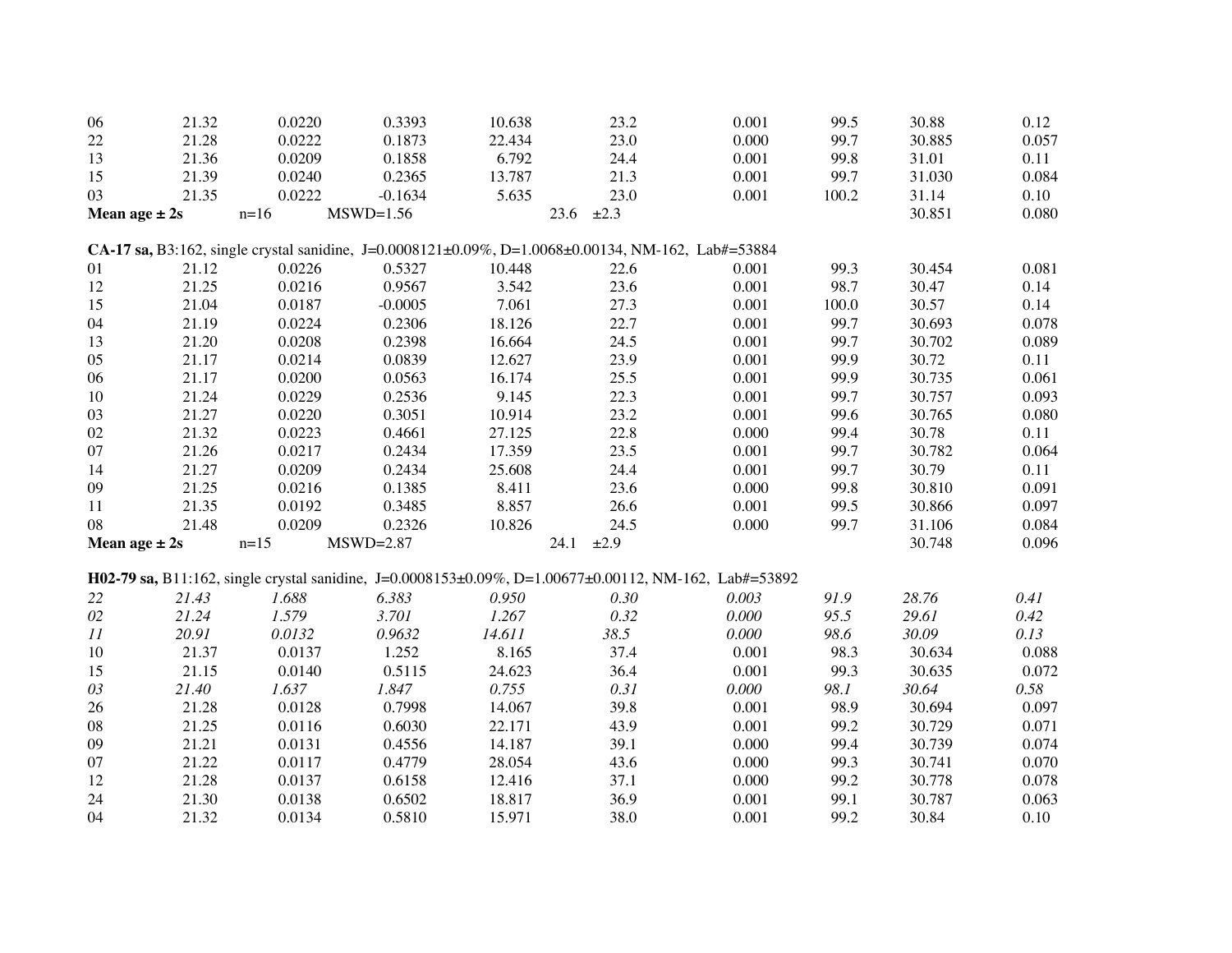| | | | | | | | | | |
|---|---|---|---|---|---|---|---|---|---|
| 06 | 21.32 | 0.0220 | 0.3393 | 10.638 | 23.2 | 0.001 | 99.5 | 30.88 | 0.12 |
| 22 | 21.28 | 0.0222 | 0.1873 | 22.434 | 23.0 | 0.000 | 99.7 | 30.885 | 0.057 |
| 13 | 21.36 | 0.0209 | 0.1858 | 6.792 | 24.4 | 0.001 | 99.8 | 31.01 | 0.11 |
| 15 | 21.39 | 0.0240 | 0.2365 | 13.787 | 21.3 | 0.001 | 99.7 | 31.030 | 0.084 |
| 03 | 21.35 | 0.0222 | -0.1634 | 5.635 | 23.0 | 0.001 | 100.2 | 31.14 | 0.10 |
| **Mean age ± 2s** | n=16 | MSWD=1.56 | | 23.6 ±2.3 | | | | 30.851 | 0.080 |

**CA-17 sa,** B3:162, single crystal sanidine, J=0.0008121±0.09%, D=1.0068±0.00134, NM-162, Lab#=53884

| | | | | | | | | | |
|---|---|---|---|---|---|---|---|---|---|
| 01 | 21.12 | 0.0226 | 0.5327 | 10.448 | 22.6 | 0.001 | 99.3 | 30.454 | 0.081 |
| 12 | 21.25 | 0.0216 | 0.9567 | 3.542 | 23.6 | 0.001 | 98.7 | 30.47 | 0.14 |
| 15 | 21.04 | 0.0187 | -0.0005 | 7.061 | 27.3 | 0.001 | 100.0 | 30.57 | 0.14 |
| 04 | 21.19 | 0.0224 | 0.2306 | 18.126 | 22.7 | 0.001 | 99.7 | 30.693 | 0.078 |
| 13 | 21.20 | 0.0208 | 0.2398 | 16.664 | 24.5 | 0.001 | 99.7 | 30.702 | 0.089 |
| 05 | 21.17 | 0.0214 | 0.0839 | 12.627 | 23.9 | 0.001 | 99.9 | 30.72 | 0.11 |
| 06 | 21.17 | 0.0200 | 0.0563 | 16.174 | 25.5 | 0.001 | 99.9 | 30.735 | 0.061 |
| 10 | 21.24 | 0.0229 | 0.2536 | 9.145 | 22.3 | 0.001 | 99.7 | 30.757 | 0.093 |
| 03 | 21.27 | 0.0220 | 0.3051 | 10.914 | 23.2 | 0.001 | 99.6 | 30.765 | 0.080 |
| 02 | 21.32 | 0.0223 | 0.4661 | 27.125 | 22.8 | 0.000 | 99.4 | 30.78 | 0.11 |
| 07 | 21.26 | 0.0217 | 0.2434 | 17.359 | 23.5 | 0.001 | 99.7 | 30.782 | 0.064 |
| 14 | 21.27 | 0.0209 | 0.2434 | 25.608 | 24.4 | 0.001 | 99.7 | 30.79 | 0.11 |
| 09 | 21.25 | 0.0216 | 0.1385 | 8.411 | 23.6 | 0.000 | 99.8 | 30.810 | 0.091 |
| 11 | 21.35 | 0.0192 | 0.3485 | 8.857 | 26.6 | 0.001 | 99.5 | 30.866 | 0.097 |
| 08 | 21.48 | 0.0209 | 0.2326 | 10.826 | 24.5 | 0.000 | 99.7 | 31.106 | 0.084 |
| **Mean age ± 2s** | n=15 | MSWD=2.87 | | 24.1 ±2.9 | | | | 30.748 | 0.096 |

**H02-79 sa,** B11:162, single crystal sanidine, J=0.0008153±0.09%, D=1.00677±0.00112, NM-162, Lab#=53892

| | | | | | | | | | |
|---|---|---|---|---|---|---|---|---|---|
| *22* | *21.43* | *1.688* | *6.383* | *0.950* | *0.30* | *0.003* | *91.9* | *28.76* | *0.41* |
| *02* | *21.24* | *1.579* | *3.701* | *1.267* | *0.32* | *0.000* | *95.5* | *29.61* | *0.42* |
| *11* | *20.91* | *0.0132* | *0.9632* | *14.611* | *38.5* | *0.000* | *98.6* | *30.09* | *0.13* |
| 10 | 21.37 | 0.0137 | 1.252 | 8.165 | 37.4 | 0.001 | 98.3 | 30.634 | 0.088 |
| 15 | 21.15 | 0.0140 | 0.5115 | 24.623 | 36.4 | 0.001 | 99.3 | 30.635 | 0.072 |
| *03* | *21.40* | *1.637* | *1.847* | *0.755* | *0.31* | *0.000* | *98.1* | *30.64* | *0.58* |
| 26 | 21.28 | 0.0128 | 0.7998 | 14.067 | 39.8 | 0.001 | 98.9 | 30.694 | 0.097 |
| 08 | 21.25 | 0.0116 | 0.6030 | 22.171 | 43.9 | 0.001 | 99.2 | 30.729 | 0.071 |
| 09 | 21.21 | 0.0131 | 0.4556 | 14.187 | 39.1 | 0.000 | 99.4 | 30.739 | 0.074 |
| 07 | 21.22 | 0.0117 | 0.4779 | 28.054 | 43.6 | 0.000 | 99.3 | 30.741 | 0.070 |
| 12 | 21.28 | 0.0137 | 0.6158 | 12.416 | 37.1 | 0.000 | 99.2 | 30.778 | 0.078 |
| 24 | 21.30 | 0.0138 | 0.6502 | 18.817 | 36.9 | 0.001 | 99.1 | 30.787 | 0.063 |
| 04 | 21.32 | 0.0134 | 0.5810 | 15.971 | 38.0 | 0.001 | 99.2 | 30.84 | 0.10 |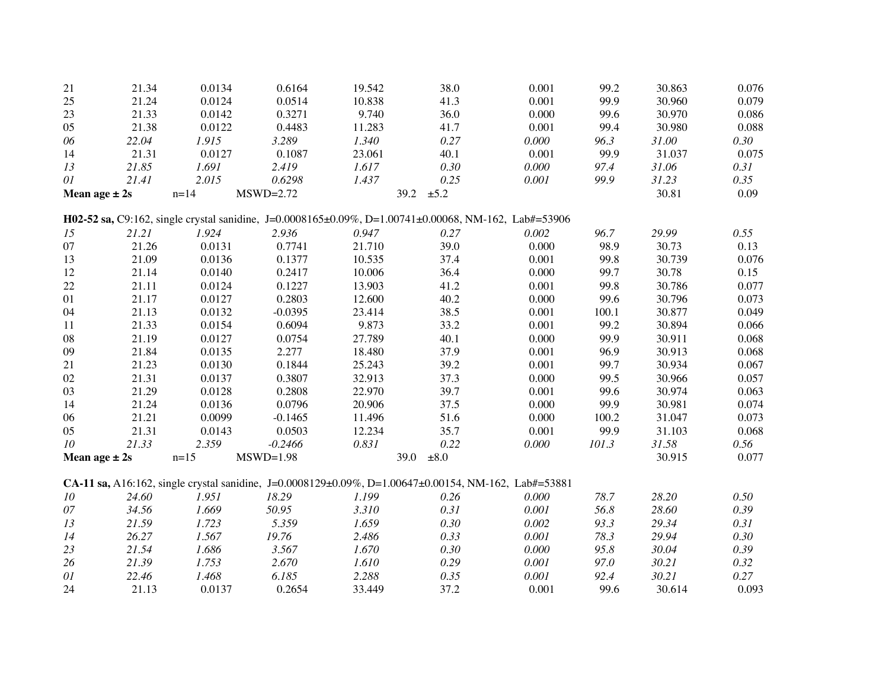| | | | | | | | | | |
|---|---|---|---|---|---|---|---|---|---|
| 21 | 21.34 | 0.0134 | 0.6164 | 19.542 | 38.0 | 0.001 | 99.2 | 30.863 | 0.076 |
| 25 | 21.24 | 0.0124 | 0.0514 | 10.838 | 41.3 | 0.001 | 99.9 | 30.960 | 0.079 |
| 23 | 21.33 | 0.0142 | 0.3271 | 9.740 | 36.0 | 0.000 | 99.6 | 30.970 | 0.086 |
| 05 | 21.38 | 0.0122 | 0.4483 | 11.283 | 41.7 | 0.001 | 99.4 | 30.980 | 0.088 |
| *06* | *22.04* | *1.915* | *3.289* | *1.340* | *0.27* | *0.000* | *96.3* | *31.00* | *0.30* |
| 14 | 21.31 | 0.0127 | 0.1087 | 23.061 | 40.1 | 0.001 | 99.9 | 31.037 | 0.075 |
| *13* | *21.85* | *1.691* | *2.419* | *1.617* | *0.30* | *0.000* | *97.4* | *31.06* | *0.31* |
| *01* | *21.41* | *2.015* | *0.6298* | *1.437* | *0.25* | *0.001* | *99.9* | *31.23* | *0.35* |
| **Mean age ± 2s** | n=14 | MSWD=2.72 | | | 39.2 ±5.2 | | | 30.81 | 0.09 |
| | | | | | | | | | |
| **H02-52 sa,** C9:162, single crystal sanidine, J=0.0008165±0.09%, D=1.00741±0.00068, NM-162, Lab#=53906 | | | | | | | | | |
| *15* | *21.21* | *1.924* | *2.936* | *0.947* | *0.27* | *0.002* | *96.7* | *29.99* | *0.55* |
| 07 | 21.26 | 0.0131 | 0.7741 | 21.710 | 39.0 | 0.000 | 98.9 | 30.73 | 0.13 |
| 13 | 21.09 | 0.0136 | 0.1377 | 10.535 | 37.4 | 0.001 | 99.8 | 30.739 | 0.076 |
| 12 | 21.14 | 0.0140 | 0.2417 | 10.006 | 36.4 | 0.000 | 99.7 | 30.78 | 0.15 |
| 22 | 21.11 | 0.0124 | 0.1227 | 13.903 | 41.2 | 0.001 | 99.8 | 30.786 | 0.077 |
| 01 | 21.17 | 0.0127 | 0.2803 | 12.600 | 40.2 | 0.000 | 99.6 | 30.796 | 0.073 |
| 04 | 21.13 | 0.0132 | -0.0395 | 23.414 | 38.5 | 0.001 | 100.1 | 30.877 | 0.049 |
| 11 | 21.33 | 0.0154 | 0.6094 | 9.873 | 33.2 | 0.001 | 99.2 | 30.894 | 0.066 |
| 08 | 21.19 | 0.0127 | 0.0754 | 27.789 | 40.1 | 0.000 | 99.9 | 30.911 | 0.068 |
| 09 | 21.84 | 0.0135 | 2.277 | 18.480 | 37.9 | 0.001 | 96.9 | 30.913 | 0.068 |
| 21 | 21.23 | 0.0130 | 0.1844 | 25.243 | 39.2 | 0.001 | 99.7 | 30.934 | 0.067 |
| 02 | 21.31 | 0.0137 | 0.3807 | 32.913 | 37.3 | 0.000 | 99.5 | 30.966 | 0.057 |
| 03 | 21.29 | 0.0128 | 0.2808 | 22.970 | 39.7 | 0.001 | 99.6 | 30.974 | 0.063 |
| 14 | 21.24 | 0.0136 | 0.0796 | 20.906 | 37.5 | 0.000 | 99.9 | 30.981 | 0.074 |
| 06 | 21.21 | 0.0099 | -0.1465 | 11.496 | 51.6 | 0.000 | 100.2 | 31.047 | 0.073 |
| 05 | 21.31 | 0.0143 | 0.0503 | 12.234 | 35.7 | 0.001 | 99.9 | 31.103 | 0.068 |
| *10* | *21.33* | *2.359* | *-0.2466* | *0.831* | *0.22* | *0.000* | *101.3* | *31.58* | *0.56* |
| **Mean age ± 2s** | n=15 | MSWD=1.98 | | | 39.0 ±8.0 | | | 30.915 | 0.077 |
| | | | | | | | | | |
| **CA-11 sa,** A16:162, single crystal sanidine, J=0.0008129±0.09%, D=1.00647±0.00154, NM-162, Lab#=53881 | | | | | | | | | |
| *10* | *24.60* | *1.951* | *18.29* | *1.199* | *0.26* | *0.000* | *78.7* | *28.20* | *0.50* |
| *07* | *34.56* | *1.669* | *50.95* | *3.310* | *0.31* | *0.001* | *56.8* | *28.60* | *0.39* |
| *13* | *21.59* | *1.723* | *5.359* | *1.659* | *0.30* | *0.002* | *93.3* | *29.34* | *0.31* |
| *14* | *26.27* | *1.567* | *19.76* | *2.486* | *0.33* | *0.001* | *78.3* | *29.94* | *0.30* |
| *23* | *21.54* | *1.686* | *3.567* | *1.670* | *0.30* | *0.000* | *95.8* | *30.04* | *0.39* |
| *26* | *21.39* | *1.753* | *2.670* | *1.610* | *0.29* | *0.001* | *97.0* | *30.21* | *0.32* |
| *01* | *22.46* | *1.468* | *6.185* | *2.288* | *0.35* | *0.001* | *92.4* | *30.21* | *0.27* |
| 24 | 21.13 | 0.0137 | 0.2654 | 33.449 | 37.2 | 0.001 | 99.6 | 30.614 | 0.093 |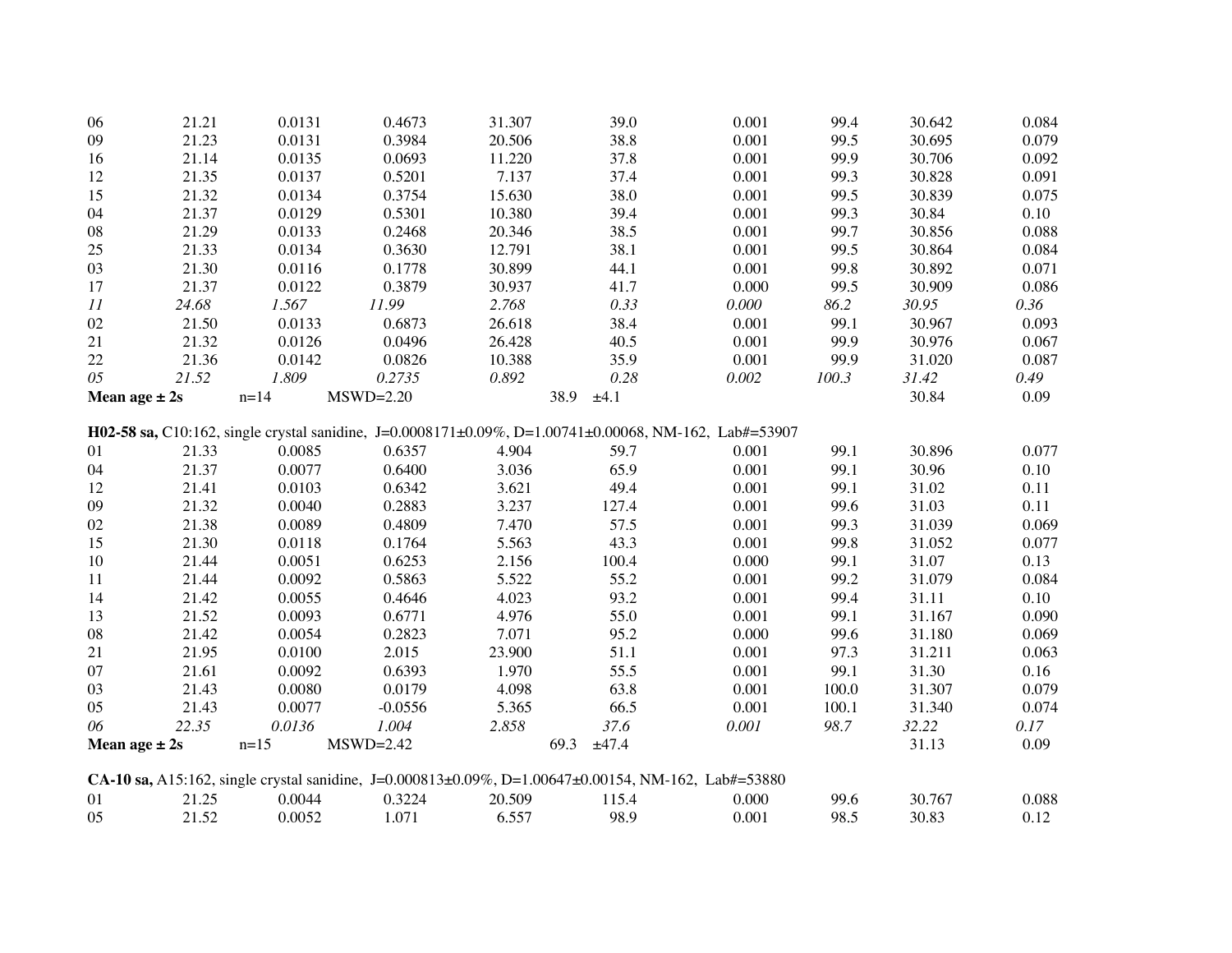| | | | | | | | | | |
|---|---|---|---|---|---|---|---|---|---|
| 06 | 21.21 | 0.0131 | 0.4673 | 31.307 | 39.0 | 0.001 | 99.4 | 30.642 | 0.084 |
| 09 | 21.23 | 0.0131 | 0.3984 | 20.506 | 38.8 | 0.001 | 99.5 | 30.695 | 0.079 |
| 16 | 21.14 | 0.0135 | 0.0693 | 11.220 | 37.8 | 0.001 | 99.9 | 30.706 | 0.092 |
| 12 | 21.35 | 0.0137 | 0.5201 | 7.137 | 37.4 | 0.001 | 99.3 | 30.828 | 0.091 |
| 15 | 21.32 | 0.0134 | 0.3754 | 15.630 | 38.0 | 0.001 | 99.5 | 30.839 | 0.075 |
| 04 | 21.37 | 0.0129 | 0.5301 | 10.380 | 39.4 | 0.001 | 99.3 | 30.84 | 0.10 |
| 08 | 21.29 | 0.0133 | 0.2468 | 20.346 | 38.5 | 0.001 | 99.7 | 30.856 | 0.088 |
| 25 | 21.33 | 0.0134 | 0.3630 | 12.791 | 38.1 | 0.001 | 99.5 | 30.864 | 0.084 |
| 03 | 21.30 | 0.0116 | 0.1778 | 30.899 | 44.1 | 0.001 | 99.8 | 30.892 | 0.071 |
| 17 | 21.37 | 0.0122 | 0.3879 | 30.937 | 41.7 | 0.000 | 99.5 | 30.909 | 0.086 |
| *11* | *24.68* | *1.567* | *11.99* | *2.768* | *0.33* | *0.000* | *86.2* | *30.95* | *0.36* |
| 02 | 21.50 | 0.0133 | 0.6873 | 26.618 | 38.4 | 0.001 | 99.1 | 30.967 | 0.093 |
| 21 | 21.32 | 0.0126 | 0.0496 | 26.428 | 40.5 | 0.001 | 99.9 | 30.976 | 0.067 |
| 22 | 21.36 | 0.0142 | 0.0826 | 10.388 | 35.9 | 0.001 | 99.9 | 31.020 | 0.087 |
| *05* | *21.52* | *1.809* | *0.2735* | *0.892* | *0.28* | *0.002* | *100.3* | *31.42* | *0.49* |
| **Mean age ± 2s** | n=14 | MSWD=2.20 | | | 38.9 ±4.1 | | | 30.84 | 0.09 |

**H02-58 sa,** C10:162, single crystal sanidine, J=0.0008171±0.09%, D=1.00741±0.00068, NM-162, Lab#=53907

| | | | | | | | | | |
|---|---|---|---|---|---|---|---|---|---|
| 01 | 21.33 | 0.0085 | 0.6357 | 4.904 | 59.7 | 0.001 | 99.1 | 30.896 | 0.077 |
| 04 | 21.37 | 0.0077 | 0.6400 | 3.036 | 65.9 | 0.001 | 99.1 | 30.96 | 0.10 |
| 12 | 21.41 | 0.0103 | 0.6342 | 3.621 | 49.4 | 0.001 | 99.1 | 31.02 | 0.11 |
| 09 | 21.32 | 0.0040 | 0.2883 | 3.237 | 127.4 | 0.001 | 99.6 | 31.03 | 0.11 |
| 02 | 21.38 | 0.0089 | 0.4809 | 7.470 | 57.5 | 0.001 | 99.3 | 31.039 | 0.069 |
| 15 | 21.30 | 0.0118 | 0.1764 | 5.563 | 43.3 | 0.001 | 99.8 | 31.052 | 0.077 |
| 10 | 21.44 | 0.0051 | 0.6253 | 2.156 | 100.4 | 0.000 | 99.1 | 31.07 | 0.13 |
| 11 | 21.44 | 0.0092 | 0.5863 | 5.522 | 55.2 | 0.001 | 99.2 | 31.079 | 0.084 |
| 14 | 21.42 | 0.0055 | 0.4646 | 4.023 | 93.2 | 0.001 | 99.4 | 31.11 | 0.10 |
| 13 | 21.52 | 0.0093 | 0.6771 | 4.976 | 55.0 | 0.001 | 99.1 | 31.167 | 0.090 |
| 08 | 21.42 | 0.0054 | 0.2823 | 7.071 | 95.2 | 0.000 | 99.6 | 31.180 | 0.069 |
| 21 | 21.95 | 0.0100 | 2.015 | 23.900 | 51.1 | 0.001 | 97.3 | 31.211 | 0.063 |
| 07 | 21.61 | 0.0092 | 0.6393 | 1.970 | 55.5 | 0.001 | 99.1 | 31.30 | 0.16 |
| 03 | 21.43 | 0.0080 | 0.0179 | 4.098 | 63.8 | 0.001 | 100.0 | 31.307 | 0.079 |
| 05 | 21.43 | 0.0077 | -0.0556 | 5.365 | 66.5 | 0.001 | 100.1 | 31.340 | 0.074 |
| *06* | *22.35* | *0.0136* | *1.004* | *2.858* | *37.6* | *0.001* | *98.7* | *32.22* | *0.17* |
| **Mean age ± 2s** | n=15 | MSWD=2.42 | | | 69.3 ±47.4 | | | 31.13 | 0.09 |

**CA-10 sa,** A15:162, single crystal sanidine, J=0.000813±0.09%, D=1.00647±0.00154, NM-162, Lab#=53880

| | | | | | | | | | |
|---|---|---|---|---|---|---|---|---|---|
| 01 | 21.25 | 0.0044 | 0.3224 | 20.509 | 115.4 | 0.000 | 99.6 | 30.767 | 0.088 |
| 05 | 21.52 | 0.0052 | 1.071 | 6.557 | 98.9 | 0.001 | 98.5 | 30.83 | 0.12 |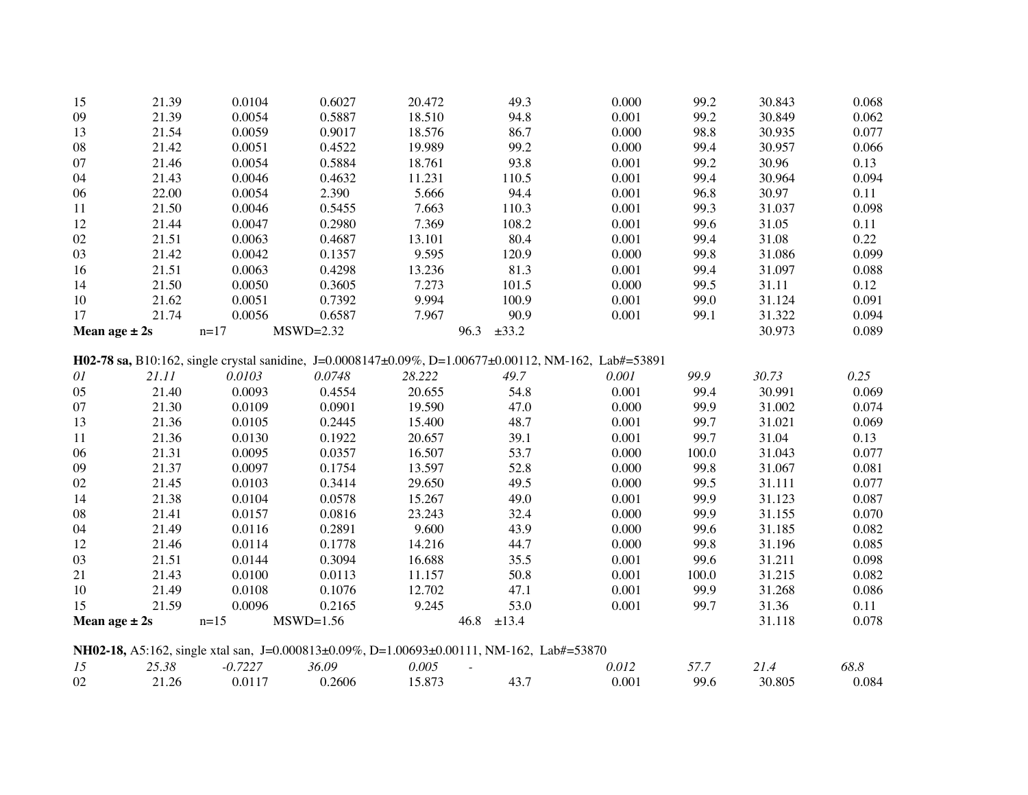| | | | | | | | | | |
|---|---|---|---|---|---|---|---|---|---|
| 15 | 21.39 | 0.0104 | 0.6027 | 20.472 | 49.3 | 0.000 | 99.2 | 30.843 | 0.068 |
| 09 | 21.39 | 0.0054 | 0.5887 | 18.510 | 94.8 | 0.001 | 99.2 | 30.849 | 0.062 |
| 13 | 21.54 | 0.0059 | 0.9017 | 18.576 | 86.7 | 0.000 | 98.8 | 30.935 | 0.077 |
| 08 | 21.42 | 0.0051 | 0.4522 | 19.989 | 99.2 | 0.000 | 99.4 | 30.957 | 0.066 |
| 07 | 21.46 | 0.0054 | 0.5884 | 18.761 | 93.8 | 0.001 | 99.2 | 30.96 | 0.13 |
| 04 | 21.43 | 0.0046 | 0.4632 | 11.231 | 110.5 | 0.001 | 99.4 | 30.964 | 0.094 |
| 06 | 22.00 | 0.0054 | 2.390 | 5.666 | 94.4 | 0.001 | 96.8 | 30.97 | 0.11 |
| 11 | 21.50 | 0.0046 | 0.5455 | 7.663 | 110.3 | 0.001 | 99.3 | 31.037 | 0.098 |
| 12 | 21.44 | 0.0047 | 0.2980 | 7.369 | 108.2 | 0.001 | 99.6 | 31.05 | 0.11 |
| 02 | 21.51 | 0.0063 | 0.4687 | 13.101 | 80.4 | 0.001 | 99.4 | 31.08 | 0.22 |
| 03 | 21.42 | 0.0042 | 0.1357 | 9.595 | 120.9 | 0.000 | 99.8 | 31.086 | 0.099 |
| 16 | 21.51 | 0.0063 | 0.4298 | 13.236 | 81.3 | 0.001 | 99.4 | 31.097 | 0.088 |
| 14 | 21.50 | 0.0050 | 0.3605 | 7.273 | 101.5 | 0.000 | 99.5 | 31.11 | 0.12 |
| 10 | 21.62 | 0.0051 | 0.7392 | 9.994 | 100.9 | 0.001 | 99.0 | 31.124 | 0.091 |
| 17 | 21.74 | 0.0056 | 0.6587 | 7.967 | 90.9 | 0.001 | 99.1 | 31.322 | 0.094 |
| **Mean age ± 2s** | n=17 | MSWD=2.32 | | | 96.3 ±33.2 | | | 30.973 | 0.089 |

**H02-78 sa,** B10:162, single crystal sanidine, J=0.0008147±0.09%, D=1.00677±0.00112, NM-162, Lab#=53891

| | | | | | | | | | |
|---|---|---|---|---|---|---|---|---|---|
| *01* | *21.11* | *0.0103* | *0.0748* | *28.222* | *49.7* | *0.001* | *99.9* | *30.73* | *0.25* |
| 05 | 21.40 | 0.0093 | 0.4554 | 20.655 | 54.8 | 0.001 | 99.4 | 30.991 | 0.069 |
| 07 | 21.30 | 0.0109 | 0.0901 | 19.590 | 47.0 | 0.000 | 99.9 | 31.002 | 0.074 |
| 13 | 21.36 | 0.0105 | 0.2445 | 15.400 | 48.7 | 0.001 | 99.7 | 31.021 | 0.069 |
| 11 | 21.36 | 0.0130 | 0.1922 | 20.657 | 39.1 | 0.001 | 99.7 | 31.04 | 0.13 |
| 06 | 21.31 | 0.0095 | 0.0357 | 16.507 | 53.7 | 0.000 | 100.0 | 31.043 | 0.077 |
| 09 | 21.37 | 0.0097 | 0.1754 | 13.597 | 52.8 | 0.000 | 99.8 | 31.067 | 0.081 |
| 02 | 21.45 | 0.0103 | 0.3414 | 29.650 | 49.5 | 0.000 | 99.5 | 31.111 | 0.077 |
| 14 | 21.38 | 0.0104 | 0.0578 | 15.267 | 49.0 | 0.001 | 99.9 | 31.123 | 0.087 |
| 08 | 21.41 | 0.0157 | 0.0816 | 23.243 | 32.4 | 0.000 | 99.9 | 31.155 | 0.070 |
| 04 | 21.49 | 0.0116 | 0.2891 | 9.600 | 43.9 | 0.000 | 99.6 | 31.185 | 0.082 |
| 12 | 21.46 | 0.0114 | 0.1778 | 14.216 | 44.7 | 0.000 | 99.8 | 31.196 | 0.085 |
| 03 | 21.51 | 0.0144 | 0.3094 | 16.688 | 35.5 | 0.001 | 99.6 | 31.211 | 0.098 |
| 21 | 21.43 | 0.0100 | 0.0113 | 11.157 | 50.8 | 0.001 | 100.0 | 31.215 | 0.082 |
| 10 | 21.49 | 0.0108 | 0.1076 | 12.702 | 47.1 | 0.001 | 99.9 | 31.268 | 0.086 |
| 15 | 21.59 | 0.0096 | 0.2165 | 9.245 | 53.0 | 0.001 | 99.7 | 31.36 | 0.11 |
| **Mean age ± 2s** | n=15 | MSWD=1.56 | | | 46.8 ±13.4 | | | 31.118 | 0.078 |

**NH02-18,** A5:162, single xtal san, J=0.000813±0.09%, D=1.00693±0.00111, NM-162, Lab#=53870

| | | | | | | | | | |
|---|---|---|---|---|---|---|---|---|---|
| *15* | *25.38* | *-0.7227* | *36.09* | *0.005* | *-* | *0.012* | *57.7* | *21.4* | *68.8* |
| 02 | 21.26 | 0.0117 | 0.2606 | 15.873 | 43.7 | 0.001 | 99.6 | 30.805 | 0.084 |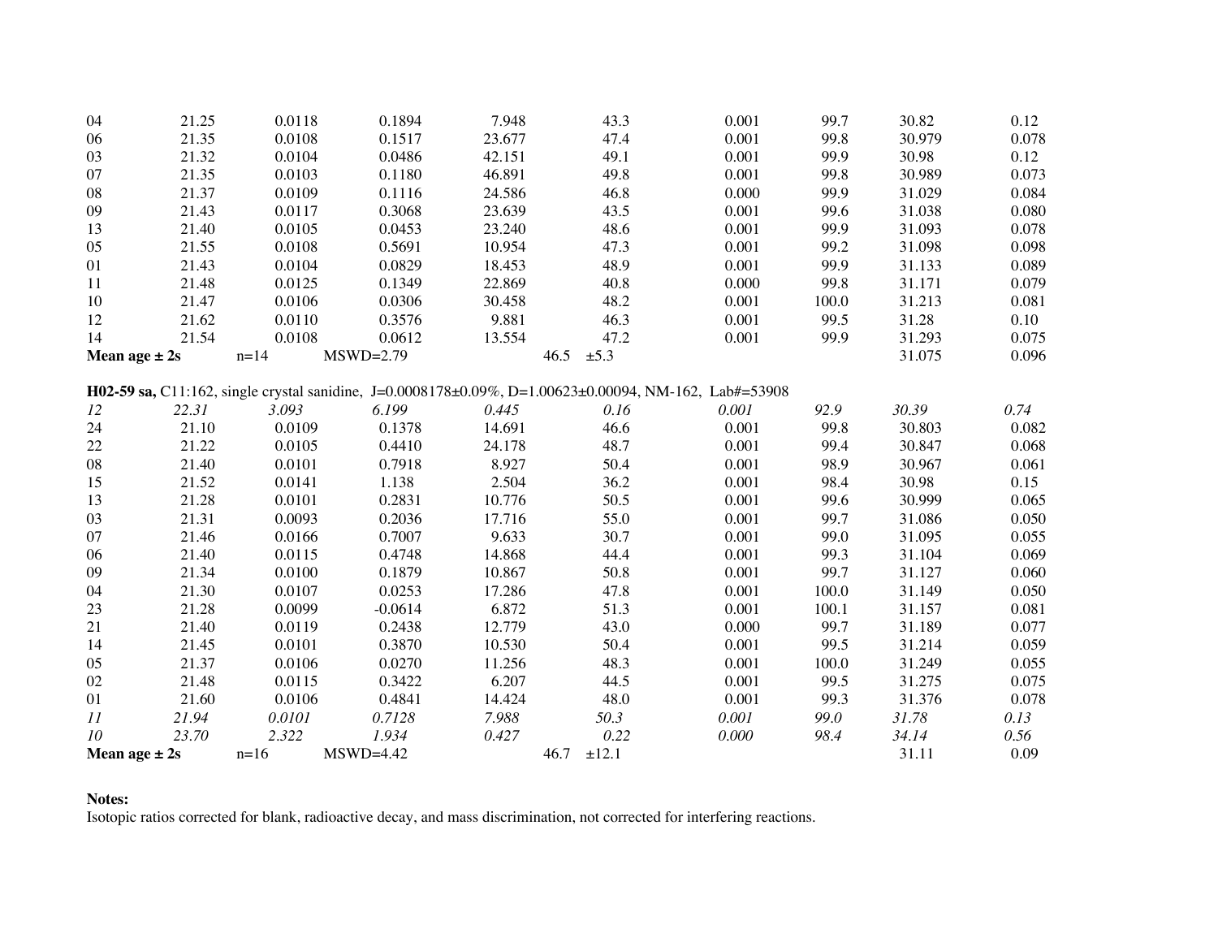| | | | | | | | | | |
|---|---|---|---|---|---|---|---|---|---|
| 04 | 21.25 | 0.0118 | 0.1894 | 7.948 | 43.3 | 0.001 | 99.7 | 30.82 | 0.12 |
| 06 | 21.35 | 0.0108 | 0.1517 | 23.677 | 47.4 | 0.001 | 99.8 | 30.979 | 0.078 |
| 03 | 21.32 | 0.0104 | 0.0486 | 42.151 | 49.1 | 0.001 | 99.9 | 30.98 | 0.12 |
| 07 | 21.35 | 0.0103 | 0.1180 | 46.891 | 49.8 | 0.001 | 99.8 | 30.989 | 0.073 |
| 08 | 21.37 | 0.0109 | 0.1116 | 24.586 | 46.8 | 0.000 | 99.9 | 31.029 | 0.084 |
| 09 | 21.43 | 0.0117 | 0.3068 | 23.639 | 43.5 | 0.001 | 99.6 | 31.038 | 0.080 |
| 13 | 21.40 | 0.0105 | 0.0453 | 23.240 | 48.6 | 0.001 | 99.9 | 31.093 | 0.078 |
| 05 | 21.55 | 0.0108 | 0.5691 | 10.954 | 47.3 | 0.001 | 99.2 | 31.098 | 0.098 |
| 01 | 21.43 | 0.0104 | 0.0829 | 18.453 | 48.9 | 0.001 | 99.9 | 31.133 | 0.089 |
| 11 | 21.48 | 0.0125 | 0.1349 | 22.869 | 40.8 | 0.000 | 99.8 | 31.171 | 0.079 |
| 10 | 21.47 | 0.0106 | 0.0306 | 30.458 | 48.2 | 0.001 | 100.0 | 31.213 | 0.081 |
| 12 | 21.62 | 0.0110 | 0.3576 | 9.881 | 46.3 | 0.001 | 99.5 | 31.28 | 0.10 |
| 14 | 21.54 | 0.0108 | 0.0612 | 13.554 | 47.2 | 0.001 | 99.9 | 31.293 | 0.075 |
| **Mean age ± 2s** | n=14 | MSWD=2.79 | | | 46.5 ±5.3 | | | 31.075 | 0.096 |
| | | | | | | | | | |
| **H02-59 sa,** C11:162, single crystal sanidine, J=0.0008178±0.09%, D=1.00623±0.00094, NM-162, Lab#=53908 | | | | | | | | | |
| *12* | *22.31* | *3.093* | *6.199* | *0.445* | *0.16* | *0.001* | *92.9* | *30.39* | *0.74* |
| 24 | 21.10 | 0.0109 | 0.1378 | 14.691 | 46.6 | 0.001 | 99.8 | 30.803 | 0.082 |
| 22 | 21.22 | 0.0105 | 0.4410 | 24.178 | 48.7 | 0.001 | 99.4 | 30.847 | 0.068 |
| 08 | 21.40 | 0.0101 | 0.7918 | 8.927 | 50.4 | 0.001 | 98.9 | 30.967 | 0.061 |
| 15 | 21.52 | 0.0141 | 1.138 | 2.504 | 36.2 | 0.001 | 98.4 | 30.98 | 0.15 |
| 13 | 21.28 | 0.0101 | 0.2831 | 10.776 | 50.5 | 0.001 | 99.6 | 30.999 | 0.065 |
| 03 | 21.31 | 0.0093 | 0.2036 | 17.716 | 55.0 | 0.001 | 99.7 | 31.086 | 0.050 |
| 07 | 21.46 | 0.0166 | 0.7007 | 9.633 | 30.7 | 0.001 | 99.0 | 31.095 | 0.055 |
| 06 | 21.40 | 0.0115 | 0.4748 | 14.868 | 44.4 | 0.001 | 99.3 | 31.104 | 0.069 |
| 09 | 21.34 | 0.0100 | 0.1879 | 10.867 | 50.8 | 0.001 | 99.7 | 31.127 | 0.060 |
| 04 | 21.30 | 0.0107 | 0.0253 | 17.286 | 47.8 | 0.001 | 100.0 | 31.149 | 0.050 |
| 23 | 21.28 | 0.0099 | -0.0614 | 6.872 | 51.3 | 0.001 | 100.1 | 31.157 | 0.081 |
| 21 | 21.40 | 0.0119 | 0.2438 | 12.779 | 43.0 | 0.000 | 99.7 | 31.189 | 0.077 |
| 14 | 21.45 | 0.0101 | 0.3870 | 10.530 | 50.4 | 0.001 | 99.5 | 31.214 | 0.059 |
| 05 | 21.37 | 0.0106 | 0.0270 | 11.256 | 48.3 | 0.001 | 100.0 | 31.249 | 0.055 |
| 02 | 21.48 | 0.0115 | 0.3422 | 6.207 | 44.5 | 0.001 | 99.5 | 31.275 | 0.075 |
| 01 | 21.60 | 0.0106 | 0.4841 | 14.424 | 48.0 | 0.001 | 99.3 | 31.376 | 0.078 |
| *11* | *21.94* | *0.0101* | *0.7128* | *7.988* | *50.3* | *0.001* | *99.0* | *31.78* | *0.13* |
| *10* | *23.70* | *2.322* | *1.934* | *0.427* | *0.22* | *0.000* | *98.4* | *34.14* | *0.56* |
| **Mean age ± 2s** | n=16 | MSWD=4.42 | | | 46.7 ±12.1 | | | 31.11 | 0.09 |

**Notes:**
Isotopic ratios corrected for blank, radioactive decay, and mass discrimination, not corrected for interfering reactions.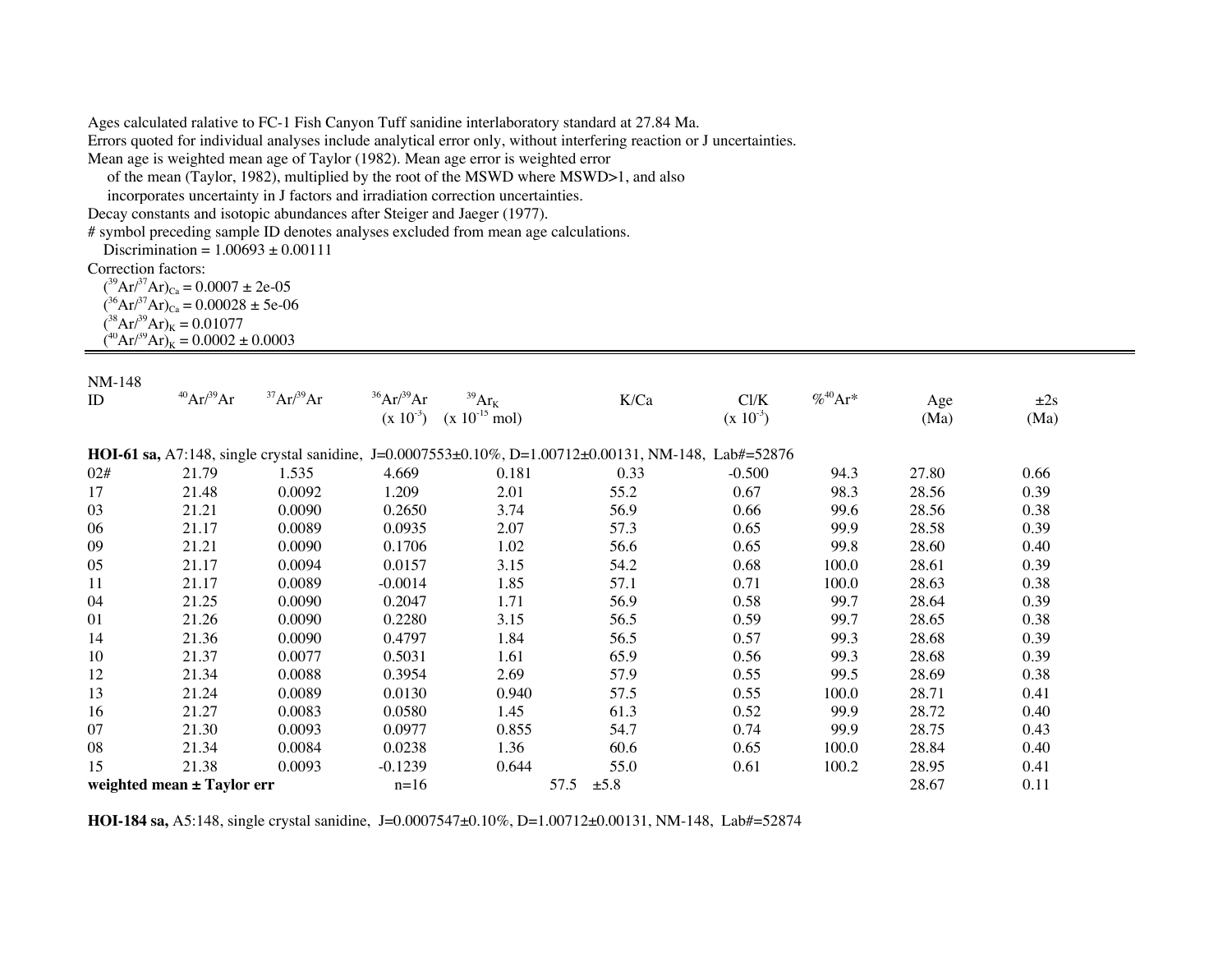Ages calculated ralative to FC-1 Fish Canyon Tuff sanidine interlaboratory standard at 27.84 Ma.
Errors quoted for individual analyses include analytical error only, without interfering reaction or J uncertainties.
Mean age is weighted mean age of Taylor (1982). Mean age error is weighted error
of the mean (Taylor, 1982), multiplied by the root of the MSWD where MSWD>1, and also
incorporates uncertainty in J factors and irradiation correction uncertainties.
Decay constants and isotopic abundances after Steiger and Jaeger (1977).
# symbol preceding sample ID denotes analyses excluded from mean age calculations.
Discrimination = 1.00693 ± 0.00111
Correction factors:
$(^{39}Ar/^{37}Ar)_{Ca}$ = 0.0007 ± 2e-05
$(^{36}Ar/^{37}Ar)_{Ca}$ = 0.00028 ± 5e-06
$(^{38}Ar/^{39}Ar)_{K}$ = 0.01077
$(^{40}Ar/^{39}Ar)_{K}$ = 0.0002 ± 0.0003

NM-148

| ID | $^{40}Ar/^{39}Ar$ | $^{37}Ar/^{39}Ar$ | $^{36}Ar/^{39}Ar$ (x $10^{-3}$) | $^{39}Ar_K$ (x $10^{-15}$ mol) | K/Ca | Cl/K (x $10^{-3}$) | $\%^{40}Ar^*$ | Age (Ma) | ±2s (Ma) |
|---|---|---|---|---|---|---|---|---|---|
| **HOI-61 sa,** A7:148, single crystal sanidine, J=0.0007553±0.10%, D=1.00712±0.00131, NM-148, Lab#=52876 | | | | | | | | | |
| 02# | 21.79 | 1.535 | 4.669 | 0.181 | 0.33 | -0.500 | 94.3 | 27.80 | 0.66 |
| 17 | 21.48 | 0.0092 | 1.209 | 2.01 | 55.2 | 0.67 | 98.3 | 28.56 | 0.39 |
| 03 | 21.21 | 0.0090 | 0.2650 | 3.74 | 56.9 | 0.66 | 99.6 | 28.56 | 0.38 |
| 06 | 21.17 | 0.0089 | 0.0935 | 2.07 | 57.3 | 0.65 | 99.9 | 28.58 | 0.39 |
| 09 | 21.21 | 0.0090 | 0.1706 | 1.02 | 56.6 | 0.65 | 99.8 | 28.60 | 0.40 |
| 05 | 21.17 | 0.0094 | 0.0157 | 3.15 | 54.2 | 0.68 | 100.0 | 28.61 | 0.39 |
| 11 | 21.17 | 0.0089 | -0.0014 | 1.85 | 57.1 | 0.71 | 100.0 | 28.63 | 0.38 |
| 04 | 21.25 | 0.0090 | 0.2047 | 1.71 | 56.9 | 0.58 | 99.7 | 28.64 | 0.39 |
| 01 | 21.26 | 0.0090 | 0.2280 | 3.15 | 56.5 | 0.59 | 99.7 | 28.65 | 0.38 |
| 14 | 21.36 | 0.0090 | 0.4797 | 1.84 | 56.5 | 0.57 | 99.3 | 28.68 | 0.39 |
| 10 | 21.37 | 0.0077 | 0.5031 | 1.61 | 65.9 | 0.56 | 99.3 | 28.68 | 0.39 |
| 12 | 21.34 | 0.0088 | 0.3954 | 2.69 | 57.9 | 0.55 | 99.5 | 28.69 | 0.38 |
| 13 | 21.24 | 0.0089 | 0.0130 | 0.940 | 57.5 | 0.55 | 100.0 | 28.71 | 0.41 |
| 16 | 21.27 | 0.0083 | 0.0580 | 1.45 | 61.3 | 0.52 | 99.9 | 28.72 | 0.40 |
| 07 | 21.30 | 0.0093 | 0.0977 | 0.855 | 54.7 | 0.74 | 99.9 | 28.75 | 0.43 |
| 08 | 21.34 | 0.0084 | 0.0238 | 1.36 | 60.6 | 0.65 | 100.0 | 28.84 | 0.40 |
| 15 | 21.38 | 0.0093 | -0.1239 | 0.644 | 55.0 | 0.61 | 100.2 | 28.95 | 0.41 |
| **weighted mean ± Taylor err** | | | n=16 | | 57.5 ±5.8 | | | 28.67 | 0.11 |

**HOI-184 sa,** A5:148, single crystal sanidine, J=0.0007547±0.10%, D=1.00712±0.00131, NM-148, Lab#=52874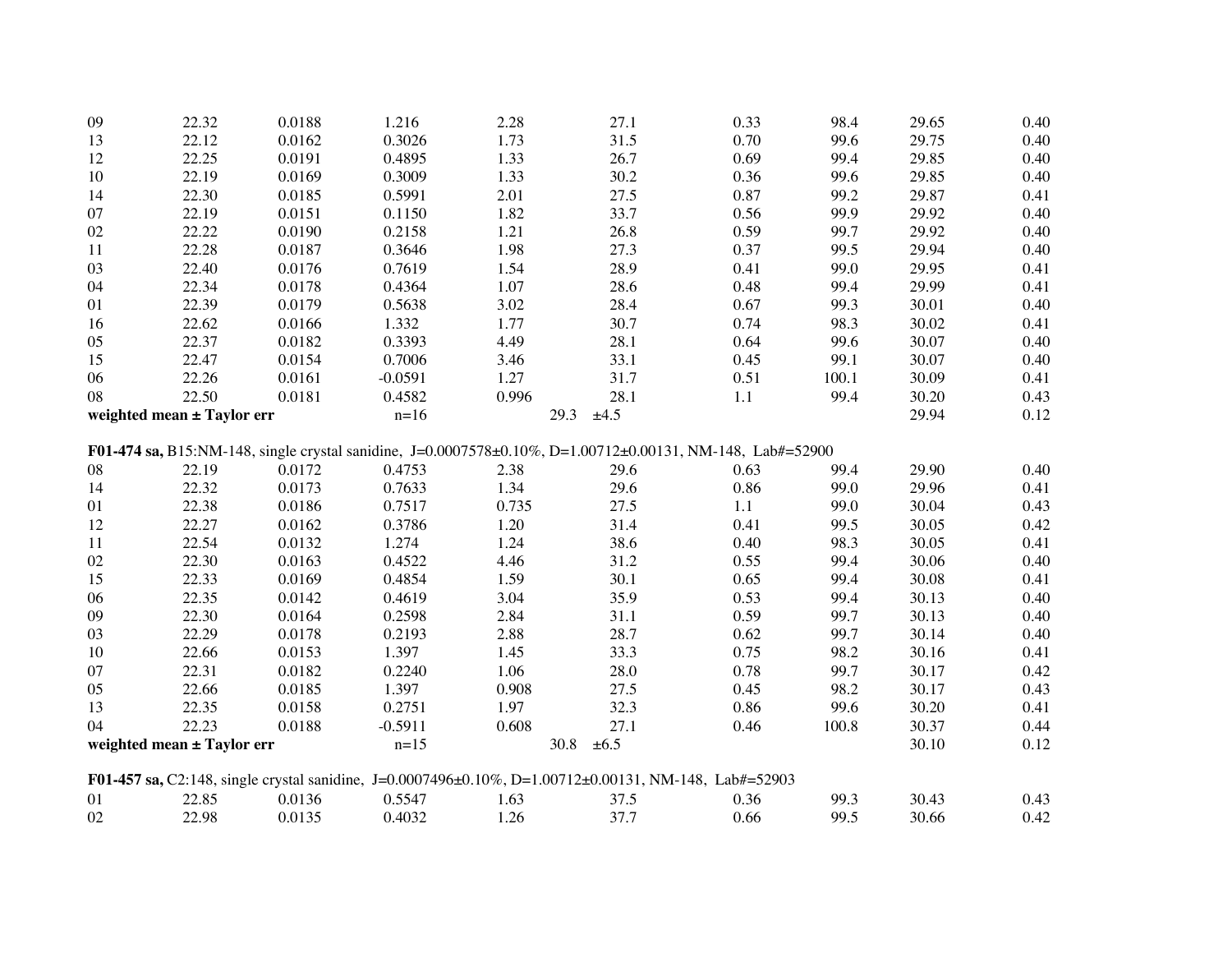| | | | | | | | | | |
|---|---|---|---|---|---|---|---|---|---|
| 09 | 22.32 | 0.0188 | 1.216 | 2.28 | 27.1 | 0.33 | 98.4 | 29.65 | 0.40 |
| 13 | 22.12 | 0.0162 | 0.3026 | 1.73 | 31.5 | 0.70 | 99.6 | 29.75 | 0.40 |
| 12 | 22.25 | 0.0191 | 0.4895 | 1.33 | 26.7 | 0.69 | 99.4 | 29.85 | 0.40 |
| 10 | 22.19 | 0.0169 | 0.3009 | 1.33 | 30.2 | 0.36 | 99.6 | 29.85 | 0.40 |
| 14 | 22.30 | 0.0185 | 0.5991 | 2.01 | 27.5 | 0.87 | 99.2 | 29.87 | 0.41 |
| 07 | 22.19 | 0.0151 | 0.1150 | 1.82 | 33.7 | 0.56 | 99.9 | 29.92 | 0.40 |
| 02 | 22.22 | 0.0190 | 0.2158 | 1.21 | 26.8 | 0.59 | 99.7 | 29.92 | 0.40 |
| 11 | 22.28 | 0.0187 | 0.3646 | 1.98 | 27.3 | 0.37 | 99.5 | 29.94 | 0.40 |
| 03 | 22.40 | 0.0176 | 0.7619 | 1.54 | 28.9 | 0.41 | 99.0 | 29.95 | 0.41 |
| 04 | 22.34 | 0.0178 | 0.4364 | 1.07 | 28.6 | 0.48 | 99.4 | 29.99 | 0.41 |
| 01 | 22.39 | 0.0179 | 0.5638 | 3.02 | 28.4 | 0.67 | 99.3 | 30.01 | 0.40 |
| 16 | 22.62 | 0.0166 | 1.332 | 1.77 | 30.7 | 0.74 | 98.3 | 30.02 | 0.41 |
| 05 | 22.37 | 0.0182 | 0.3393 | 4.49 | 28.1 | 0.64 | 99.6 | 30.07 | 0.40 |
| 15 | 22.47 | 0.0154 | 0.7006 | 3.46 | 33.1 | 0.45 | 99.1 | 30.07 | 0.40 |
| 06 | 22.26 | 0.0161 | -0.0591 | 1.27 | 31.7 | 0.51 | 100.1 | 30.09 | 0.41 |
| 08 | 22.50 | 0.0181 | 0.4582 | 0.996 | 28.1 | 1.1 | 99.4 | 30.20 | 0.43 |
| **weighted mean ± Taylor err** | | | n=16 | | 29.3 ±4.5 | | | 29.94 | 0.12 |

**F01-474 sa,** B15:NM-148, single crystal sanidine, J=0.0007578±0.10%, D=1.00712±0.00131, NM-148, Lab#=52900

| | | | | | | | | | |
|---|---|---|---|---|---|---|---|---|---|
| 08 | 22.19 | 0.0172 | 0.4753 | 2.38 | 29.6 | 0.63 | 99.4 | 29.90 | 0.40 |
| 14 | 22.32 | 0.0173 | 0.7633 | 1.34 | 29.6 | 0.86 | 99.0 | 29.96 | 0.41 |
| 01 | 22.38 | 0.0186 | 0.7517 | 0.735 | 27.5 | 1.1 | 99.0 | 30.04 | 0.43 |
| 12 | 22.27 | 0.0162 | 0.3786 | 1.20 | 31.4 | 0.41 | 99.5 | 30.05 | 0.42 |
| 11 | 22.54 | 0.0132 | 1.274 | 1.24 | 38.6 | 0.40 | 98.3 | 30.05 | 0.41 |
| 02 | 22.30 | 0.0163 | 0.4522 | 4.46 | 31.2 | 0.55 | 99.4 | 30.06 | 0.40 |
| 15 | 22.33 | 0.0169 | 0.4854 | 1.59 | 30.1 | 0.65 | 99.4 | 30.08 | 0.41 |
| 06 | 22.35 | 0.0142 | 0.4619 | 3.04 | 35.9 | 0.53 | 99.4 | 30.13 | 0.40 |
| 09 | 22.30 | 0.0164 | 0.2598 | 2.84 | 31.1 | 0.59 | 99.7 | 30.13 | 0.40 |
| 03 | 22.29 | 0.0178 | 0.2193 | 2.88 | 28.7 | 0.62 | 99.7 | 30.14 | 0.40 |
| 10 | 22.66 | 0.0153 | 1.397 | 1.45 | 33.3 | 0.75 | 98.2 | 30.16 | 0.41 |
| 07 | 22.31 | 0.0182 | 0.2240 | 1.06 | 28.0 | 0.78 | 99.7 | 30.17 | 0.42 |
| 05 | 22.66 | 0.0185 | 1.397 | 0.908 | 27.5 | 0.45 | 98.2 | 30.17 | 0.43 |
| 13 | 22.35 | 0.0158 | 0.2751 | 1.97 | 32.3 | 0.86 | 99.6 | 30.20 | 0.41 |
| 04 | 22.23 | 0.0188 | -0.5911 | 0.608 | 27.1 | 0.46 | 100.8 | 30.37 | 0.44 |
| **weighted mean ± Taylor err** | | | n=15 | | 30.8 ±6.5 | | | 30.10 | 0.12 |

**F01-457 sa,** C2:148, single crystal sanidine, J=0.0007496±0.10%, D=1.00712±0.00131, NM-148, Lab#=52903

| | | | | | | | | | |
|---|---|---|---|---|---|---|---|---|---|
| 01 | 22.85 | 0.0136 | 0.5547 | 1.63 | 37.5 | 0.36 | 99.3 | 30.43 | 0.43 |
| 02 | 22.98 | 0.0135 | 0.4032 | 1.26 | 37.7 | 0.66 | 99.5 | 30.66 | 0.42 |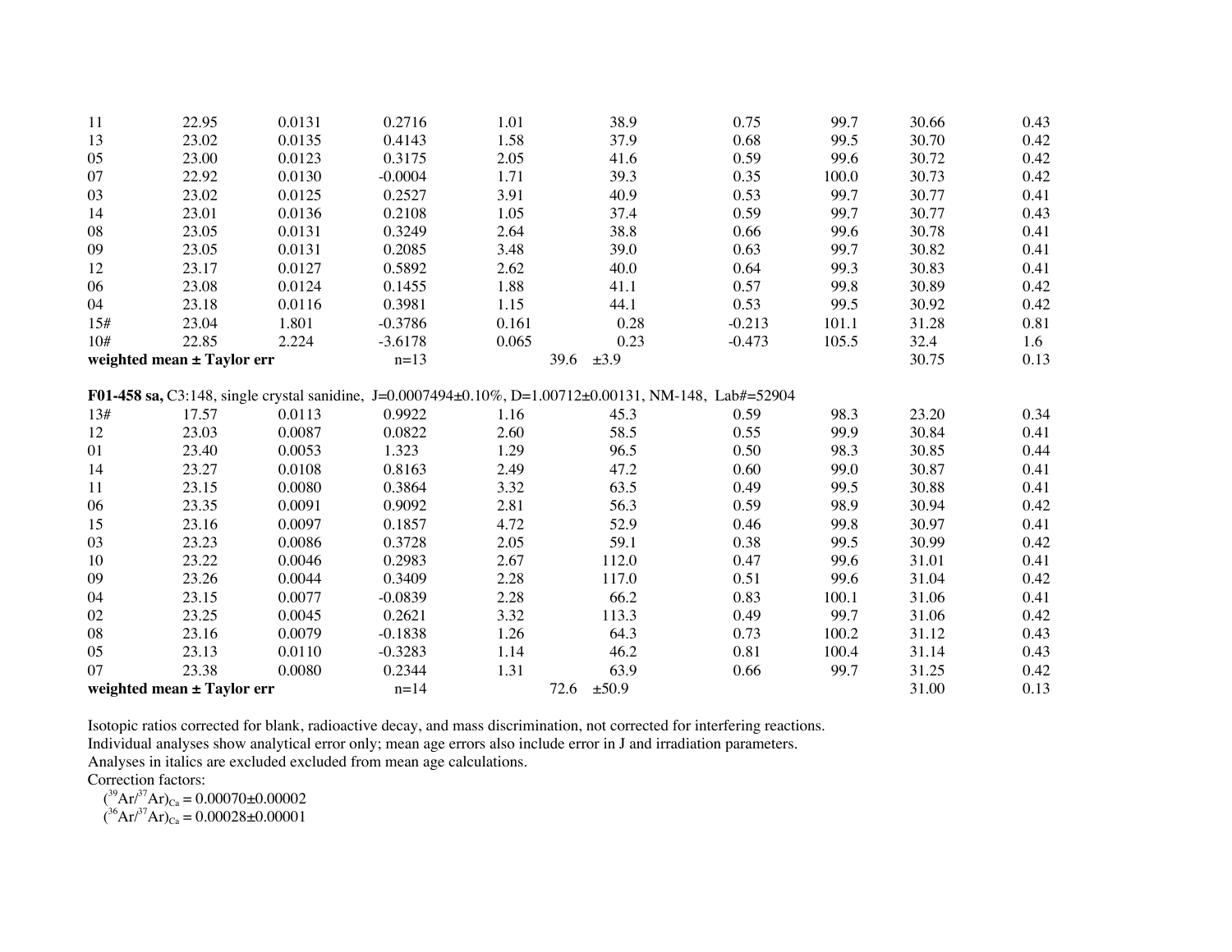| | | | | | | | | | |
|---|---|---|---|---|---|---|---|---|---|
| 11 | 22.95 | 0.0131 | 0.2716 | 1.01 | 38.9 | 0.75 | 99.7 | 30.66 | 0.43 |
| 13 | 23.02 | 0.0135 | 0.4143 | 1.58 | 37.9 | 0.68 | 99.5 | 30.70 | 0.42 |
| 05 | 23.00 | 0.0123 | 0.3175 | 2.05 | 41.6 | 0.59 | 99.6 | 30.72 | 0.42 |
| 07 | 22.92 | 0.0130 | -0.0004 | 1.71 | 39.3 | 0.35 | 100.0 | 30.73 | 0.42 |
| 03 | 23.02 | 0.0125 | 0.2527 | 3.91 | 40.9 | 0.53 | 99.7 | 30.77 | 0.41 |
| 14 | 23.01 | 0.0136 | 0.2108 | 1.05 | 37.4 | 0.59 | 99.7 | 30.77 | 0.43 |
| 08 | 23.05 | 0.0131 | 0.3249 | 2.64 | 38.8 | 0.66 | 99.6 | 30.78 | 0.41 |
| 09 | 23.05 | 0.0131 | 0.2085 | 3.48 | 39.0 | 0.63 | 99.7 | 30.82 | 0.41 |
| 12 | 23.17 | 0.0127 | 0.5892 | 2.62 | 40.0 | 0.64 | 99.3 | 30.83 | 0.41 |
| 06 | 23.08 | 0.0124 | 0.1455 | 1.88 | 41.1 | 0.57 | 99.8 | 30.89 | 0.42 |
| 04 | 23.18 | 0.0116 | 0.3981 | 1.15 | 44.1 | 0.53 | 99.5 | 30.92 | 0.42 |
| 15# | 23.04 | 1.801 | -0.3786 | 0.161 | 0.28 | -0.213 | 101.1 | 31.28 | 0.81 |
| 10# | 22.85 | 2.224 | -3.6178 | 0.065 | 0.23 | -0.473 | 105.5 | 32.4 | 1.6 |
| **weighted mean ± Taylor err** | | | n=13 | | 39.6 ±3.9 | | | 30.75 | 0.13 |

**F01-458 sa,** C3:148, single crystal sanidine, J=0.0007494±0.10%, D=1.00712±0.00131, NM-148, Lab#=52904

| | | | | | | | | | |
|---|---|---|---|---|---|---|---|---|---|
| 13# | 17.57 | 0.0113 | 0.9922 | 1.16 | 45.3 | 0.59 | 98.3 | 23.20 | 0.34 |
| 12 | 23.03 | 0.0087 | 0.0822 | 2.60 | 58.5 | 0.55 | 99.9 | 30.84 | 0.41 |
| 01 | 23.40 | 0.0053 | 1.323 | 1.29 | 96.5 | 0.50 | 98.3 | 30.85 | 0.44 |
| 14 | 23.27 | 0.0108 | 0.8163 | 2.49 | 47.2 | 0.60 | 99.0 | 30.87 | 0.41 |
| 11 | 23.15 | 0.0080 | 0.3864 | 3.32 | 63.5 | 0.49 | 99.5 | 30.88 | 0.41 |
| 06 | 23.35 | 0.0091 | 0.9092 | 2.81 | 56.3 | 0.59 | 98.9 | 30.94 | 0.42 |
| 15 | 23.16 | 0.0097 | 0.1857 | 4.72 | 52.9 | 0.46 | 99.8 | 30.97 | 0.41 |
| 03 | 23.23 | 0.0086 | 0.3728 | 2.05 | 59.1 | 0.38 | 99.5 | 30.99 | 0.42 |
| 10 | 23.22 | 0.0046 | 0.2983 | 2.67 | 112.0 | 0.47 | 99.6 | 31.01 | 0.41 |
| 09 | 23.26 | 0.0044 | 0.3409 | 2.28 | 117.0 | 0.51 | 99.6 | 31.04 | 0.42 |
| 04 | 23.15 | 0.0077 | -0.0839 | 2.28 | 66.2 | 0.83 | 100.1 | 31.06 | 0.41 |
| 02 | 23.25 | 0.0045 | 0.2621 | 3.32 | 113.3 | 0.49 | 99.7 | 31.06 | 0.42 |
| 08 | 23.16 | 0.0079 | -0.1838 | 1.26 | 64.3 | 0.73 | 100.2 | 31.12 | 0.43 |
| 05 | 23.13 | 0.0110 | -0.3283 | 1.14 | 46.2 | 0.81 | 100.4 | 31.14 | 0.43 |
| 07 | 23.38 | 0.0080 | 0.2344 | 1.31 | 63.9 | 0.66 | 99.7 | 31.25 | 0.42 |
| **weighted mean ± Taylor err** | | | n=14 | | 72.6 ±50.9 | | | 31.00 | 0.13 |

Isotopic ratios corrected for blank, radioactive decay, and mass discrimination, not corrected for interfering reactions.
Individual analyses show analytical error only; mean age errors also include error in J and irradiation parameters.
Analyses in italics are excluded excluded from mean age calculations.
Correction factors:

$(^{39}Ar/^{37}Ar)_{Ca} = 0.00070±0.00002$

$(^{36}Ar/^{37}Ar)_{Ca} = 0.00028±0.00001$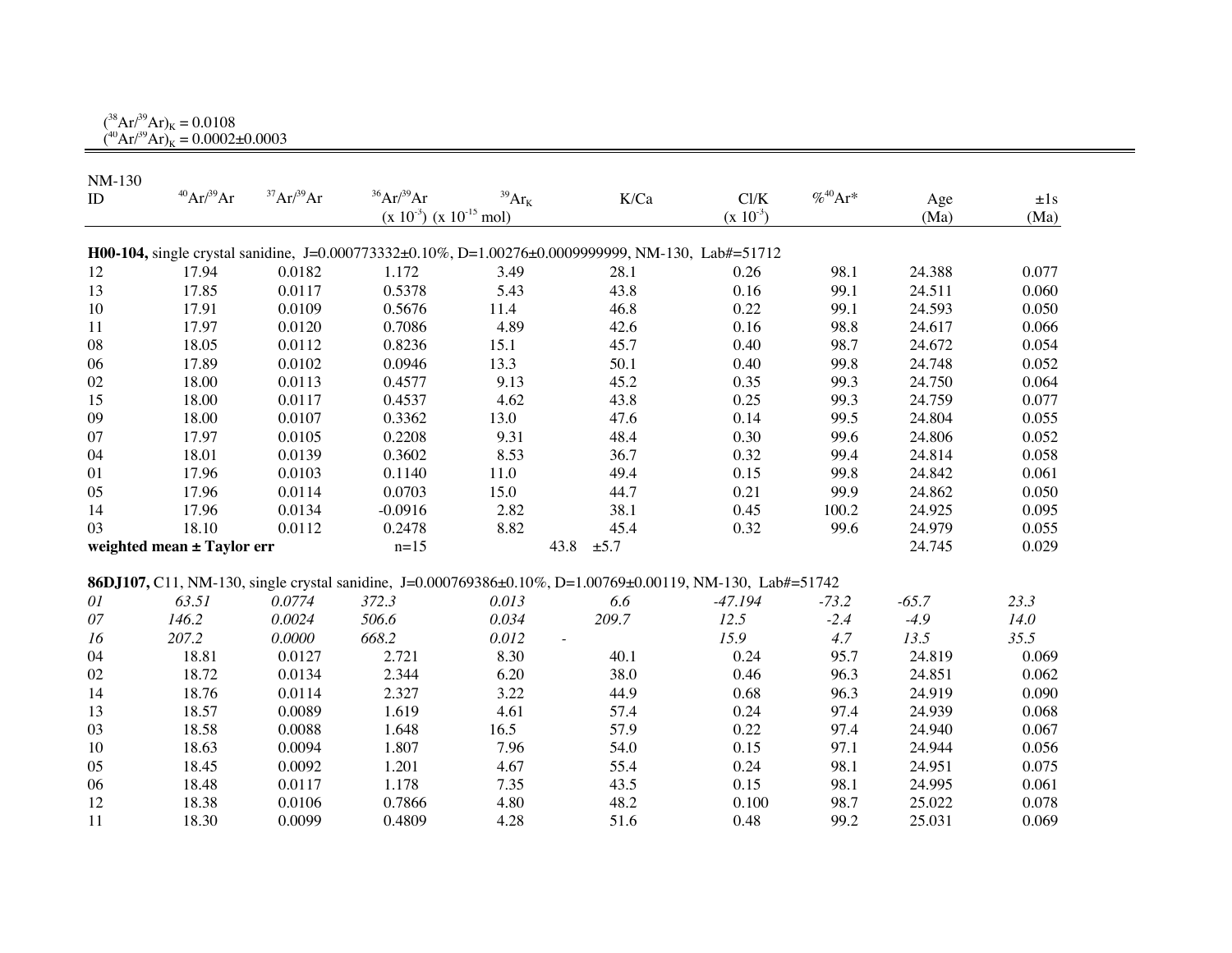$(^{38}Ar/^{39}Ar)_K = 0.0108$
$(^{40}Ar/^{39}Ar)_K = 0.0002 \pm 0.0003$

| NM-130 ID | $^{40}Ar/^{39}Ar$ | $^{37}Ar/^{39}Ar$ | $^{36}Ar/^{39}Ar$ ($\times 10^{-3}$) | $^{39}Ar_K$ ($\times 10^{-15}$ mol) | K/Ca | Cl/K ($\times 10^{-3}$) | %$^{40}Ar^*$ | Age (Ma) | ±1s (Ma) |
|---|---|---|---|---|---|---|---|---|---|
| **H00-104,** single crystal sanidine, J=0.000773332±0.10%, D=1.00276±0.0009999999, NM-130, Lab#=51712 | | | | | | | | | |
| 12 | 17.94 | 0.0182 | 1.172 | 3.49 | 28.1 | 0.26 | 98.1 | 24.388 | 0.077 |
| 13 | 17.85 | 0.0117 | 0.5378 | 5.43 | 43.8 | 0.16 | 99.1 | 24.511 | 0.060 |
| 10 | 17.91 | 0.0109 | 0.5676 | 11.4 | 46.8 | 0.22 | 99.1 | 24.593 | 0.050 |
| 11 | 17.97 | 0.0120 | 0.7086 | 4.89 | 42.6 | 0.16 | 98.8 | 24.617 | 0.066 |
| 08 | 18.05 | 0.0112 | 0.8236 | 15.1 | 45.7 | 0.40 | 98.7 | 24.672 | 0.054 |
| 06 | 17.89 | 0.0102 | 0.0946 | 13.3 | 50.1 | 0.40 | 99.8 | 24.748 | 0.052 |
| 02 | 18.00 | 0.0113 | 0.4577 | 9.13 | 45.2 | 0.35 | 99.3 | 24.750 | 0.064 |
| 15 | 18.00 | 0.0117 | 0.4537 | 4.62 | 43.8 | 0.25 | 99.3 | 24.759 | 0.077 |
| 09 | 18.00 | 0.0107 | 0.3362 | 13.0 | 47.6 | 0.14 | 99.5 | 24.804 | 0.055 |
| 07 | 17.97 | 0.0105 | 0.2208 | 9.31 | 48.4 | 0.30 | 99.6 | 24.806 | 0.052 |
| 04 | 18.01 | 0.0139 | 0.3602 | 8.53 | 36.7 | 0.32 | 99.4 | 24.814 | 0.058 |
| 01 | 17.96 | 0.0103 | 0.1140 | 11.0 | 49.4 | 0.15 | 99.8 | 24.842 | 0.061 |
| 05 | 17.96 | 0.0114 | 0.0703 | 15.0 | 44.7 | 0.21 | 99.9 | 24.862 | 0.050 |
| 14 | 17.96 | 0.0134 | -0.0916 | 2.82 | 38.1 | 0.45 | 100.2 | 24.925 | 0.095 |
| 03 | 18.10 | 0.0112 | 0.2478 | 8.82 | 45.4 | 0.32 | 99.6 | 24.979 | 0.055 |
| **weighted mean ± Taylor err** | | | n=15 | | 43.8 ±5.7 | | | 24.745 | 0.029 |
| **86DJ107,** C11, NM-130, single crystal sanidine, J=0.000769386±0.10%, D=1.00769±0.00119, NM-130, Lab#=51742 | | | | | | | | | |
| *01* | *63.51* | *0.0774* | *372.3* | *0.013* | *6.6* | *-47.194* | *-73.2* | *-65.7* | *23.3* |
| *07* | *146.2* | *0.0024* | *506.6* | *0.034* | *209.7* | *12.5* | *-2.4* | *-4.9* | *14.0* |
| *16* | *207.2* | *0.0000* | *668.2* | *0.012* | - | *15.9* | *4.7* | *13.5* | *35.5* |
| 04 | 18.81 | 0.0127 | 2.721 | 8.30 | 40.1 | 0.24 | 95.7 | 24.819 | 0.069 |
| 02 | 18.72 | 0.0134 | 2.344 | 6.20 | 38.0 | 0.46 | 96.3 | 24.851 | 0.062 |
| 14 | 18.76 | 0.0114 | 2.327 | 3.22 | 44.9 | 0.68 | 96.3 | 24.919 | 0.090 |
| 13 | 18.57 | 0.0089 | 1.619 | 4.61 | 57.4 | 0.24 | 97.4 | 24.939 | 0.068 |
| 03 | 18.58 | 0.0088 | 1.648 | 16.5 | 57.9 | 0.22 | 97.4 | 24.940 | 0.067 |
| 10 | 18.63 | 0.0094 | 1.807 | 7.96 | 54.0 | 0.15 | 97.1 | 24.944 | 0.056 |
| 05 | 18.45 | 0.0092 | 1.201 | 4.67 | 55.4 | 0.24 | 98.1 | 24.951 | 0.075 |
| 06 | 18.48 | 0.0117 | 1.178 | 7.35 | 43.5 | 0.15 | 98.1 | 24.995 | 0.061 |
| 12 | 18.38 | 0.0106 | 0.7866 | 4.80 | 48.2 | 0.100 | 98.7 | 25.022 | 0.078 |
| 11 | 18.30 | 0.0099 | 0.4809 | 4.28 | 51.6 | 0.48 | 99.2 | 25.031 | 0.069 |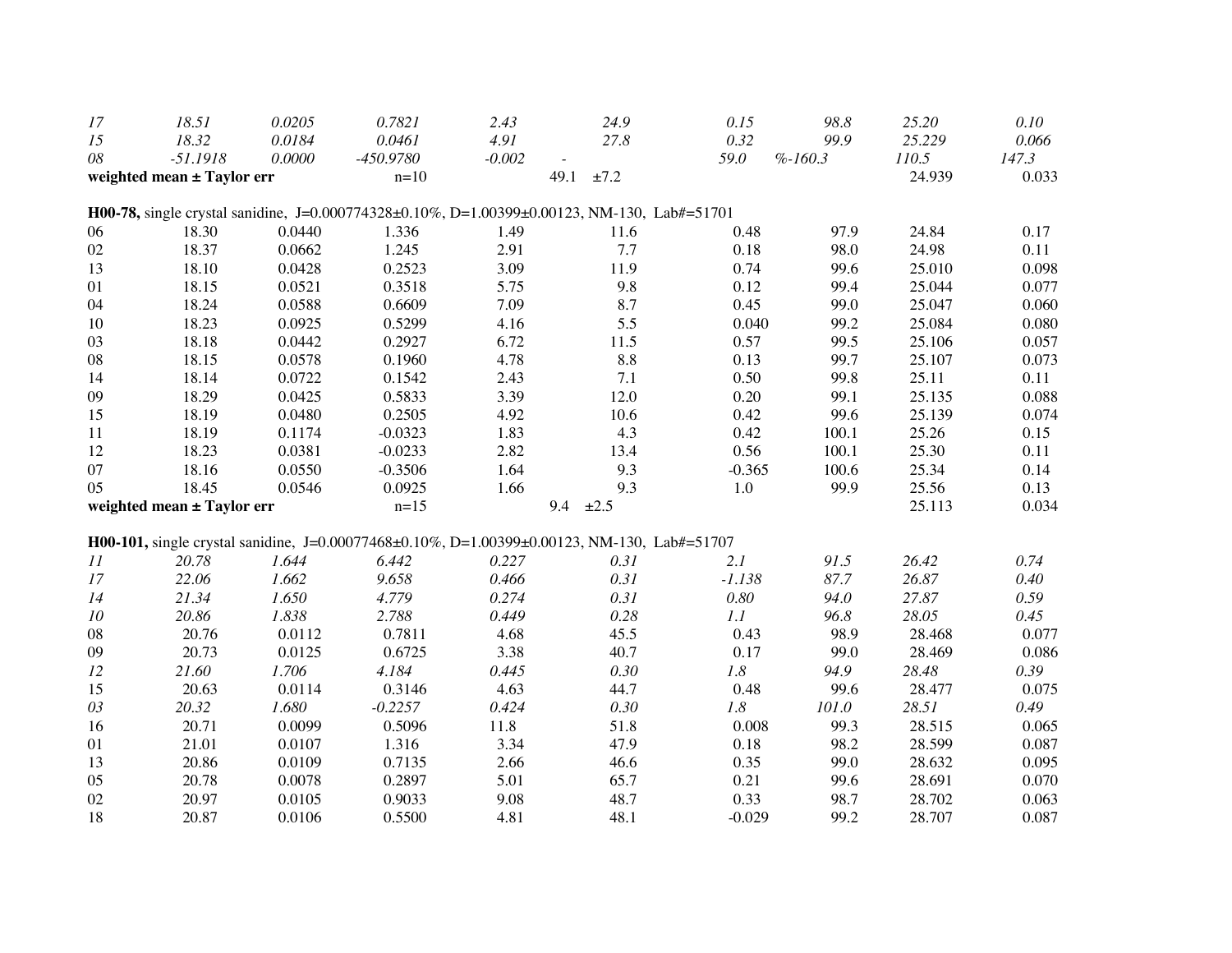| | | | | | | | | | |
|---|---|---|---|---|---|---|---|---|---|
| *17* | *18.51* | *0.0205* | *0.7821* | *2.43* | *24.9* | *0.15* | *98.8* | *25.20* | *0.10* |
| *15* | *18.32* | *0.0184* | *0.0461* | *4.91* | *27.8* | *0.32* | *99.9* | *25.229* | *0.066* |
| *08* | *-51.1918* | *0.0000* | *-450.9780* | *-0.002* | *-* | *59.0* | *%-160.3* | *110.5* | *147.3* |
| **weighted mean ± Taylor err** | | | n=10 | | 49.1 ±7.2 | | | 24.939 | 0.033 |

**H00-78,** single crystal sanidine, J=0.000774328±0.10%, D=1.00399±0.00123, NM-130, Lab#=51701

| | | | | | | | | | |
|---|---|---|---|---|---|---|---|---|---|
| 06 | 18.30 | 0.0440 | 1.336 | 1.49 | 11.6 | 0.48 | 97.9 | 24.84 | 0.17 |
| 02 | 18.37 | 0.0662 | 1.245 | 2.91 | 7.7 | 0.18 | 98.0 | 24.98 | 0.11 |
| 13 | 18.10 | 0.0428 | 0.2523 | 3.09 | 11.9 | 0.74 | 99.6 | 25.010 | 0.098 |
| 01 | 18.15 | 0.0521 | 0.3518 | 5.75 | 9.8 | 0.12 | 99.4 | 25.044 | 0.077 |
| 04 | 18.24 | 0.0588 | 0.6609 | 7.09 | 8.7 | 0.45 | 99.0 | 25.047 | 0.060 |
| 10 | 18.23 | 0.0925 | 0.5299 | 4.16 | 5.5 | 0.040 | 99.2 | 25.084 | 0.080 |
| 03 | 18.18 | 0.0442 | 0.2927 | 6.72 | 11.5 | 0.57 | 99.5 | 25.106 | 0.057 |
| 08 | 18.15 | 0.0578 | 0.1960 | 4.78 | 8.8 | 0.13 | 99.7 | 25.107 | 0.073 |
| 14 | 18.14 | 0.0722 | 0.1542 | 2.43 | 7.1 | 0.50 | 99.8 | 25.11 | 0.11 |
| 09 | 18.29 | 0.0425 | 0.5833 | 3.39 | 12.0 | 0.20 | 99.1 | 25.135 | 0.088 |
| 15 | 18.19 | 0.0480 | 0.2505 | 4.92 | 10.6 | 0.42 | 99.6 | 25.139 | 0.074 |
| 11 | 18.19 | 0.1174 | -0.0323 | 1.83 | 4.3 | 0.42 | 100.1 | 25.26 | 0.15 |
| 12 | 18.23 | 0.0381 | -0.0233 | 2.82 | 13.4 | 0.56 | 100.1 | 25.30 | 0.11 |
| 07 | 18.16 | 0.0550 | -0.3506 | 1.64 | 9.3 | -0.365 | 100.6 | 25.34 | 0.14 |
| 05 | 18.45 | 0.0546 | 0.0925 | 1.66 | 9.3 | 1.0 | 99.9 | 25.56 | 0.13 |
| **weighted mean ± Taylor err** | | | n=15 | | 9.4 ±2.5 | | | 25.113 | 0.034 |

**H00-101,** single crystal sanidine, J=0.00077468±0.10%, D=1.00399±0.00123, NM-130, Lab#=51707

| | | | | | | | | | |
|---|---|---|---|---|---|---|---|---|---|
| *11* | *20.78* | *1.644* | *6.442* | *0.227* | *0.31* | *2.1* | *91.5* | *26.42* | *0.74* |
| *17* | *22.06* | *1.662* | *9.658* | *0.466* | *0.31* | *-1.138* | *87.7* | *26.87* | *0.40* |
| *14* | *21.34* | *1.650* | *4.779* | *0.274* | *0.31* | *0.80* | *94.0* | *27.87* | *0.59* |
| *10* | *20.86* | *1.838* | *2.788* | *0.449* | *0.28* | *1.1* | *96.8* | *28.05* | *0.45* |
| 08 | 20.76 | 0.0112 | 0.7811 | 4.68 | 45.5 | 0.43 | 98.9 | 28.468 | 0.077 |
| 09 | 20.73 | 0.0125 | 0.6725 | 3.38 | 40.7 | 0.17 | 99.0 | 28.469 | 0.086 |
| *12* | *21.60* | *1.706* | *4.184* | *0.445* | *0.30* | *1.8* | *94.9* | *28.48* | *0.39* |
| 15 | 20.63 | 0.0114 | 0.3146 | 4.63 | 44.7 | 0.48 | 99.6 | 28.477 | 0.075 |
| *03* | *20.32* | *1.680* | *-0.2257* | *0.424* | *0.30* | *1.8* | *101.0* | *28.51* | *0.49* |
| 16 | 20.71 | 0.0099 | 0.5096 | 11.8 | 51.8 | 0.008 | 99.3 | 28.515 | 0.065 |
| 01 | 21.01 | 0.0107 | 1.316 | 3.34 | 47.9 | 0.18 | 98.2 | 28.599 | 0.087 |
| 13 | 20.86 | 0.0109 | 0.7135 | 2.66 | 46.6 | 0.35 | 99.0 | 28.632 | 0.095 |
| 05 | 20.78 | 0.0078 | 0.2897 | 5.01 | 65.7 | 0.21 | 99.6 | 28.691 | 0.070 |
| 02 | 20.97 | 0.0105 | 0.9033 | 9.08 | 48.7 | 0.33 | 98.7 | 28.702 | 0.063 |
| 18 | 20.87 | 0.0106 | 0.5500 | 4.81 | 48.1 | -0.029 | 99.2 | 28.707 | 0.087 |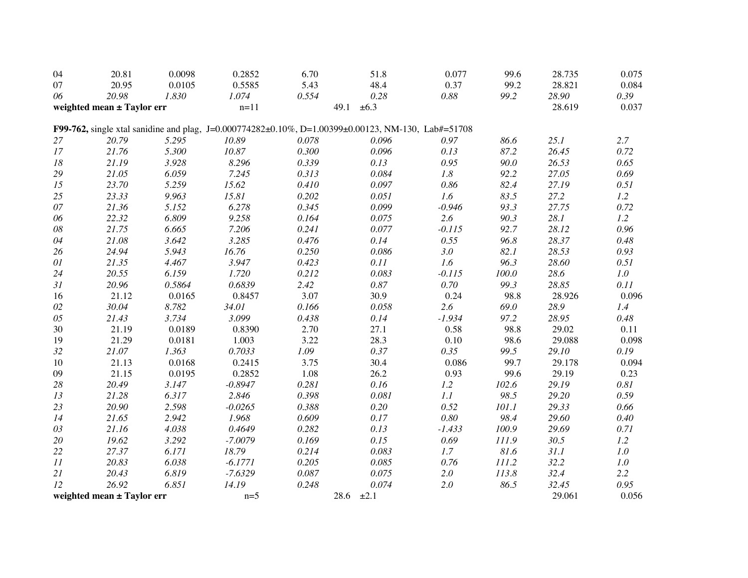| | | | | | | | | | |
|---|---|---|---|---|---|---|---|---|---|
| 04 | 20.81 | 0.0098 | 0.2852 | 6.70 | 51.8 | 0.077 | 99.6 | 28.735 | 0.075 |
| 07 | 20.95 | 0.0105 | 0.5585 | 5.43 | 48.4 | 0.37 | 99.2 | 28.821 | 0.084 |
| *06* | *20.98* | *1.830* | *1.074* | *0.554* | *0.28* | *0.88* | *99.2* | *28.90* | *0.39* |
| **weighted mean ± Taylor err** | | | n=11 | | 49.1 ±6.3 | | | 28.619 | 0.037 |

**F99-762,** single xtal sanidine and plag, J=0.000774282±0.10%, D=1.00399±0.00123, NM-130, Lab#=51708

| | | | | | | | | | |
|---|---|---|---|---|---|---|---|---|---|
| *27* | *20.79* | *5.295* | *10.89* | *0.078* | *0.096* | *0.97* | *86.6* | *25.1* | *2.7* |
| *17* | *21.76* | *5.300* | *10.87* | *0.300* | *0.096* | *0.13* | *87.2* | *26.45* | *0.72* |
| *18* | *21.19* | *3.928* | *8.296* | *0.339* | *0.13* | *0.95* | *90.0* | *26.53* | *0.65* |
| *29* | *21.05* | *6.059* | *7.245* | *0.313* | *0.084* | *1.8* | *92.2* | *27.05* | *0.69* |
| *15* | *23.70* | *5.259* | *15.62* | *0.410* | *0.097* | *0.86* | *82.4* | *27.19* | *0.51* |
| *25* | *23.33* | *9.963* | *15.81* | *0.202* | *0.051* | *1.6* | *83.5* | *27.2* | *1.2* |
| *07* | *21.36* | *5.152* | *6.278* | *0.345* | *0.099* | *-0.946* | *93.3* | *27.75* | *0.72* |
| *06* | *22.32* | *6.809* | *9.258* | *0.164* | *0.075* | *2.6* | *90.3* | *28.1* | *1.2* |
| *08* | *21.75* | *6.665* | *7.206* | *0.241* | *0.077* | *-0.115* | *92.7* | *28.12* | *0.96* |
| *04* | *21.08* | *3.642* | *3.285* | *0.476* | *0.14* | *0.55* | *96.8* | *28.37* | *0.48* |
| *26* | *24.94* | *5.943* | *16.76* | *0.250* | *0.086* | *3.0* | *82.1* | *28.53* | *0.93* |
| *01* | *21.35* | *4.467* | *3.947* | *0.423* | *0.11* | *1.6* | *96.3* | *28.60* | *0.51* |
| *24* | *20.55* | *6.159* | *1.720* | *0.212* | *0.083* | *-0.115* | *100.0* | *28.6* | *1.0* |
| *31* | *20.96* | *0.5864* | *0.6839* | *2.42* | *0.87* | *0.70* | *99.3* | *28.85* | *0.11* |
| 16 | 21.12 | 0.0165 | 0.8457 | 3.07 | 30.9 | 0.24 | 98.8 | 28.926 | 0.096 |
| *02* | *30.04* | *8.782* | *34.01* | *0.166* | *0.058* | *2.6* | *69.0* | *28.9* | *1.4* |
| *05* | *21.43* | *3.734* | *3.099* | *0.438* | *0.14* | *-1.934* | *97.2* | *28.95* | *0.48* |
| 30 | 21.19 | 0.0189 | 0.8390 | 2.70 | 27.1 | 0.58 | 98.8 | 29.02 | 0.11 |
| 19 | 21.29 | 0.0181 | 1.003 | 3.22 | 28.3 | 0.10 | 98.6 | 29.088 | 0.098 |
| *32* | *21.07* | *1.363* | *0.7033* | *1.09* | *0.37* | *0.35* | *99.5* | *29.10* | *0.19* |
| 10 | 21.13 | 0.0168 | 0.2415 | 3.75 | 30.4 | 0.086 | 99.7 | 29.178 | 0.094 |
| 09 | 21.15 | 0.0195 | 0.2852 | 1.08 | 26.2 | 0.93 | 99.6 | 29.19 | 0.23 |
| *28* | *20.49* | *3.147* | *-0.8947* | *0.281* | *0.16* | *1.2* | *102.6* | *29.19* | *0.81* |
| *13* | *21.28* | *6.317* | *2.846* | *0.398* | *0.081* | *1.1* | *98.5* | *29.20* | *0.59* |
| *23* | *20.90* | *2.598* | *-0.0265* | *0.388* | *0.20* | *0.52* | *101.1* | *29.33* | *0.66* |
| *14* | *21.65* | *2.942* | *1.968* | *0.609* | *0.17* | *0.80* | *98.4* | *29.60* | *0.40* |
| *03* | *21.16* | *4.038* | *0.4649* | *0.282* | *0.13* | *-1.433* | *100.9* | *29.69* | *0.71* |
| *20* | *19.62* | *3.292* | *-7.0079* | *0.169* | *0.15* | *0.69* | *111.9* | *30.5* | *1.2* |
| *22* | *27.37* | *6.171* | *18.79* | *0.214* | *0.083* | *1.7* | *81.6* | *31.1* | *1.0* |
| *11* | *20.83* | *6.038* | *-6.1771* | *0.205* | *0.085* | *0.76* | *111.2* | *32.2* | *1.0* |
| *21* | *20.43* | *6.819* | *-7.6329* | *0.087* | *0.075* | *2.0* | *113.8* | *32.4* | *2.2* |
| *12* | *26.92* | *6.851* | *14.19* | *0.248* | *0.074* | *2.0* | *86.5* | *32.45* | *0.95* |
| **weighted mean ± Taylor err** | | | n=5 | | 28.6 ±2.1 | | | 29.061 | 0.056 |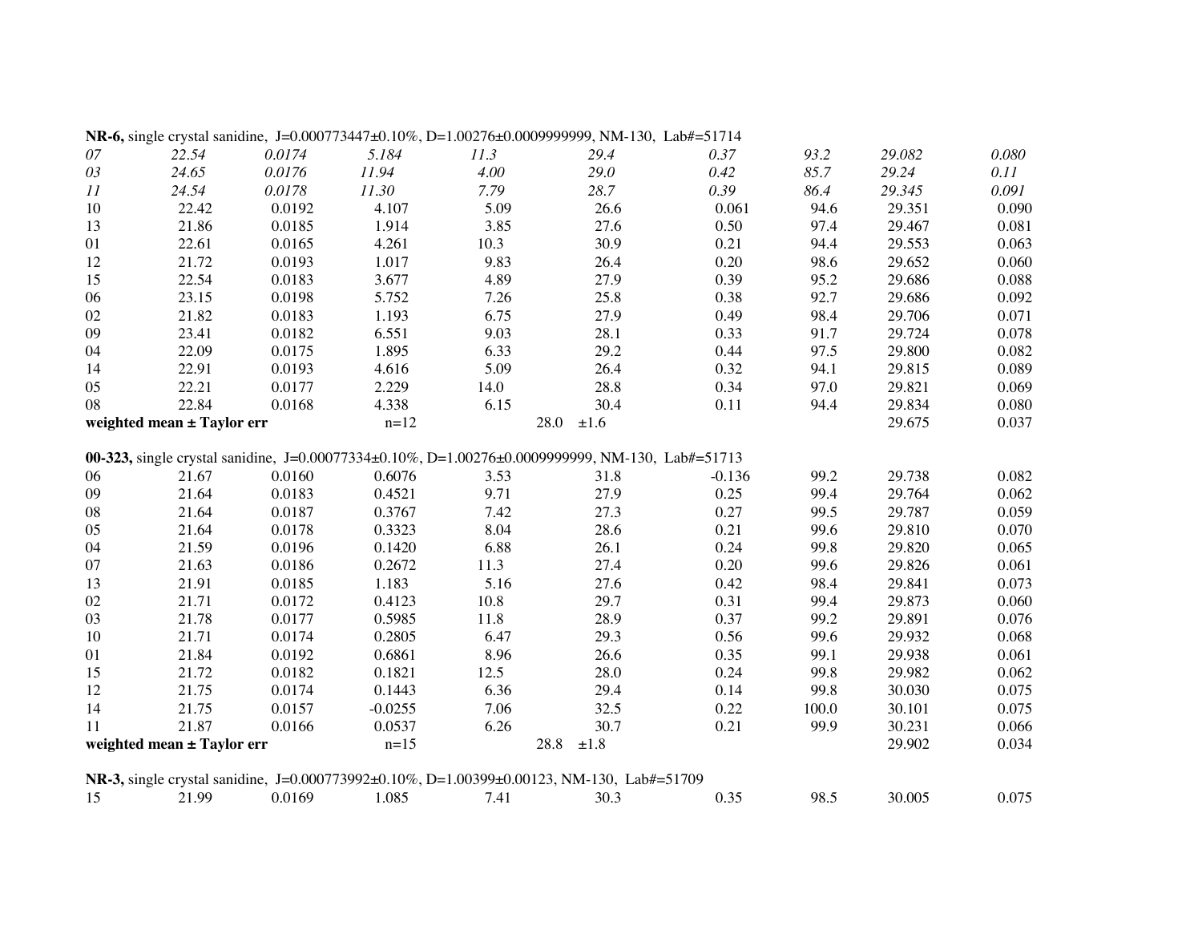**NR-6,** single crystal sanidine, J=0.000773447±0.10%, D=1.00276±0.0009999999, NM-130, Lab#=51714

| | | | | | | | | | |
|---|---|---|---|---|---|---|---|---|---|
| *07* | *22.54* | *0.0174* | *5.184* | *11.3* | *29.4* | *0.37* | *93.2* | *29.082* | *0.080* |
| *03* | *24.65* | *0.0176* | *11.94* | *4.00* | *29.0* | *0.42* | *85.7* | *29.24* | *0.11* |
| *11* | *24.54* | *0.0178* | *11.30* | *7.79* | *28.7* | *0.39* | *86.4* | *29.345* | *0.091* |
| 10 | 22.42 | 0.0192 | 4.107 | 5.09 | 26.6 | 0.061 | 94.6 | 29.351 | 0.090 |
| 13 | 21.86 | 0.0185 | 1.914 | 3.85 | 27.6 | 0.50 | 97.4 | 29.467 | 0.081 |
| 01 | 22.61 | 0.0165 | 4.261 | 10.3 | 30.9 | 0.21 | 94.4 | 29.553 | 0.063 |
| 12 | 21.72 | 0.0193 | 1.017 | 9.83 | 26.4 | 0.20 | 98.6 | 29.652 | 0.060 |
| 15 | 22.54 | 0.0183 | 3.677 | 4.89 | 27.9 | 0.39 | 95.2 | 29.686 | 0.088 |
| 06 | 23.15 | 0.0198 | 5.752 | 7.26 | 25.8 | 0.38 | 92.7 | 29.686 | 0.092 |
| 02 | 21.82 | 0.0183 | 1.193 | 6.75 | 27.9 | 0.49 | 98.4 | 29.706 | 0.071 |
| 09 | 23.41 | 0.0182 | 6.551 | 9.03 | 28.1 | 0.33 | 91.7 | 29.724 | 0.078 |
| 04 | 22.09 | 0.0175 | 1.895 | 6.33 | 29.2 | 0.44 | 97.5 | 29.800 | 0.082 |
| 14 | 22.91 | 0.0193 | 4.616 | 5.09 | 26.4 | 0.32 | 94.1 | 29.815 | 0.089 |
| 05 | 22.21 | 0.0177 | 2.229 | 14.0 | 28.8 | 0.34 | 97.0 | 29.821 | 0.069 |
| 08 | 22.84 | 0.0168 | 4.338 | 6.15 | 30.4 | 0.11 | 94.4 | 29.834 | 0.080 |
| **weighted mean ± Taylor err** | | | n=12 | | 28.0 ±1.6 | | | 29.675 | 0.037 |

**00-323,** single crystal sanidine, J=0.00077334±0.10%, D=1.00276±0.0009999999, NM-130, Lab#=51713

| | | | | | | | | | |
|---|---|---|---|---|---|---|---|---|---|
| 06 | 21.67 | 0.0160 | 0.6076 | 3.53 | 31.8 | -0.136 | 99.2 | 29.738 | 0.082 |
| 09 | 21.64 | 0.0183 | 0.4521 | 9.71 | 27.9 | 0.25 | 99.4 | 29.764 | 0.062 |
| 08 | 21.64 | 0.0187 | 0.3767 | 7.42 | 27.3 | 0.27 | 99.5 | 29.787 | 0.059 |
| 05 | 21.64 | 0.0178 | 0.3323 | 8.04 | 28.6 | 0.21 | 99.6 | 29.810 | 0.070 |
| 04 | 21.59 | 0.0196 | 0.1420 | 6.88 | 26.1 | 0.24 | 99.8 | 29.820 | 0.065 |
| 07 | 21.63 | 0.0186 | 0.2672 | 11.3 | 27.4 | 0.20 | 99.6 | 29.826 | 0.061 |
| 13 | 21.91 | 0.0185 | 1.183 | 5.16 | 27.6 | 0.42 | 98.4 | 29.841 | 0.073 |
| 02 | 21.71 | 0.0172 | 0.4123 | 10.8 | 29.7 | 0.31 | 99.4 | 29.873 | 0.060 |
| 03 | 21.78 | 0.0177 | 0.5985 | 11.8 | 28.9 | 0.37 | 99.2 | 29.891 | 0.076 |
| 10 | 21.71 | 0.0174 | 0.2805 | 6.47 | 29.3 | 0.56 | 99.6 | 29.932 | 0.068 |
| 01 | 21.84 | 0.0192 | 0.6861 | 8.96 | 26.6 | 0.35 | 99.1 | 29.938 | 0.061 |
| 15 | 21.72 | 0.0182 | 0.1821 | 12.5 | 28.0 | 0.24 | 99.8 | 29.982 | 0.062 |
| 12 | 21.75 | 0.0174 | 0.1443 | 6.36 | 29.4 | 0.14 | 99.8 | 30.030 | 0.075 |
| 14 | 21.75 | 0.0157 | -0.0255 | 7.06 | 32.5 | 0.22 | 100.0 | 30.101 | 0.075 |
| 11 | 21.87 | 0.0166 | 0.0537 | 6.26 | 30.7 | 0.21 | 99.9 | 30.231 | 0.066 |
| **weighted mean ± Taylor err** | | | n=15 | | 28.8 ±1.8 | | | 29.902 | 0.034 |

**NR-3,** single crystal sanidine, J=0.000773992±0.10%, D=1.00399±0.00123, NM-130, Lab#=51709

| | | | | | | | | | |
|---|---|---|---|---|---|---|---|---|---|
| 15 | 21.99 | 0.0169 | 1.085 | 7.41 | 30.3 | 0.35 | 98.5 | 30.005 | 0.075 |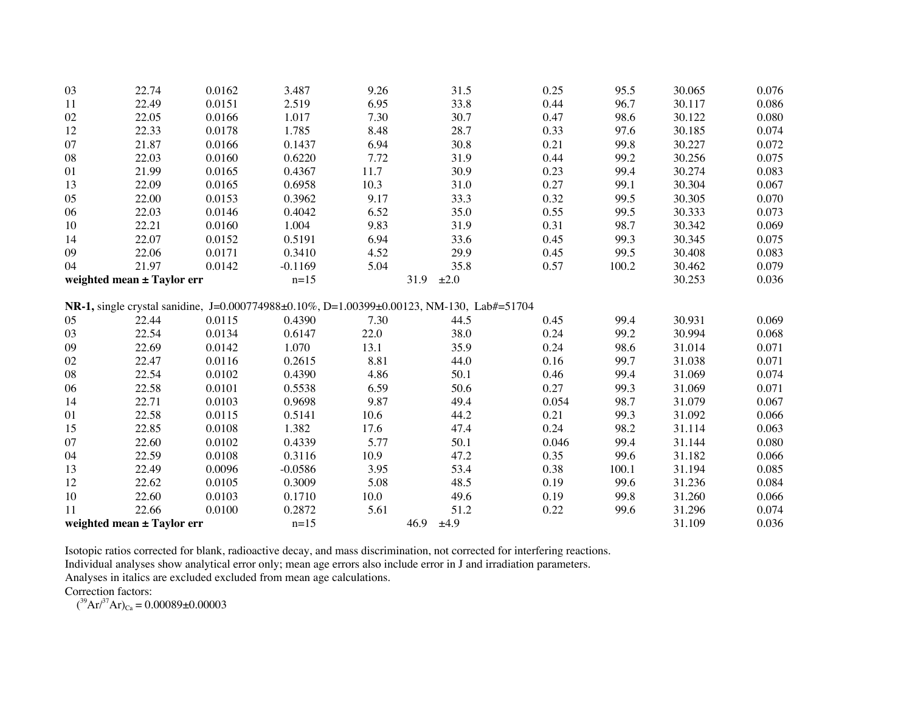| | | | | | | | | | |
|---|---|---|---|---|---|---|---|---|---|
| 03 | 22.74 | 0.0162 | 3.487 | 9.26 | 31.5 | 0.25 | 95.5 | 30.065 | 0.076 |
| 11 | 22.49 | 0.0151 | 2.519 | 6.95 | 33.8 | 0.44 | 96.7 | 30.117 | 0.086 |
| 02 | 22.05 | 0.0166 | 1.017 | 7.30 | 30.7 | 0.47 | 98.6 | 30.122 | 0.080 |
| 12 | 22.33 | 0.0178 | 1.785 | 8.48 | 28.7 | 0.33 | 97.6 | 30.185 | 0.074 |
| 07 | 21.87 | 0.0166 | 0.1437 | 6.94 | 30.8 | 0.21 | 99.8 | 30.227 | 0.072 |
| 08 | 22.03 | 0.0160 | 0.6220 | 7.72 | 31.9 | 0.44 | 99.2 | 30.256 | 0.075 |
| 01 | 21.99 | 0.0165 | 0.4367 | 11.7 | 30.9 | 0.23 | 99.4 | 30.274 | 0.083 |
| 13 | 22.09 | 0.0165 | 0.6958 | 10.3 | 31.0 | 0.27 | 99.1 | 30.304 | 0.067 |
| 05 | 22.00 | 0.0153 | 0.3962 | 9.17 | 33.3 | 0.32 | 99.5 | 30.305 | 0.070 |
| 06 | 22.03 | 0.0146 | 0.4042 | 6.52 | 35.0 | 0.55 | 99.5 | 30.333 | 0.073 |
| 10 | 22.21 | 0.0160 | 1.004 | 9.83 | 31.9 | 0.31 | 98.7 | 30.342 | 0.069 |
| 14 | 22.07 | 0.0152 | 0.5191 | 6.94 | 33.6 | 0.45 | 99.3 | 30.345 | 0.075 |
| 09 | 22.06 | 0.0171 | 0.3410 | 4.52 | 29.9 | 0.45 | 99.5 | 30.408 | 0.083 |
| 04 | 21.97 | 0.0142 | -0.1169 | 5.04 | 35.8 | 0.57 | 100.2 | 30.462 | 0.079 |
| **weighted mean ± Taylor err** | | | n=15 | | 31.9 ±2.0 | | | 30.253 | 0.036 |
| **NR-1,** single crystal sanidine, J=0.000774988±0.10%, D=1.00399±0.00123, NM-130, Lab#=51704 | | | | | | | | | |
| 05 | 22.44 | 0.0115 | 0.4390 | 7.30 | 44.5 | 0.45 | 99.4 | 30.931 | 0.069 |
| 03 | 22.54 | 0.0134 | 0.6147 | 22.0 | 38.0 | 0.24 | 99.2 | 30.994 | 0.068 |
| 09 | 22.69 | 0.0142 | 1.070 | 13.1 | 35.9 | 0.24 | 98.6 | 31.014 | 0.071 |
| 02 | 22.47 | 0.0116 | 0.2615 | 8.81 | 44.0 | 0.16 | 99.7 | 31.038 | 0.071 |
| 08 | 22.54 | 0.0102 | 0.4390 | 4.86 | 50.1 | 0.46 | 99.4 | 31.069 | 0.074 |
| 06 | 22.58 | 0.0101 | 0.5538 | 6.59 | 50.6 | 0.27 | 99.3 | 31.069 | 0.071 |
| 14 | 22.71 | 0.0103 | 0.9698 | 9.87 | 49.4 | 0.054 | 98.7 | 31.079 | 0.067 |
| 01 | 22.58 | 0.0115 | 0.5141 | 10.6 | 44.2 | 0.21 | 99.3 | 31.092 | 0.066 |
| 15 | 22.85 | 0.0108 | 1.382 | 17.6 | 47.4 | 0.24 | 98.2 | 31.114 | 0.063 |
| 07 | 22.60 | 0.0102 | 0.4339 | 5.77 | 50.1 | 0.046 | 99.4 | 31.144 | 0.080 |
| 04 | 22.59 | 0.0108 | 0.3116 | 10.9 | 47.2 | 0.35 | 99.6 | 31.182 | 0.066 |
| 13 | 22.49 | 0.0096 | -0.0586 | 3.95 | 53.4 | 0.38 | 100.1 | 31.194 | 0.085 |
| 12 | 22.62 | 0.0105 | 0.3009 | 5.08 | 48.5 | 0.19 | 99.6 | 31.236 | 0.084 |
| 10 | 22.60 | 0.0103 | 0.1710 | 10.0 | 49.6 | 0.19 | 99.8 | 31.260 | 0.066 |
| 11 | 22.66 | 0.0100 | 0.2872 | 5.61 | 51.2 | 0.22 | 99.6 | 31.296 | 0.074 |
| **weighted mean ± Taylor err** | | | n=15 | | 46.9 ±4.9 | | | 31.109 | 0.036 |

Isotopic ratios corrected for blank, radioactive decay, and mass discrimination, not corrected for interfering reactions.
Individual analyses show analytical error only; mean age errors also include error in J and irradiation parameters.
Analyses in italics are excluded excluded from mean age calculations.
Correction factors:
$(^{39}Ar/^{37}Ar)_{Ca} = 0.00089 \pm 0.00003$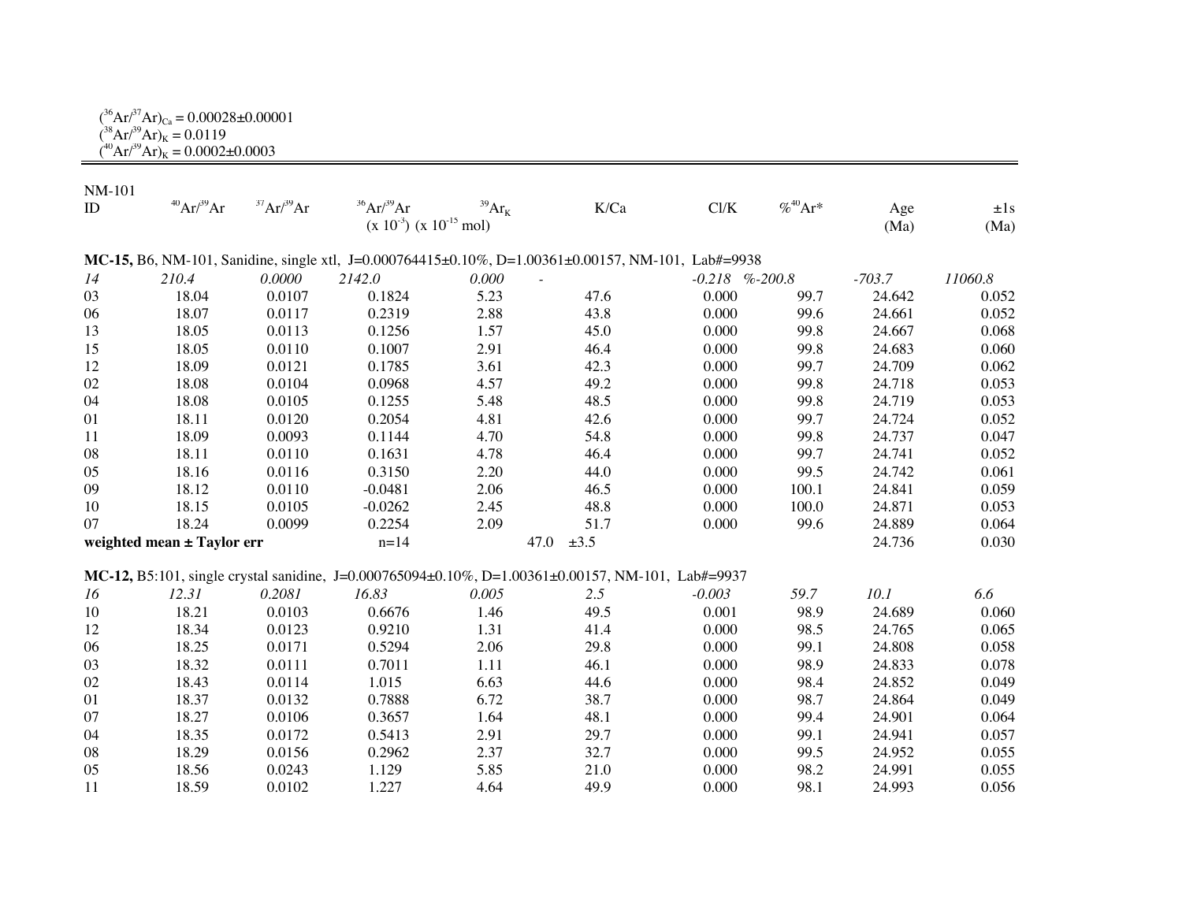$(^{36}Ar/^{37}Ar)_{Ca}$ = 0.00028±0.00001
$(^{38}Ar/^{39}Ar)_K$ = 0.0119
$(^{40}Ar/^{39}Ar)_K$ = 0.0002±0.0003

| NM-101<br>ID | $^{40}Ar/^{39}Ar$ | $^{37}Ar/^{39}Ar$ | $^{36}Ar/^{39}Ar$<br>(x $10^{-3}$) | $^{39}Ar_K$<br>(x $10^{-15}$ mol) | K/Ca | Cl/K | %$^{40}Ar$* | Age<br>(Ma) | ±1s<br>(Ma) |
|---|---|---|---|---|---|---|---|---|---|
| **MC-15,** B6, NM-101, Sanidine, single xtl, J=0.000764415±0.10%, D=1.00361±0.00157, NM-101, Lab#=9938 | | | | | | | | | |
| *14* | *210.4* | *0.0000* | *2142.0* | *0.000* | - | *-0.218* | *%-200.8* | *-703.7* | *11060.8* |
| 03 | 18.04 | 0.0107 | 0.1824 | 5.23 | 47.6 | 0.000 | 99.7 | 24.642 | 0.052 |
| 06 | 18.07 | 0.0117 | 0.2319 | 2.88 | 43.8 | 0.000 | 99.6 | 24.661 | 0.052 |
| 13 | 18.05 | 0.0113 | 0.1256 | 1.57 | 45.0 | 0.000 | 99.8 | 24.667 | 0.068 |
| 15 | 18.05 | 0.0110 | 0.1007 | 2.91 | 46.4 | 0.000 | 99.8 | 24.683 | 0.060 |
| 12 | 18.09 | 0.0121 | 0.1785 | 3.61 | 42.3 | 0.000 | 99.7 | 24.709 | 0.062 |
| 02 | 18.08 | 0.0104 | 0.0968 | 4.57 | 49.2 | 0.000 | 99.8 | 24.718 | 0.053 |
| 04 | 18.08 | 0.0105 | 0.1255 | 5.48 | 48.5 | 0.000 | 99.8 | 24.719 | 0.053 |
| 01 | 18.11 | 0.0120 | 0.2054 | 4.81 | 42.6 | 0.000 | 99.7 | 24.724 | 0.052 |
| 11 | 18.09 | 0.0093 | 0.1144 | 4.70 | 54.8 | 0.000 | 99.8 | 24.737 | 0.047 |
| 08 | 18.11 | 0.0110 | 0.1631 | 4.78 | 46.4 | 0.000 | 99.7 | 24.741 | 0.052 |
| 05 | 18.16 | 0.0116 | 0.3150 | 2.20 | 44.0 | 0.000 | 99.5 | 24.742 | 0.061 |
| 09 | 18.12 | 0.0110 | -0.0481 | 2.06 | 46.5 | 0.000 | 100.1 | 24.841 | 0.059 |
| 10 | 18.15 | 0.0105 | -0.0262 | 2.45 | 48.8 | 0.000 | 100.0 | 24.871 | 0.053 |
| 07 | 18.24 | 0.0099 | 0.2254 | 2.09 | 51.7 | 0.000 | 99.6 | 24.889 | 0.064 |
| **weighted mean ± Taylor err** | | | n=14 | | 47.0 ±3.5 | | | 24.736 | 0.030 |
| **MC-12,** B5:101, single crystal sanidine, J=0.000765094±0.10%, D=1.00361±0.00157, NM-101, Lab#=9937 | | | | | | | | | |
| *16* | *12.31* | *0.2081* | *16.83* | *0.005* | *2.5* | *-0.003* | *59.7* | *10.1* | *6.6* |
| 10 | 18.21 | 0.0103 | 0.6676 | 1.46 | 49.5 | 0.001 | 98.9 | 24.689 | 0.060 |
| 12 | 18.34 | 0.0123 | 0.9210 | 1.31 | 41.4 | 0.000 | 98.5 | 24.765 | 0.065 |
| 06 | 18.25 | 0.0171 | 0.5294 | 2.06 | 29.8 | 0.000 | 99.1 | 24.808 | 0.058 |
| 03 | 18.32 | 0.0111 | 0.7011 | 1.11 | 46.1 | 0.000 | 98.9 | 24.833 | 0.078 |
| 02 | 18.43 | 0.0114 | 1.015 | 6.63 | 44.6 | 0.000 | 98.4 | 24.852 | 0.049 |
| 01 | 18.37 | 0.0132 | 0.7888 | 6.72 | 38.7 | 0.000 | 98.7 | 24.864 | 0.049 |
| 07 | 18.27 | 0.0106 | 0.3657 | 1.64 | 48.1 | 0.000 | 99.4 | 24.901 | 0.064 |
| 04 | 18.35 | 0.0172 | 0.5413 | 2.91 | 29.7 | 0.000 | 99.1 | 24.941 | 0.057 |
| 08 | 18.29 | 0.0156 | 0.2962 | 2.37 | 32.7 | 0.000 | 99.5 | 24.952 | 0.055 |
| 05 | 18.56 | 0.0243 | 1.129 | 5.85 | 21.0 | 0.000 | 98.2 | 24.991 | 0.055 |
| 11 | 18.59 | 0.0102 | 1.227 | 4.64 | 49.9 | 0.000 | 98.1 | 24.993 | 0.056 |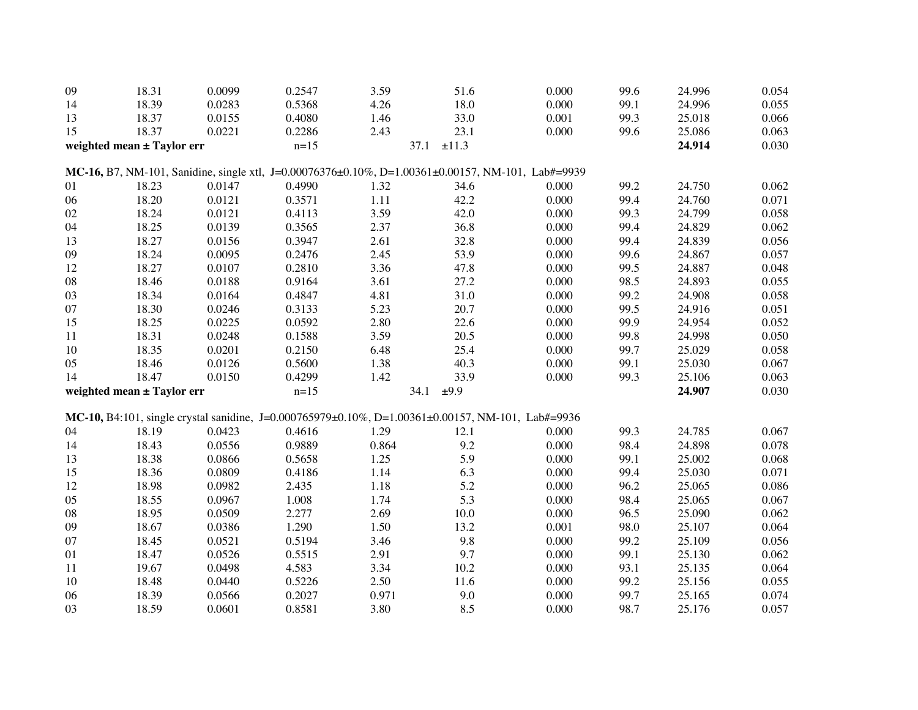| | | | | | | | | | |
|---|---|---|---|---|---|---|---|---|---|
| 09 | 18.31 | 0.0099 | 0.2547 | 3.59 | 51.6 | 0.000 | 99.6 | 24.996 | 0.054 |
| 14 | 18.39 | 0.0283 | 0.5368 | 4.26 | 18.0 | 0.000 | 99.1 | 24.996 | 0.055 |
| 13 | 18.37 | 0.0155 | 0.4080 | 1.46 | 33.0 | 0.001 | 99.3 | 25.018 | 0.066 |
| 15 | 18.37 | 0.0221 | 0.2286 | 2.43 | 23.1 | 0.000 | 99.6 | 25.086 | 0.063 |
| **weighted mean ± Taylor err** | | | n=15 | | 37.1 ±11.3 | | | **24.914** | 0.030 |

**MC-16,** B7, NM-101, Sanidine, single xtl, J=0.00076376±0.10%, D=1.00361±0.00157, NM-101, Lab#=9939

| | | | | | | | | | |
|---|---|---|---|---|---|---|---|---|---|
| 01 | 18.23 | 0.0147 | 0.4990 | 1.32 | 34.6 | 0.000 | 99.2 | 24.750 | 0.062 |
| 06 | 18.20 | 0.0121 | 0.3571 | 1.11 | 42.2 | 0.000 | 99.4 | 24.760 | 0.071 |
| 02 | 18.24 | 0.0121 | 0.4113 | 3.59 | 42.0 | 0.000 | 99.3 | 24.799 | 0.058 |
| 04 | 18.25 | 0.0139 | 0.3565 | 2.37 | 36.8 | 0.000 | 99.4 | 24.829 | 0.062 |
| 13 | 18.27 | 0.0156 | 0.3947 | 2.61 | 32.8 | 0.000 | 99.4 | 24.839 | 0.056 |
| 09 | 18.24 | 0.0095 | 0.2476 | 2.45 | 53.9 | 0.000 | 99.6 | 24.867 | 0.057 |
| 12 | 18.27 | 0.0107 | 0.2810 | 3.36 | 47.8 | 0.000 | 99.5 | 24.887 | 0.048 |
| 08 | 18.46 | 0.0188 | 0.9164 | 3.61 | 27.2 | 0.000 | 98.5 | 24.893 | 0.055 |
| 03 | 18.34 | 0.0164 | 0.4847 | 4.81 | 31.0 | 0.000 | 99.2 | 24.908 | 0.058 |
| 07 | 18.30 | 0.0246 | 0.3133 | 5.23 | 20.7 | 0.000 | 99.5 | 24.916 | 0.051 |
| 15 | 18.25 | 0.0225 | 0.0592 | 2.80 | 22.6 | 0.000 | 99.9 | 24.954 | 0.052 |
| 11 | 18.31 | 0.0248 | 0.1588 | 3.59 | 20.5 | 0.000 | 99.8 | 24.998 | 0.050 |
| 10 | 18.35 | 0.0201 | 0.2150 | 6.48 | 25.4 | 0.000 | 99.7 | 25.029 | 0.058 |
| 05 | 18.46 | 0.0126 | 0.5600 | 1.38 | 40.3 | 0.000 | 99.1 | 25.030 | 0.067 |
| 14 | 18.47 | 0.0150 | 0.4299 | 1.42 | 33.9 | 0.000 | 99.3 | 25.106 | 0.063 |
| **weighted mean ± Taylor err** | | | n=15 | | 34.1 ±9.9 | | | **24.907** | 0.030 |

**MC-10,** B4:101, single crystal sanidine, J=0.000765979±0.10%, D=1.00361±0.00157, NM-101, Lab#=9936

| | | | | | | | | | |
|---|---|---|---|---|---|---|---|---|---|
| 04 | 18.19 | 0.0423 | 0.4616 | 1.29 | 12.1 | 0.000 | 99.3 | 24.785 | 0.067 |
| 14 | 18.43 | 0.0556 | 0.9889 | 0.864 | 9.2 | 0.000 | 98.4 | 24.898 | 0.078 |
| 13 | 18.38 | 0.0866 | 0.5658 | 1.25 | 5.9 | 0.000 | 99.1 | 25.002 | 0.068 |
| 15 | 18.36 | 0.0809 | 0.4186 | 1.14 | 6.3 | 0.000 | 99.4 | 25.030 | 0.071 |
| 12 | 18.98 | 0.0982 | 2.435 | 1.18 | 5.2 | 0.000 | 96.2 | 25.065 | 0.086 |
| 05 | 18.55 | 0.0967 | 1.008 | 1.74 | 5.3 | 0.000 | 98.4 | 25.065 | 0.067 |
| 08 | 18.95 | 0.0509 | 2.277 | 2.69 | 10.0 | 0.000 | 96.5 | 25.090 | 0.062 |
| 09 | 18.67 | 0.0386 | 1.290 | 1.50 | 13.2 | 0.001 | 98.0 | 25.107 | 0.064 |
| 07 | 18.45 | 0.0521 | 0.5194 | 3.46 | 9.8 | 0.000 | 99.2 | 25.109 | 0.056 |
| 01 | 18.47 | 0.0526 | 0.5515 | 2.91 | 9.7 | 0.000 | 99.1 | 25.130 | 0.062 |
| 11 | 19.67 | 0.0498 | 4.583 | 3.34 | 10.2 | 0.000 | 93.1 | 25.135 | 0.064 |
| 10 | 18.48 | 0.0440 | 0.5226 | 2.50 | 11.6 | 0.000 | 99.2 | 25.156 | 0.055 |
| 06 | 18.39 | 0.0566 | 0.2027 | 0.971 | 9.0 | 0.000 | 99.7 | 25.165 | 0.074 |
| 03 | 18.59 | 0.0601 | 0.8581 | 3.80 | 8.5 | 0.000 | 98.7 | 25.176 | 0.057 |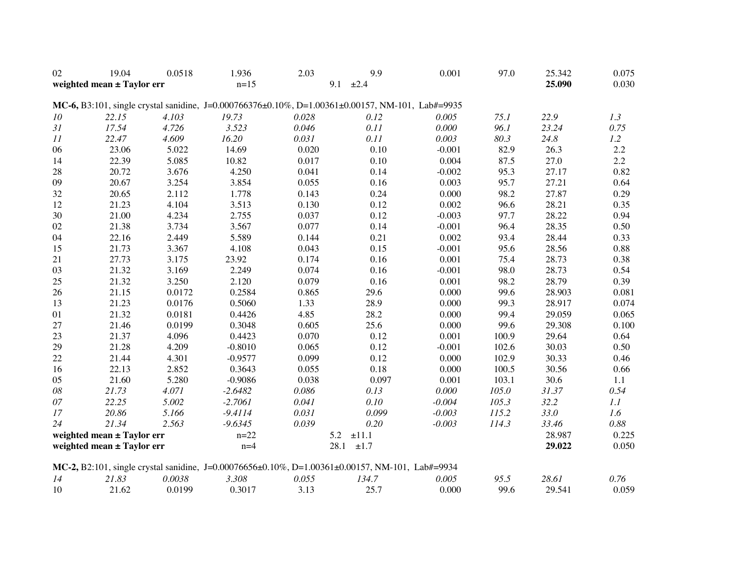| | | | | | | | | | |
|---|---|---|---|---|---|---|---|---|---|
| 02 | 19.04 | 0.0518 | 1.936 | 2.03 | 9.9 | 0.001 | 97.0 | 25.342 | 0.075 |
| **weighted mean ± Taylor err** | | | n=15 | | 9.1 ±2.4 | | | **25.090** | 0.030 |

**MC-6,** B3:101, single crystal sanidine, J=0.000766376±0.10%, D=1.00361±0.00157, NM-101, Lab#=9935

| | | | | | | | | | |
|---|---|---|---|---|---|---|---|---|---|
| *10* | *22.15* | *4.103* | *19.73* | *0.028* | *0.12* | *0.005* | *75.1* | *22.9* | *1.3* |
| *31* | *17.54* | *4.726* | *3.523* | *0.046* | *0.11* | *0.000* | *96.1* | *23.24* | *0.75* |
| *11* | *22.47* | *4.609* | *16.20* | *0.031* | *0.11* | *0.003* | *80.3* | *24.8* | *1.2* |
| 06 | 23.06 | 5.022 | 14.69 | 0.020 | 0.10 | -0.001 | 82.9 | 26.3 | 2.2 |
| 14 | 22.39 | 5.085 | 10.82 | 0.017 | 0.10 | 0.004 | 87.5 | 27.0 | 2.2 |
| 28 | 20.72 | 3.676 | 4.250 | 0.041 | 0.14 | -0.002 | 95.3 | 27.17 | 0.82 |
| 09 | 20.67 | 3.254 | 3.854 | 0.055 | 0.16 | 0.003 | 95.7 | 27.21 | 0.64 |
| 32 | 20.65 | 2.112 | 1.778 | 0.143 | 0.24 | 0.000 | 98.2 | 27.87 | 0.29 |
| 12 | 21.23 | 4.104 | 3.513 | 0.130 | 0.12 | 0.002 | 96.6 | 28.21 | 0.35 |
| 30 | 21.00 | 4.234 | 2.755 | 0.037 | 0.12 | -0.003 | 97.7 | 28.22 | 0.94 |
| 02 | 21.38 | 3.734 | 3.567 | 0.077 | 0.14 | -0.001 | 96.4 | 28.35 | 0.50 |
| 04 | 22.16 | 2.449 | 5.589 | 0.144 | 0.21 | 0.002 | 93.4 | 28.44 | 0.33 |
| 15 | 21.73 | 3.367 | 4.108 | 0.043 | 0.15 | -0.001 | 95.6 | 28.56 | 0.88 |
| 21 | 27.73 | 3.175 | 23.92 | 0.174 | 0.16 | 0.001 | 75.4 | 28.73 | 0.38 |
| 03 | 21.32 | 3.169 | 2.249 | 0.074 | 0.16 | -0.001 | 98.0 | 28.73 | 0.54 |
| 25 | 21.32 | 3.250 | 2.120 | 0.079 | 0.16 | 0.001 | 98.2 | 28.79 | 0.39 |
| 26 | 21.15 | 0.0172 | 0.2584 | 0.865 | 29.6 | 0.000 | 99.6 | 28.903 | 0.081 |
| 13 | 21.23 | 0.0176 | 0.5060 | 1.33 | 28.9 | 0.000 | 99.3 | 28.917 | 0.074 |
| 01 | 21.32 | 0.0181 | 0.4426 | 4.85 | 28.2 | 0.000 | 99.4 | 29.059 | 0.065 |
| 27 | 21.46 | 0.0199 | 0.3048 | 0.605 | 25.6 | 0.000 | 99.6 | 29.308 | 0.100 |
| 23 | 21.37 | 4.096 | 0.4423 | 0.070 | 0.12 | 0.001 | 100.9 | 29.64 | 0.64 |
| 29 | 21.28 | 4.209 | -0.8010 | 0.065 | 0.12 | -0.001 | 102.6 | 30.03 | 0.50 |
| 22 | 21.44 | 4.301 | -0.9577 | 0.099 | 0.12 | 0.000 | 102.9 | 30.33 | 0.46 |
| 16 | 22.13 | 2.852 | 0.3643 | 0.055 | 0.18 | 0.000 | 100.5 | 30.56 | 0.66 |
| 05 | 21.60 | 5.280 | -0.9086 | 0.038 | 0.097 | 0.001 | 103.1 | 30.6 | 1.1 |
| *08* | *21.73* | *4.071* | *-2.6482* | *0.086* | *0.13* | *0.000* | *105.0* | *31.37* | *0.54* |
| *07* | *22.25* | *5.002* | *-2.7061* | *0.041* | *0.10* | *-0.004* | *105.3* | *32.2* | *1.1* |
| *17* | *20.86* | *5.166* | *-9.4114* | *0.031* | *0.099* | *-0.003* | *115.2* | *33.0* | *1.6* |
| *24* | *21.34* | *2.563* | *-9.6345* | *0.039* | *0.20* | *-0.003* | *114.3* | *33.46* | *0.88* |
| **weighted mean ± Taylor err** | | | n=22 | | 5.2 ±11.1 | | | 28.987 | 0.225 |
| **weighted mean ± Taylor err** | | | n=4 | | 28.1 ±1.7 | | | **29.022** | 0.050 |

**MC-2,** B2:101, single crystal sanidine, J=0.00076656±0.10%, D=1.00361±0.00157, NM-101, Lab#=9934

| | | | | | | | | | |
|---|---|---|---|---|---|---|---|---|---|
| *14* | *21.83* | *0.0038* | *3.308* | *0.055* | *134.7* | *0.005* | *95.5* | *28.61* | *0.76* |
| 10 | 21.62 | 0.0199 | 0.3017 | 3.13 | 25.7 | 0.000 | 99.6 | 29.541 | 0.059 |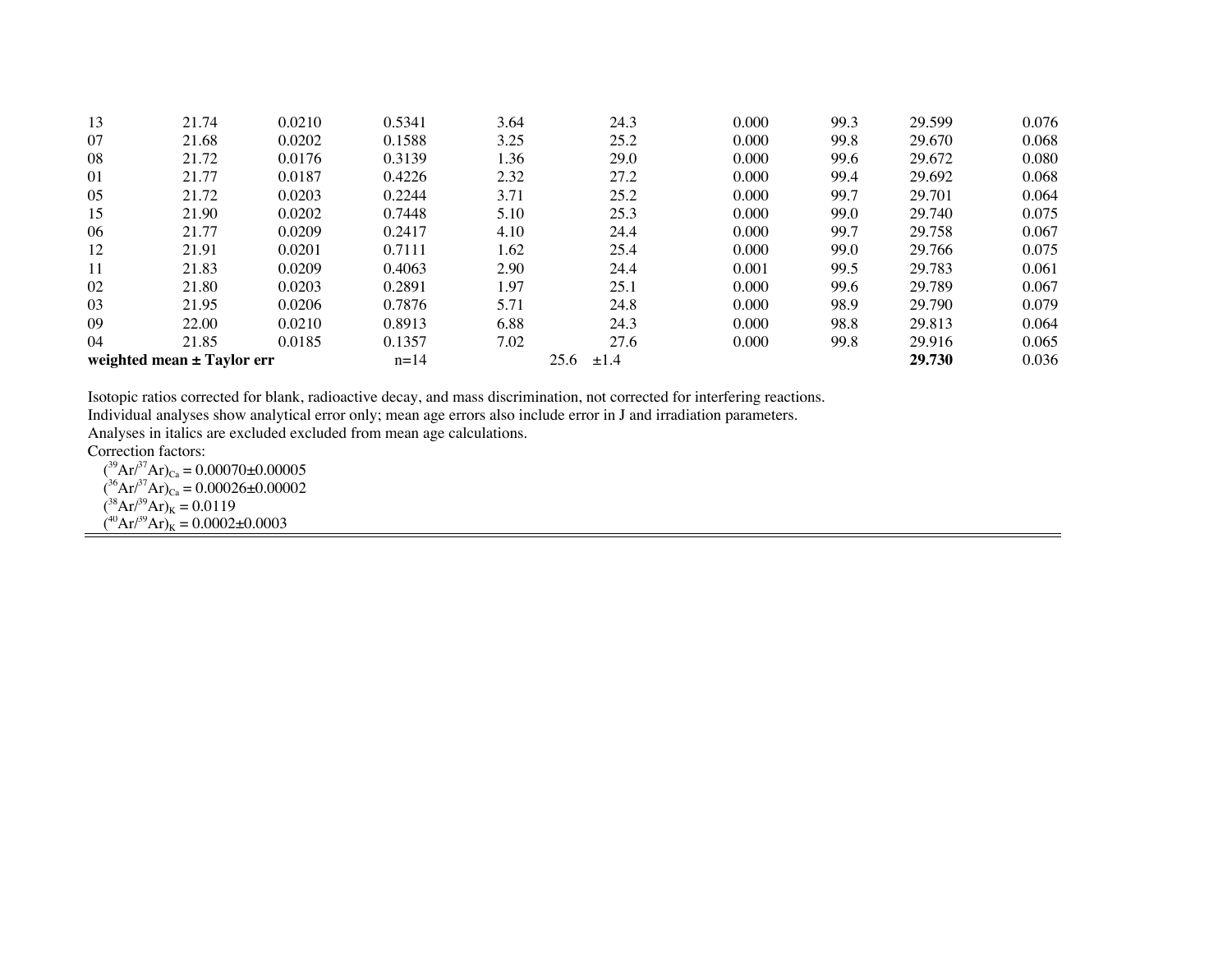| | | | | | | | | | |
|---|---|---|---|---|---|---|---|---|---|
| 13 | 21.74 | 0.0210 | 0.5341 | 3.64 | 24.3 | 0.000 | 99.3 | 29.599 | 0.076 |
| 07 | 21.68 | 0.0202 | 0.1588 | 3.25 | 25.2 | 0.000 | 99.8 | 29.670 | 0.068 |
| 08 | 21.72 | 0.0176 | 0.3139 | 1.36 | 29.0 | 0.000 | 99.6 | 29.672 | 0.080 |
| 01 | 21.77 | 0.0187 | 0.4226 | 2.32 | 27.2 | 0.000 | 99.4 | 29.692 | 0.068 |
| 05 | 21.72 | 0.0203 | 0.2244 | 3.71 | 25.2 | 0.000 | 99.7 | 29.701 | 0.064 |
| 15 | 21.90 | 0.0202 | 0.7448 | 5.10 | 25.3 | 0.000 | 99.0 | 29.740 | 0.075 |
| 06 | 21.77 | 0.0209 | 0.2417 | 4.10 | 24.4 | 0.000 | 99.7 | 29.758 | 0.067 |
| 12 | 21.91 | 0.0201 | 0.7111 | 1.62 | 25.4 | 0.000 | 99.0 | 29.766 | 0.075 |
| 11 | 21.83 | 0.0209 | 0.4063 | 2.90 | 24.4 | 0.001 | 99.5 | 29.783 | 0.061 |
| 02 | 21.80 | 0.0203 | 0.2891 | 1.97 | 25.1 | 0.000 | 99.6 | 29.789 | 0.067 |
| 03 | 21.95 | 0.0206 | 0.7876 | 5.71 | 24.8 | 0.000 | 98.9 | 29.790 | 0.079 |
| 09 | 22.00 | 0.0210 | 0.8913 | 6.88 | 24.3 | 0.000 | 98.8 | 29.813 | 0.064 |
| 04 | 21.85 | 0.0185 | 0.1357 | 7.02 | 27.6 | 0.000 | 99.8 | 29.916 | 0.065 |
| **weighted mean ± Taylor err** | | | n=14 | | 25.6 ±1.4 | | | **29.730** | 0.036 |

Isotopic ratios corrected for blank, radioactive decay, and mass discrimination, not corrected for interfering reactions.
Individual analyses show analytical error only; mean age errors also include error in J and irradiation parameters.
Analyses in italics are excluded excluded from mean age calculations.
Correction factors:
$(^{39}Ar/^{37}Ar)_{Ca} = 0.00070 \pm 0.00005$
$(^{36}Ar/^{37}Ar)_{Ca} = 0.00026 \pm 0.00002$
$(^{38}Ar/^{39}Ar)_{K} = 0.0119$
$(^{40}Ar/^{39}Ar)_{K} = 0.0002 \pm 0.0003$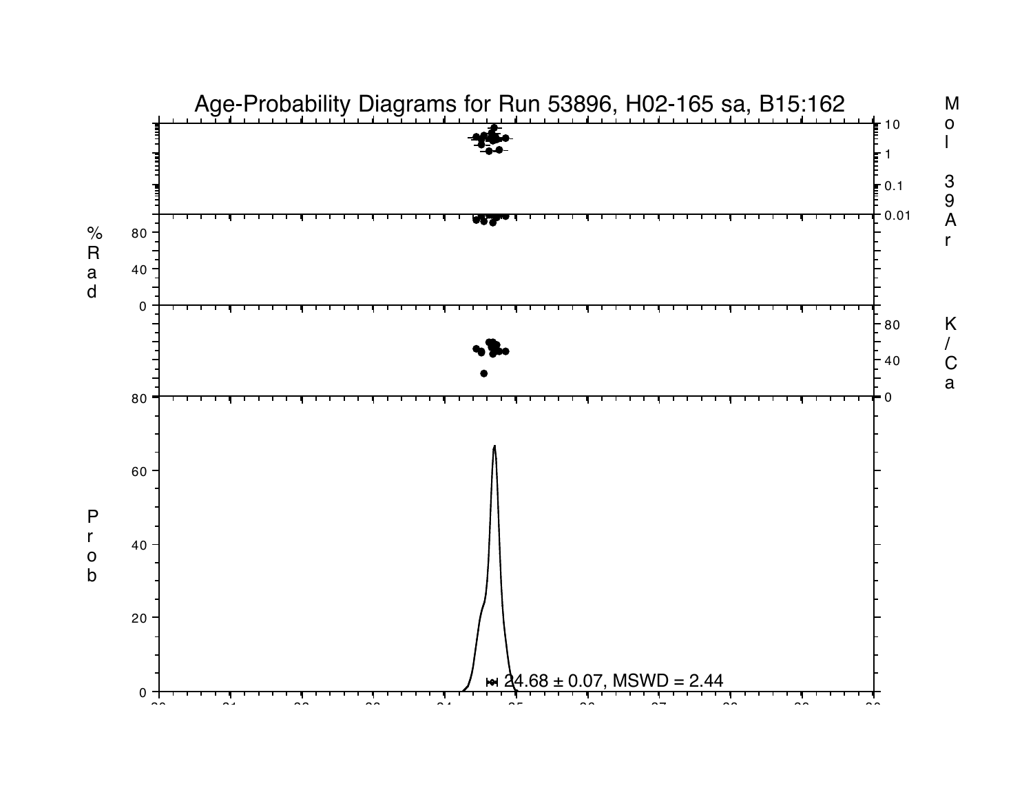# Age-Probability Diagrams for Run 53896, H02-165 sa, B15:162

Mol 39Ar

%Rad

K/Ca

Prob

24.68 ± 0.07, MSWD = 2.44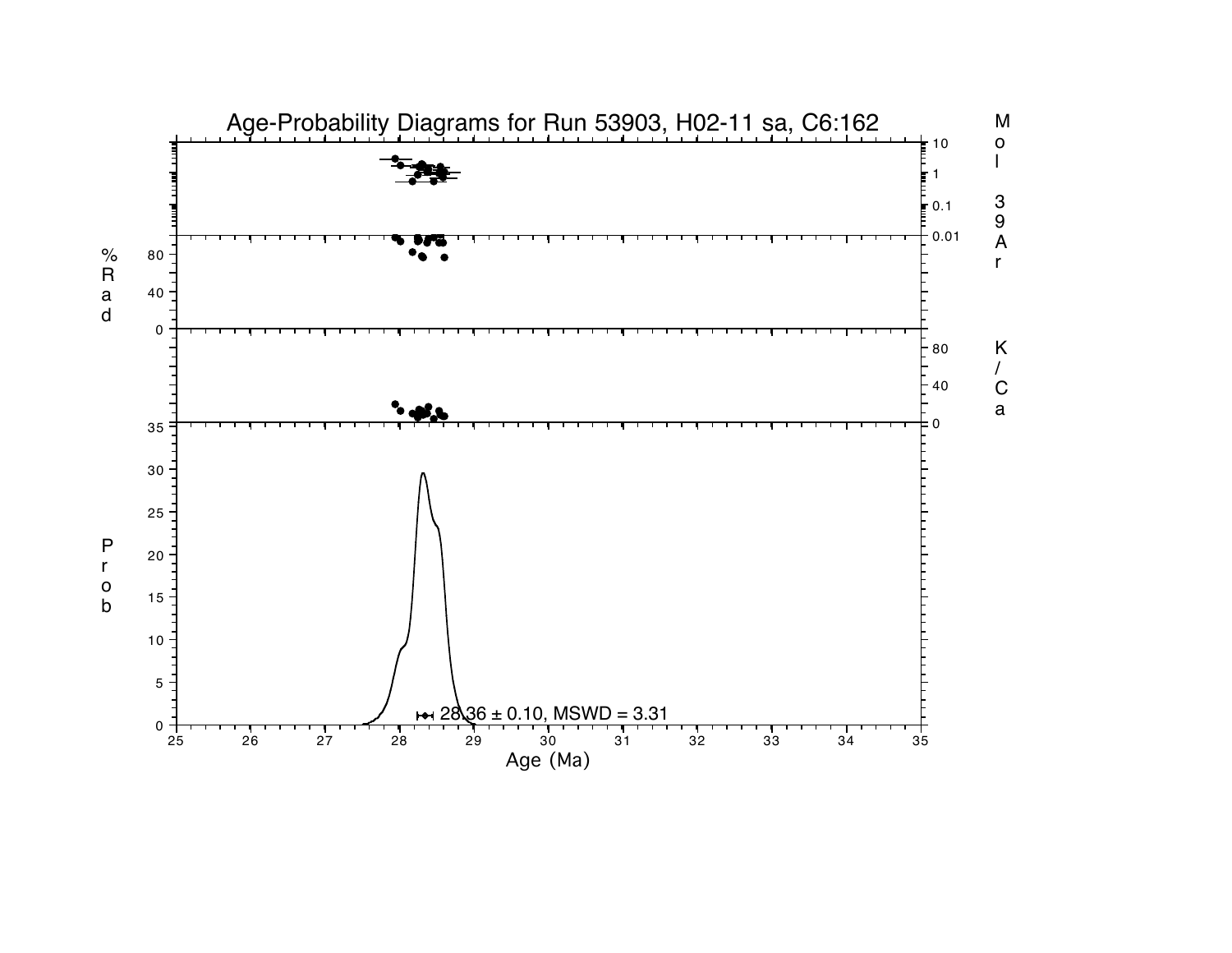# Age-Probability Diagrams for Run 53903, H02-11 sa, C6:162

28.36 ± 0.10, MSWD = 3.31

Age (Ma)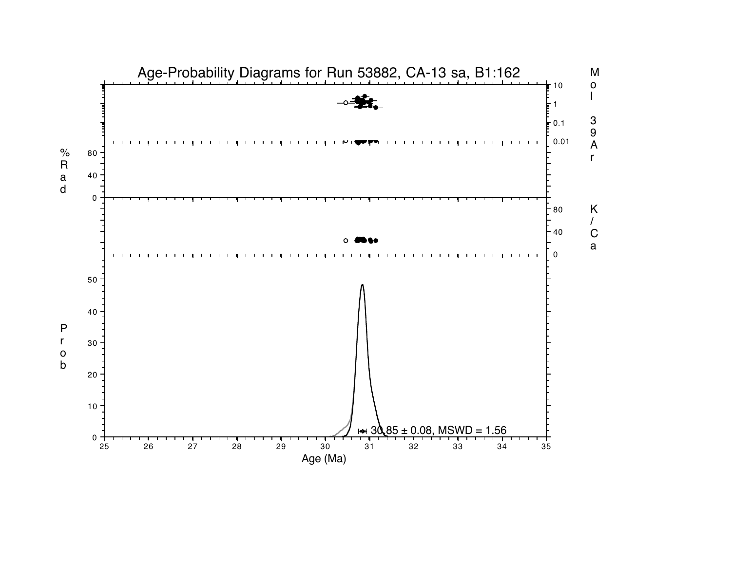# Age-Probability Diagrams for Run 53882, CA-13 sa, B1:162

Mol 39Ar

% Rad

K/Ca

Prob

30.85 ± 0.08, MSWD = 1.56

Age (Ma)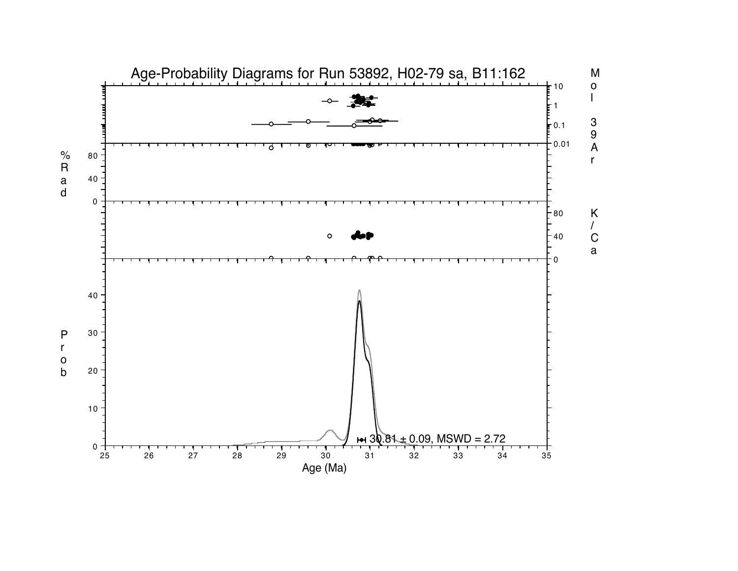# Age-Probability Diagrams for Run 53892, H02-79 sa, B11:162

30.81 ± 0.09, MSWD = 2.72

Age (Ma)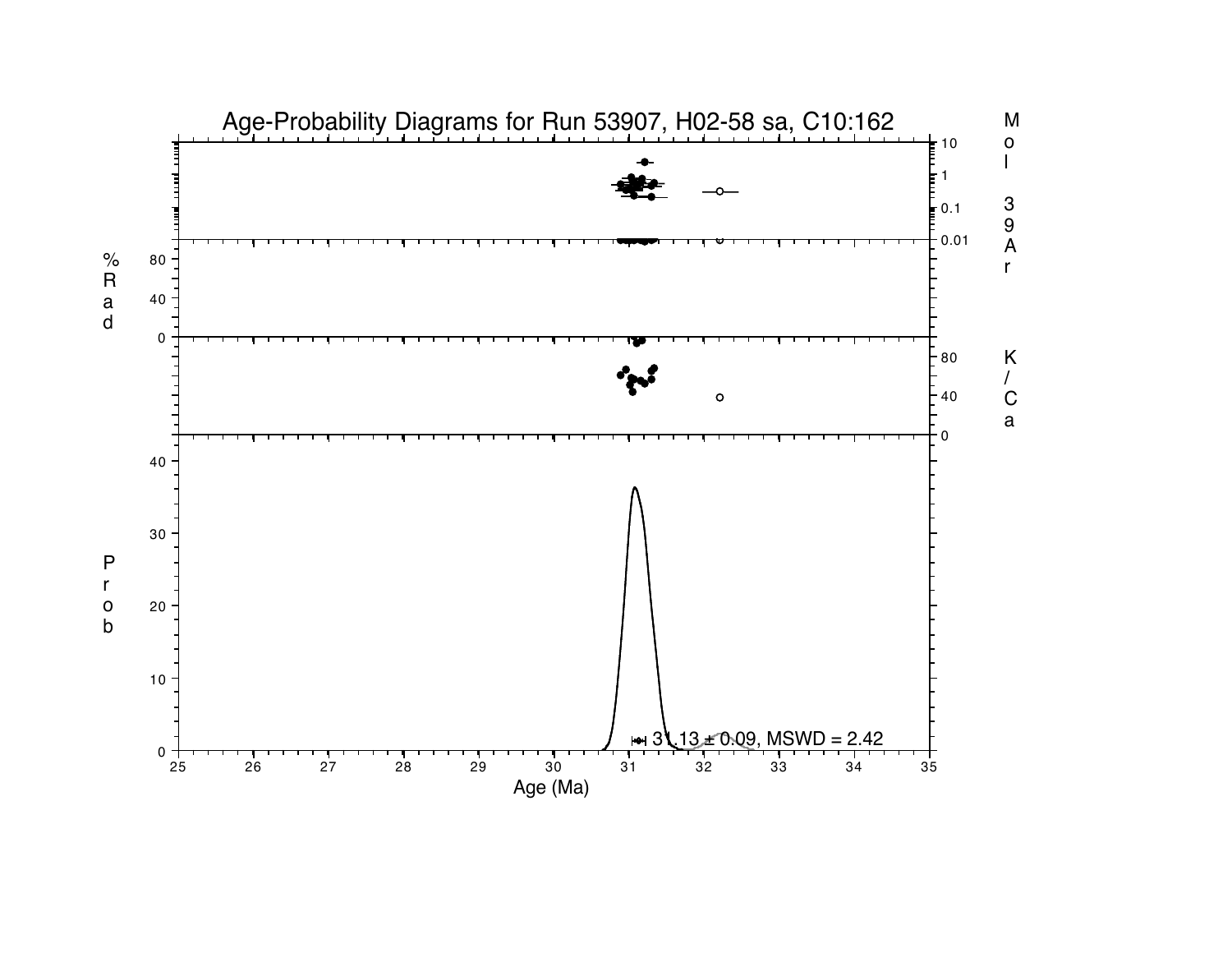# Age-Probability Diagrams for Run 53907, H02-58 sa, C10:162

Mol 39Ar

% Rad

K/Ca

Prob

31.13 ± 0.09, MSWD = 2.42

Age (Ma)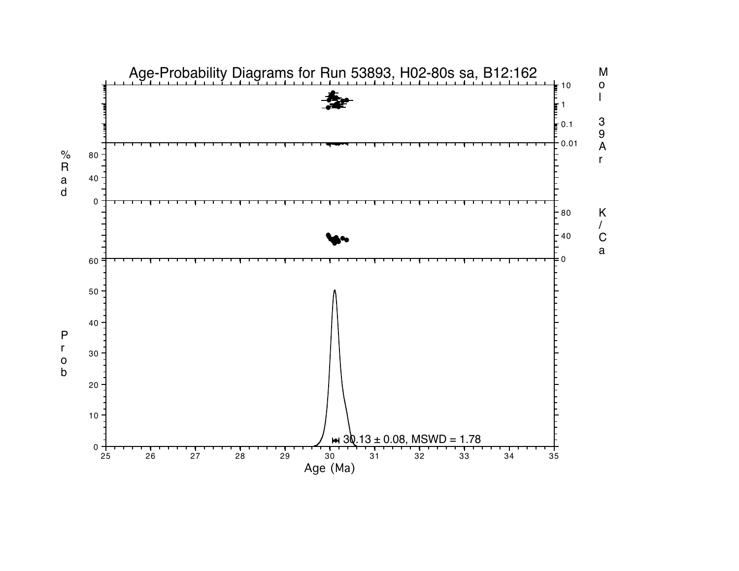Age-Probability Diagrams for Run 53893, H02-80s sa, B12:162

Mol 39Ar

%Rad

K/Ca

Prob

30.13 ± 0.08, MSWD = 1.78

Age (Ma)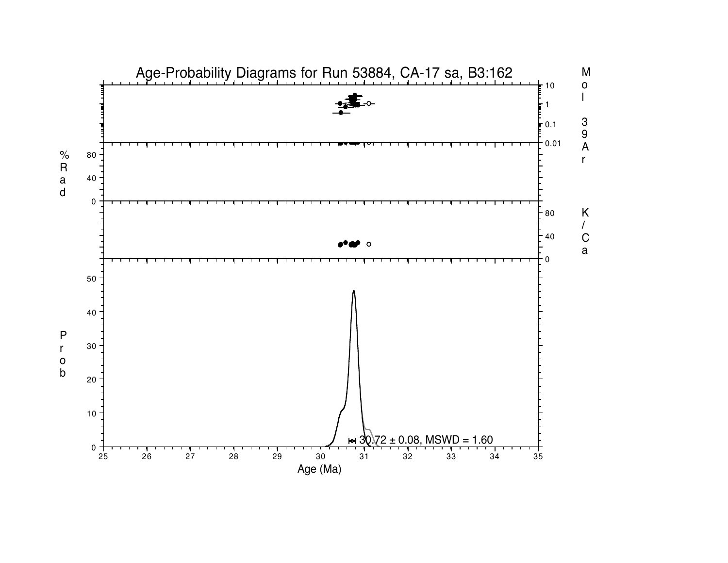# Age-Probability Diagrams for Run 53884, CA-17 sa, B3:162

30.72 ± 0.08, MSWD = 1.60

Mol 39Ar

%Rad

K/Ca

Prob

Age (Ma)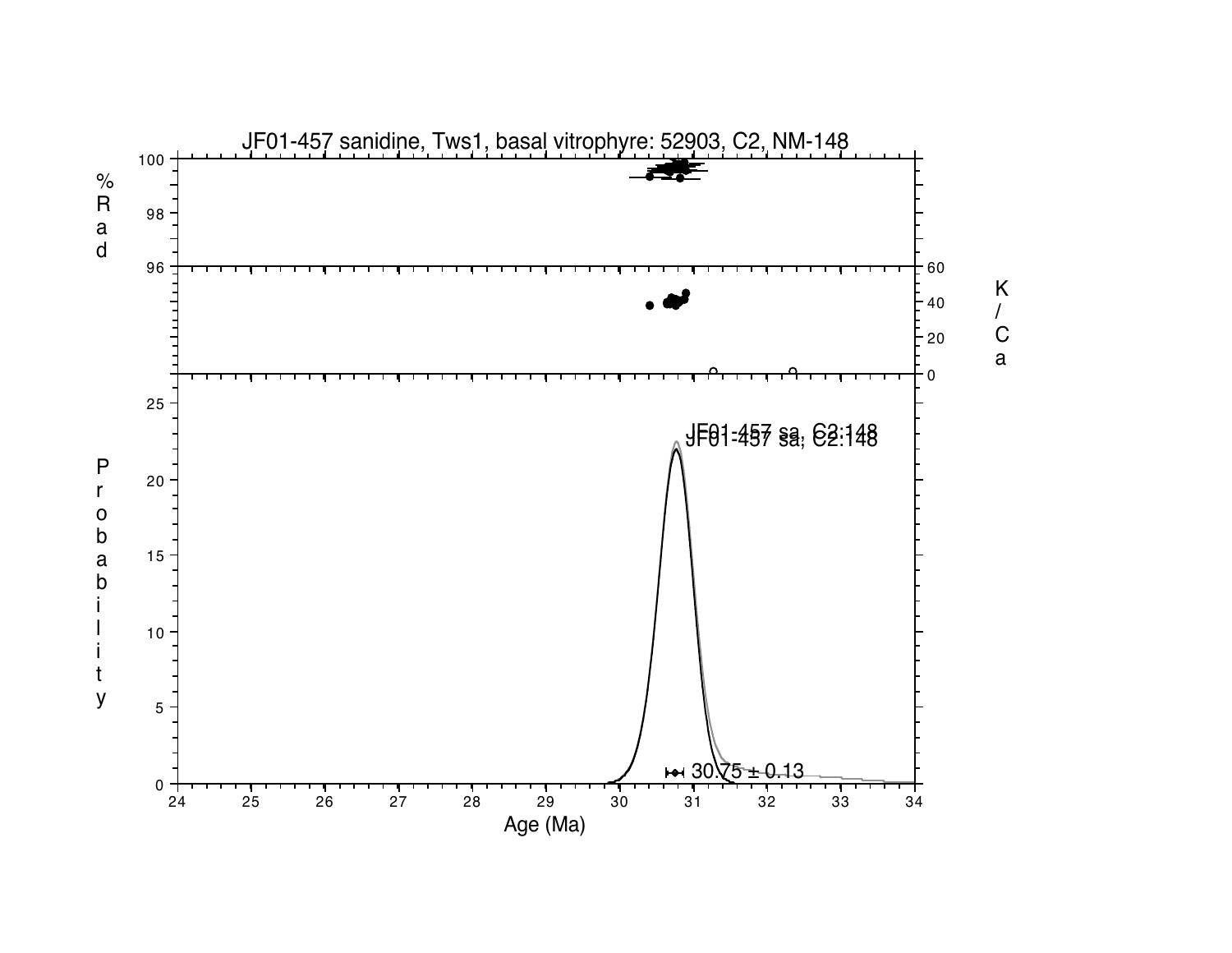JF01-457 sanidine, Tws1, basal vitrophyre: 52903, C2, NM-148

JF01-457 sa, C2:148

30.75 ± 0.13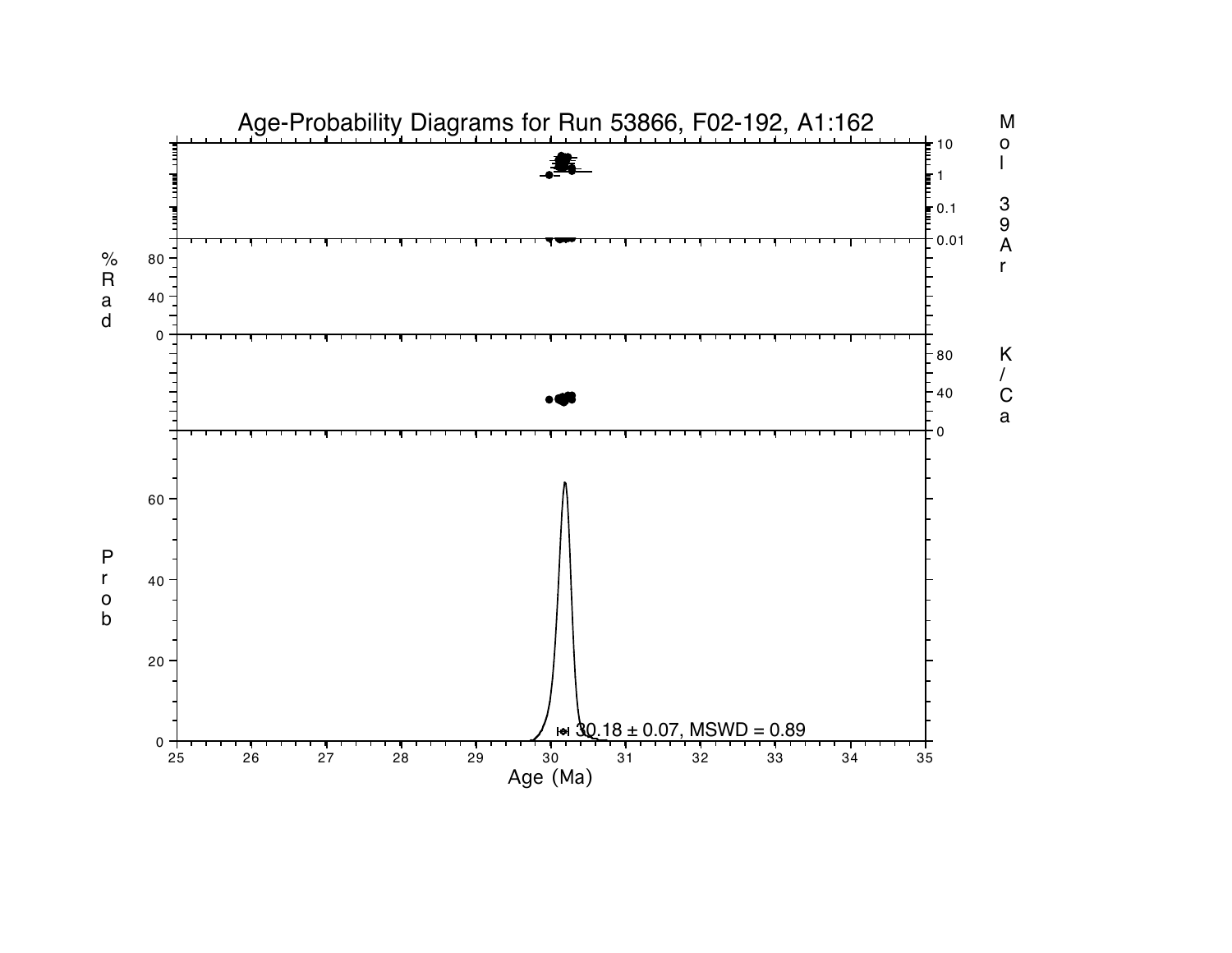# Age-Probability Diagrams for Run 53866, F02-192, A1:162

Mol 39Ar

10

1

0.1

0.01

% Rad

80

40

0

K/Ca

80

40

0

Prob

60

40

20

0

30.18 ± 0.07, MSWD = 0.89

25 26 27 28 29 30 31 32 33 34 35

Age (Ma)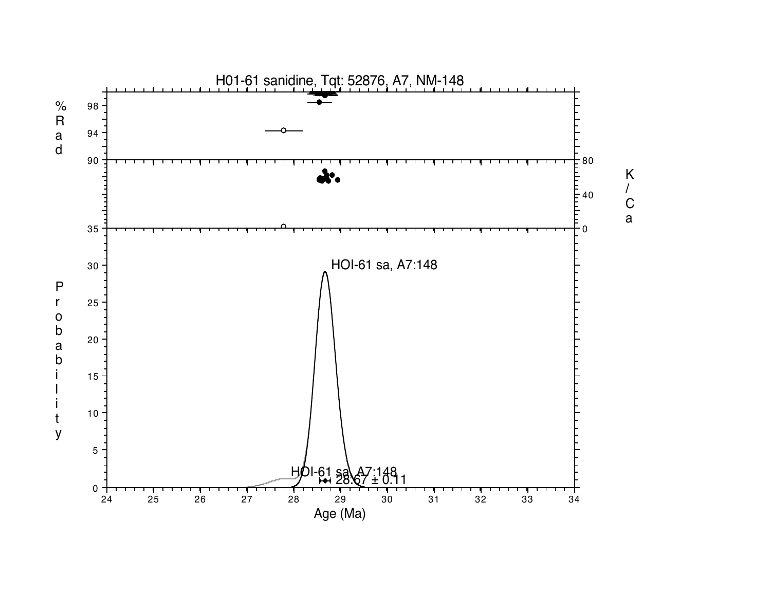H01-61 sanidine, Tqt: 52876, A7, NM-148

% Rad

K/Ca

Probability

HOI-61 sa, A7:148

HOI-61 sa, A7:148
28.67 ± 0.11

Age (Ma)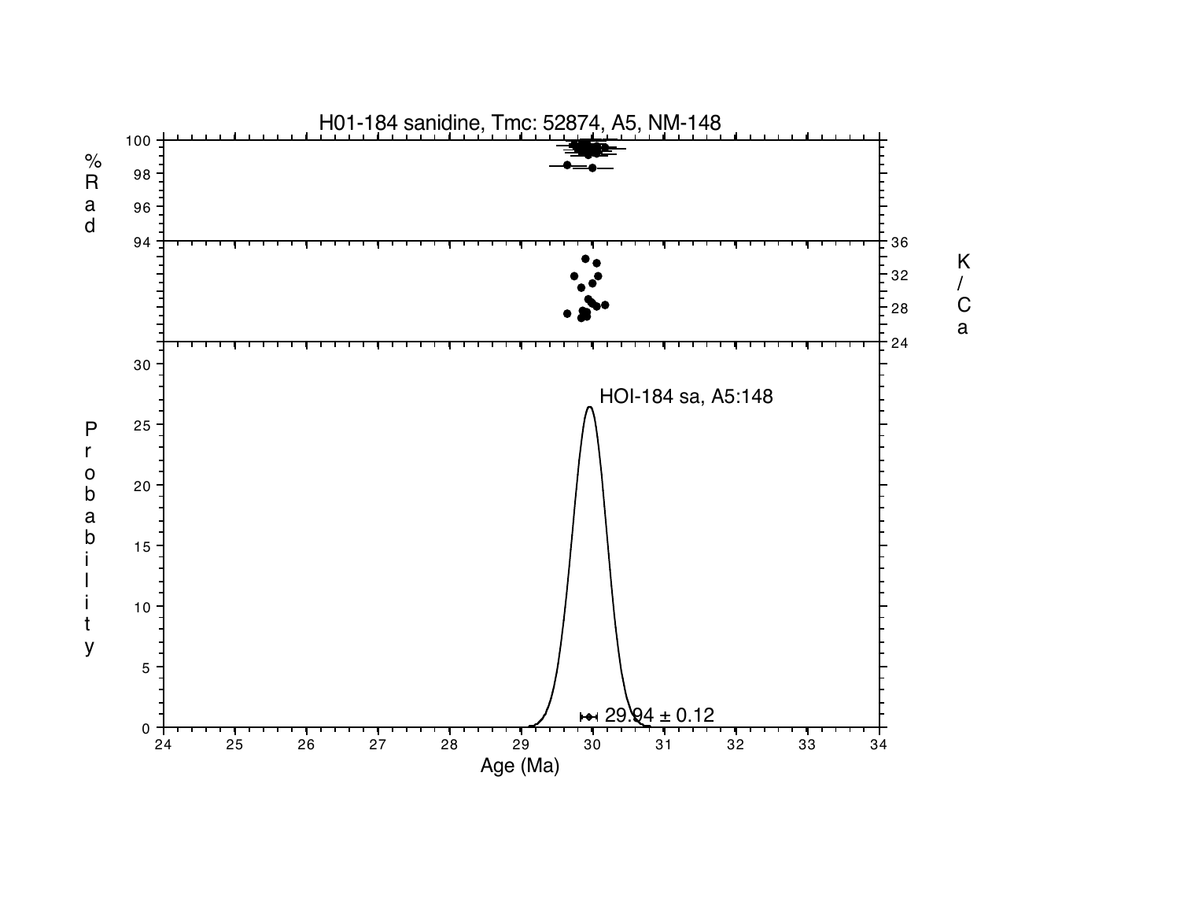H01-184 sanidine, Tmc: 52874, A5, NM-148

% Rad

100
98
96
94

K / Ca

36
32
28
24

Probability

30
25
20
15
10
5
0

HOI-184 sa, A5:148

29.94 ± 0.12

24 25 26 27 28 29 30 31 32 33 34

Age (Ma)